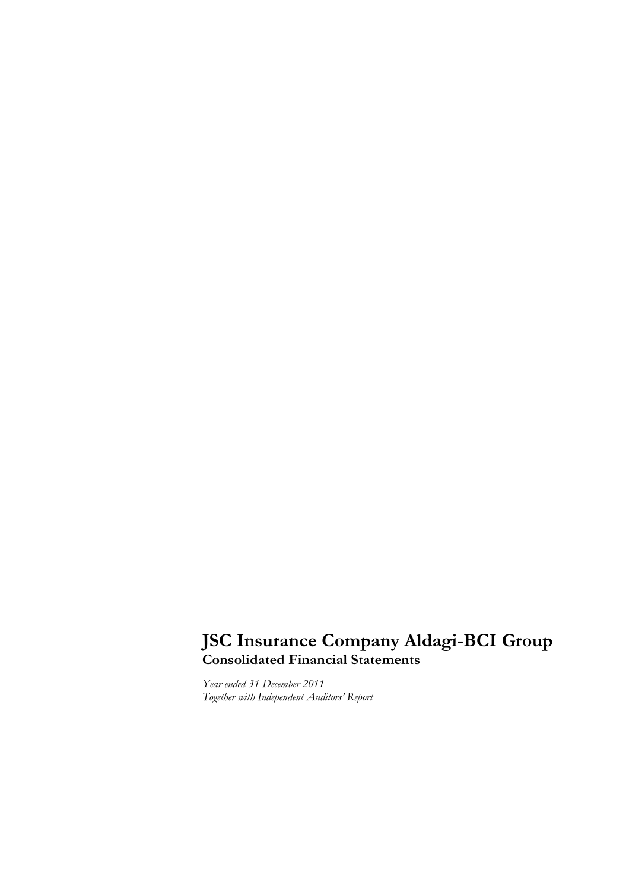# JSC Insurance Company Aldagi-BCI Group

**Consolidated Financial Statements**

*Year ended 31 December 2011*
*Together with Independent Auditors' Report*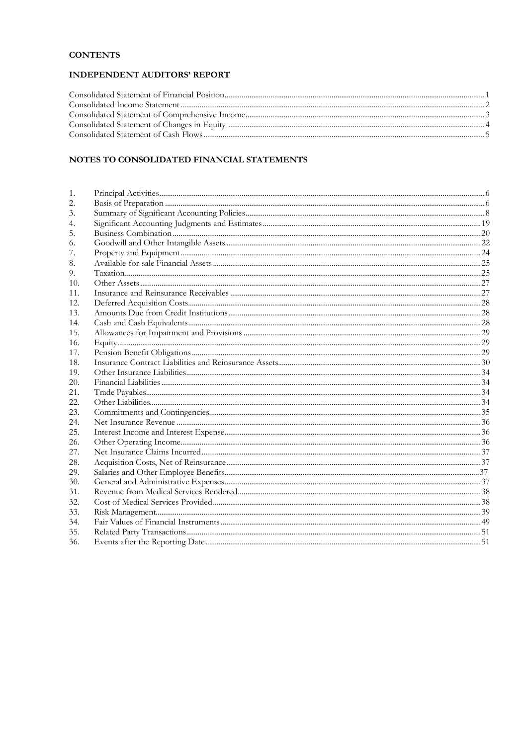## CONTENTS

## INDEPENDENT AUDITORS' REPORT

| | |
|---|---|
| Consolidated Statement of Financial Position | 1 |
| Consolidated Income Statement | 2 |
| Consolidated Statement of Comprehensive Income | 3 |
| Consolidated Statement of Changes in Equity | 4 |
| Consolidated Statement of Cash Flows | 5 |

## NOTES TO CONSOLIDATED FINANCIAL STATEMENTS

| | | |
|---|---|---|
| 1. | Principal Activities | 6 |
| 2. | Basis of Preparation | 6 |
| 3. | Summary of Significant Accounting Policies | 8 |
| 4. | Significant Accounting Judgments and Estimates | 19 |
| 5. | Business Combination | 20 |
| 6. | Goodwill and Other Intangible Assets | 22 |
| 7. | Property and Equipment | 24 |
| 8. | Available-for-sale Financial Assets | 25 |
| 9. | Taxation | 25 |
| 10. | Other Assets | 27 |
| 11. | Insurance and Reinsurance Receivables | 27 |
| 12. | Deferred Acquisition Costs | 28 |
| 13. | Amounts Due from Credit Institutions | 28 |
| 14. | Cash and Cash Equivalents | 28 |
| 15. | Allowances for Impairment and Provisions | 29 |
| 16. | Equity | 29 |
| 17. | Pension Benefit Obligations | 29 |
| 18. | Insurance Contract Liabilities and Reinsurance Assets | 30 |
| 19. | Other Insurance Liabilities | 34 |
| 20. | Financial Liabilities | 34 |
| 21. | Trade Payables | 34 |
| 22. | Other Liabilities | 34 |
| 23. | Commitments and Contingencies | 35 |
| 24. | Net Insurance Revenue | 36 |
| 25. | Interest Income and Interest Expense | 36 |
| 26. | Other Operating Income | 36 |
| 27. | Net Insurance Claims Incurred | 37 |
| 28. | Acquisition Costs, Net of Reinsurance | 37 |
| 29. | Salaries and Other Employee Benefits | 37 |
| 30. | General and Administrative Expenses | 37 |
| 31. | Revenue from Medical Services Rendered | 38 |
| 32. | Cost of Medical Services Provided | 38 |
| 33. | Risk Management | 39 |
| 34. | Fair Values of Financial Instruments | 49 |
| 35. | Related Party Transactions | 51 |
| 36. | Events after the Reporting Date | 51 |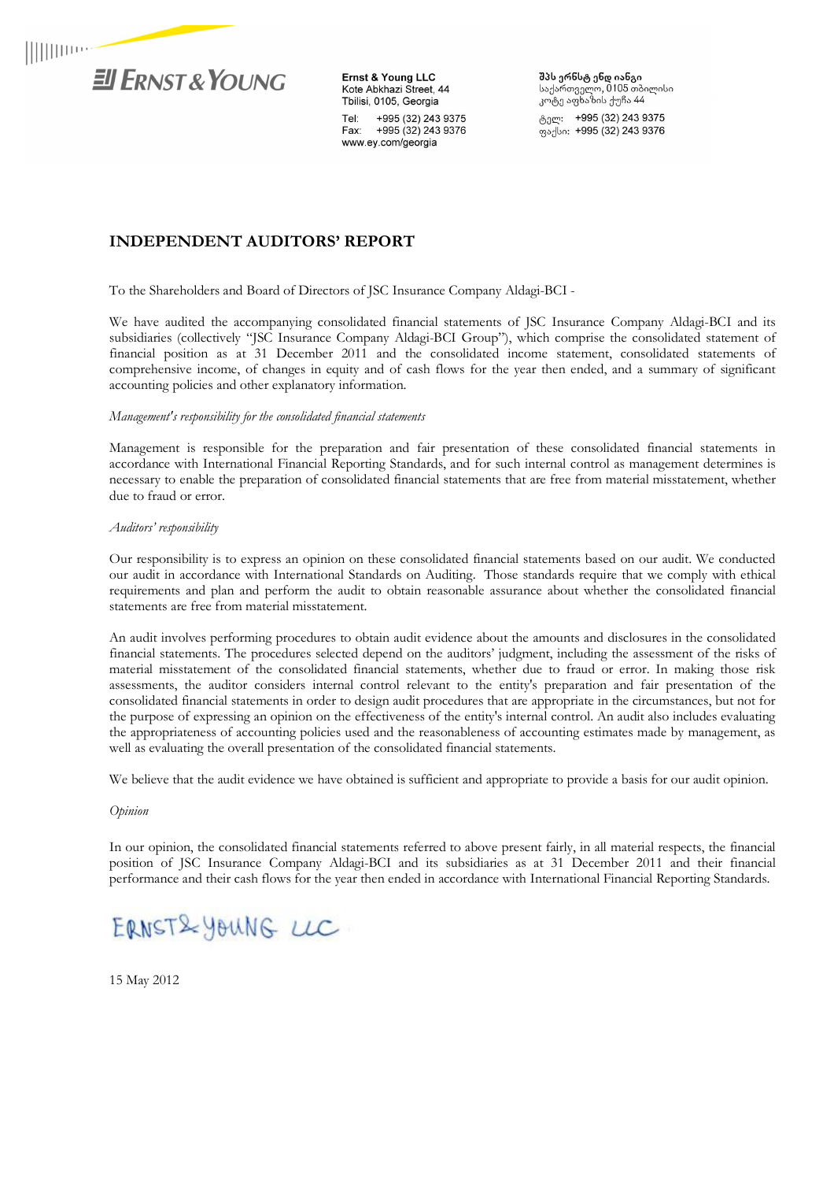**Ernst & Young LLC**
Kote Abkhazi Street, 44
Tbilisi, 0105, Georgia

Tel: +995 (32) 243 9375
Fax: +995 (32) 243 9376
www.ey.com/georgia

**შპს ერნსტ ენდ იანგი**
საქართველო, 0105 თბილისი
კოტე აფხაზის ქუჩა 44

ტელ: +995 (32) 243 9375
ფაქსი: +995 (32) 243 9376

## INDEPENDENT AUDITORS' REPORT

To the Shareholders and Board of Directors of JSC Insurance Company Aldagi-BCI -

We have audited the accompanying consolidated financial statements of JSC Insurance Company Aldagi-BCI and its subsidiaries (collectively "JSC Insurance Company Aldagi-BCI Group"), which comprise the consolidated statement of financial position as at 31 December 2011 and the consolidated income statement, consolidated statements of comprehensive income, of changes in equity and of cash flows for the year then ended, and a summary of significant accounting policies and other explanatory information.

*Management's responsibility for the consolidated financial statements*

Management is responsible for the preparation and fair presentation of these consolidated financial statements in accordance with International Financial Reporting Standards, and for such internal control as management determines is necessary to enable the preparation of consolidated financial statements that are free from material misstatement, whether due to fraud or error.

*Auditors' responsibility*

Our responsibility is to express an opinion on these consolidated financial statements based on our audit. We conducted our audit in accordance with International Standards on Auditing. Those standards require that we comply with ethical requirements and plan and perform the audit to obtain reasonable assurance about whether the consolidated financial statements are free from material misstatement.

An audit involves performing procedures to obtain audit evidence about the amounts and disclosures in the consolidated financial statements. The procedures selected depend on the auditors' judgment, including the assessment of the risks of material misstatement of the consolidated financial statements, whether due to fraud or error. In making those risk assessments, the auditor considers internal control relevant to the entity's preparation and fair presentation of the consolidated financial statements in order to design audit procedures that are appropriate in the circumstances, but not for the purpose of expressing an opinion on the effectiveness of the entity's internal control. An audit also includes evaluating the appropriateness of accounting policies used and the reasonableness of accounting estimates made by management, as well as evaluating the overall presentation of the consolidated financial statements.

We believe that the audit evidence we have obtained is sufficient and appropriate to provide a basis for our audit opinion.

*Opinion*

In our opinion, the consolidated financial statements referred to above present fairly, in all material respects, the financial position of JSC Insurance Company Aldagi-BCI and its subsidiaries as at 31 December 2011 and their financial performance and their cash flows for the year then ended in accordance with International Financial Reporting Standards.

ERNST & YOUNG LLC

15 May 2012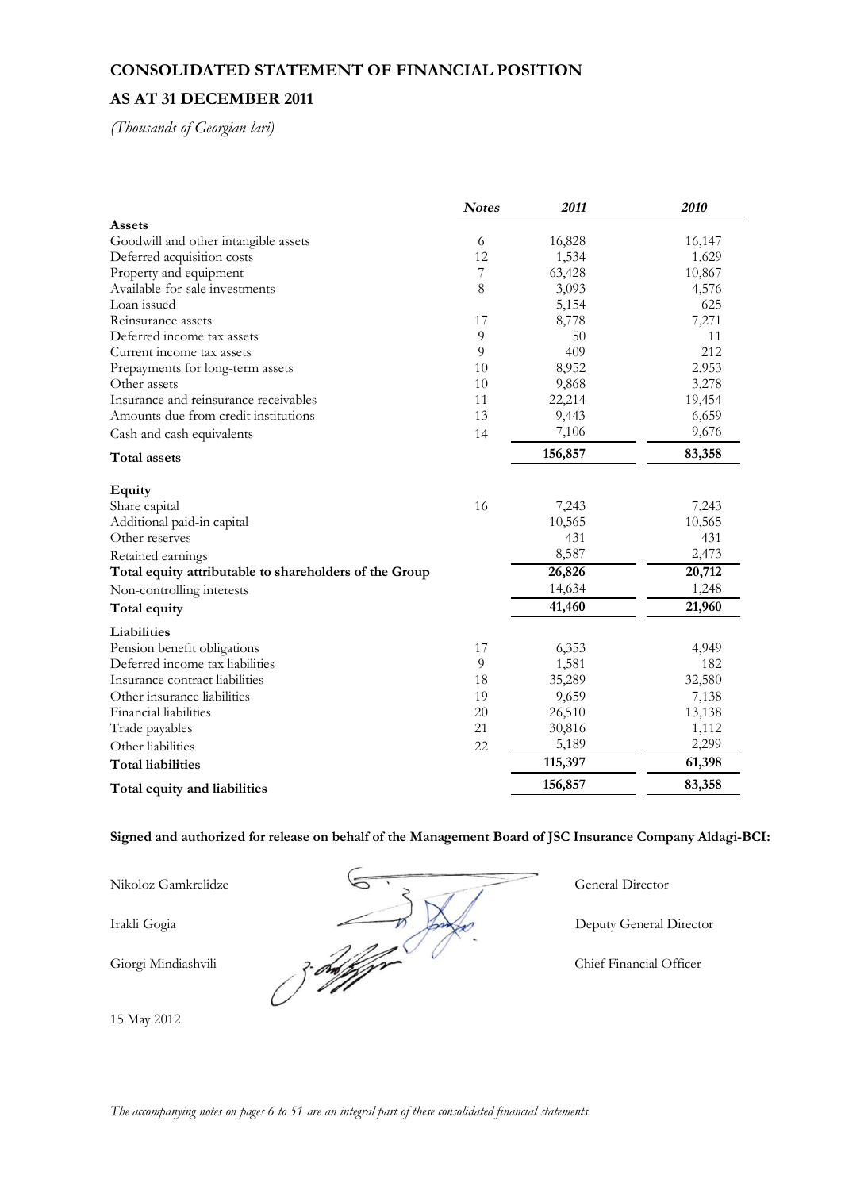**CONSOLIDATED STATEMENT OF FINANCIAL POSITION**

**AS AT 31 DECEMBER 2011**

*(Thousands of Georgian lari)*

| | *Notes* | *2011* | *2010* |
|---|---|---|---|
| **Assets** | | | |
| Goodwill and other intangible assets | 6 | 16,828 | 16,147 |
| Deferred acquisition costs | 12 | 1,534 | 1,629 |
| Property and equipment | 7 | 63,428 | 10,867 |
| Available-for-sale investments | 8 | 3,093 | 4,576 |
| Loan issued | | 5,154 | 625 |
| Reinsurance assets | 17 | 8,778 | 7,271 |
| Deferred income tax assets | 9 | 50 | 11 |
| Current income tax assets | 9 | 409 | 212 |
| Prepayments for long-term assets | 10 | 8,952 | 2,953 |
| Other assets | 10 | 9,868 | 3,278 |
| Insurance and reinsurance receivables | 11 | 22,214 | 19,454 |
| Amounts due from credit institutions | 13 | 9,443 | 6,659 |
| Cash and cash equivalents | 14 | 7,106 | 9,676 |
| **Total assets** | | **156,857** | **83,358** |
| **Equity** | | | |
| Share capital | 16 | 7,243 | 7,243 |
| Additional paid-in capital | | 10,565 | 10,565 |
| Other reserves | | 431 | 431 |
| Retained earnings | | 8,587 | 2,473 |
| **Total equity attributable to shareholders of the Group** | | **26,826** | **20,712** |
| Non-controlling interests | | 14,634 | 1,248 |
| **Total equity** | | **41,460** | **21,960** |
| **Liabilities** | | | |
| Pension benefit obligations | 17 | 6,353 | 4,949 |
| Deferred income tax liabilities | 9 | 1,581 | 182 |
| Insurance contract liabilities | 18 | 35,289 | 32,580 |
| Other insurance liabilities | 19 | 9,659 | 7,138 |
| Financial liabilities | 20 | 26,510 | 13,138 |
| Trade payables | 21 | 30,816 | 1,112 |
| Other liabilities | 22 | 5,189 | 2,299 |
| **Total liabilities** | | **115,397** | **61,398** |
| **Total equity and liabilities** | | **156,857** | **83,358** |

**Signed and authorized for release on behalf of the Management Board of JSC Insurance Company Aldagi-BCI:**

Nikoloz Gamkrelidze — General Director

Irakli Gogia — Deputy General Director

Giorgi Mindiashvili — Chief Financial Officer

15 May 2012

*The accompanying notes on pages 6 to 51 are an integral part of these consolidated financial statements.*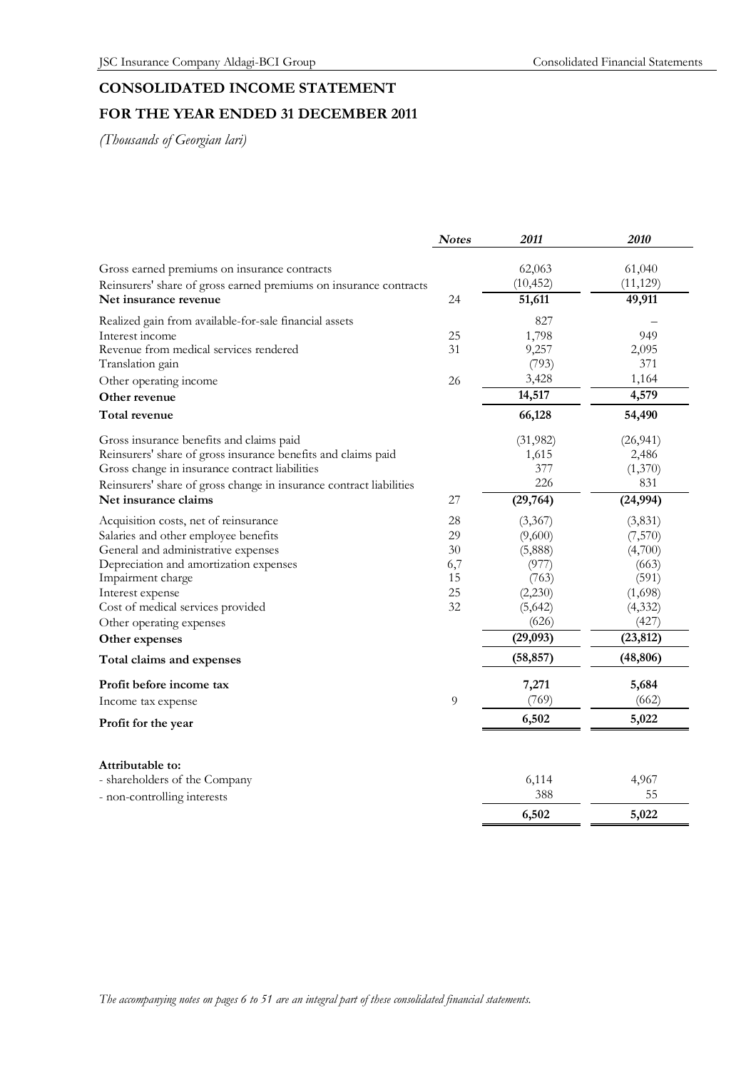# CONSOLIDATED INCOME STATEMENT

## FOR THE YEAR ENDED 31 DECEMBER 2011

*(Thousands of Georgian lari)*

| | *Notes* | *2011* | *2010* |
|---|---|---|---|
| Gross earned premiums on insurance contracts | | 62,063 | 61,040 |
| Reinsurers' share of gross earned premiums on insurance contracts | | (10,452) | (11,129) |
| **Net insurance revenue** | 24 | **51,611** | **49,911** |
| Realized gain from available-for-sale financial assets | | 827 | – |
| Interest income | 25 | 1,798 | 949 |
| Revenue from medical services rendered | 31 | 9,257 | 2,095 |
| Translation gain | | (793) | 371 |
| Other operating income | 26 | 3,428 | 1,164 |
| **Other revenue** | | **14,517** | **4,579** |
| **Total revenue** | | **66,128** | **54,490** |
| Gross insurance benefits and claims paid | | (31,982) | (26,941) |
| Reinsurers' share of gross insurance benefits and claims paid | | 1,615 | 2,486 |
| Gross change in insurance contract liabilities | | 377 | (1,370) |
| Reinsurers' share of gross change in insurance contract liabilities | | 226 | 831 |
| **Net insurance claims** | 27 | **(29,764)** | **(24,994)** |
| Acquisition costs, net of reinsurance | 28 | (3,367) | (3,831) |
| Salaries and other employee benefits | 29 | (9,600) | (7,570) |
| General and administrative expenses | 30 | (5,888) | (4,700) |
| Depreciation and amortization expenses | 6,7 | (977) | (663) |
| Impairment charge | 15 | (763) | (591) |
| Interest expense | 25 | (2,230) | (1,698) |
| Cost of medical services provided | 32 | (5,642) | (4,332) |
| Other operating expenses | | (626) | (427) |
| **Other expenses** | | **(29,093)** | **(23,812)** |
| **Total claims and expenses** | | **(58,857)** | **(48,806)** |
| **Profit before income tax** | | **7,271** | **5,684** |
| Income tax expense | 9 | (769) | (662) |
| **Profit for the year** | | **6,502** | **5,022** |
| | | | |
| **Attributable to:** | | | |
| - shareholders of the Company | | 6,114 | 4,967 |
| - non-controlling interests | | 388 | 55 |
| | | **6,502** | **5,022** |

*The accompanying notes on pages 6 to 51 are an integral part of these consolidated financial statements.*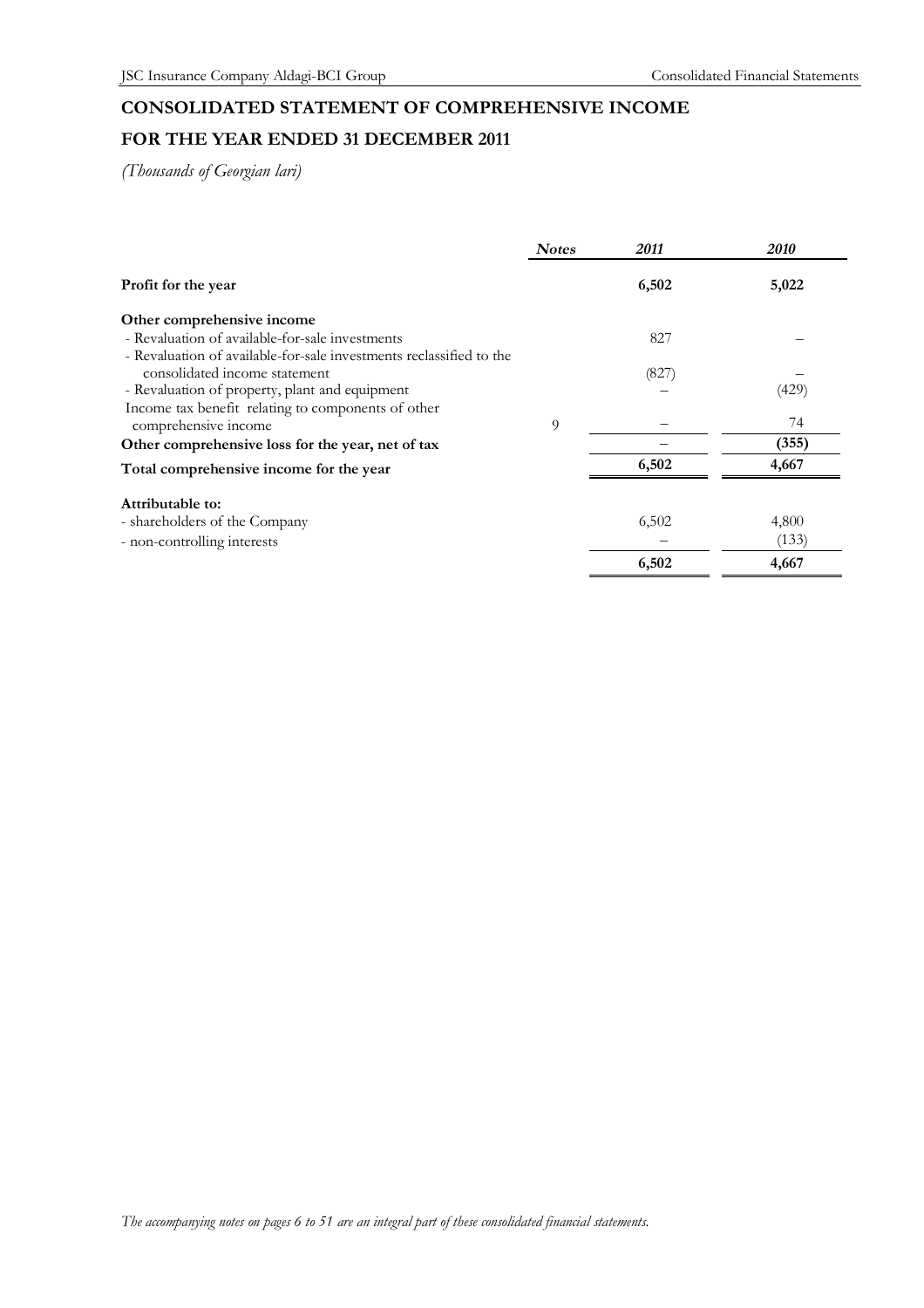# CONSOLIDATED STATEMENT OF COMPREHENSIVE INCOME

# FOR THE YEAR ENDED 31 DECEMBER 2011

*(Thousands of Georgian lari)*

| | *Notes* | *2011* | *2010* |
|---|---|---|---|
| **Profit for the year** | | **6,502** | **5,022** |
| **Other comprehensive income** | | | |
| - Revaluation of available-for-sale investments | | 827 | – |
| - Revaluation of available-for-sale investments reclassified to the consolidated income statement | | (827) | – |
| - Revaluation of property, plant and equipment | | – | (429) |
| Income tax benefit relating to components of other comprehensive income | 9 | – | 74 |
| **Other comprehensive loss for the year, net of tax** | | – | **(355)** |
| **Total comprehensive income for the year** | | **6,502** | **4,667** |
| **Attributable to:** | | | |
| - shareholders of the Company | | 6,502 | 4,800 |
| - non-controlling interests | | – | (133) |
| | | **6,502** | **4,667** |

*The accompanying notes on pages 6 to 51 are an integral part of these consolidated financial statements.*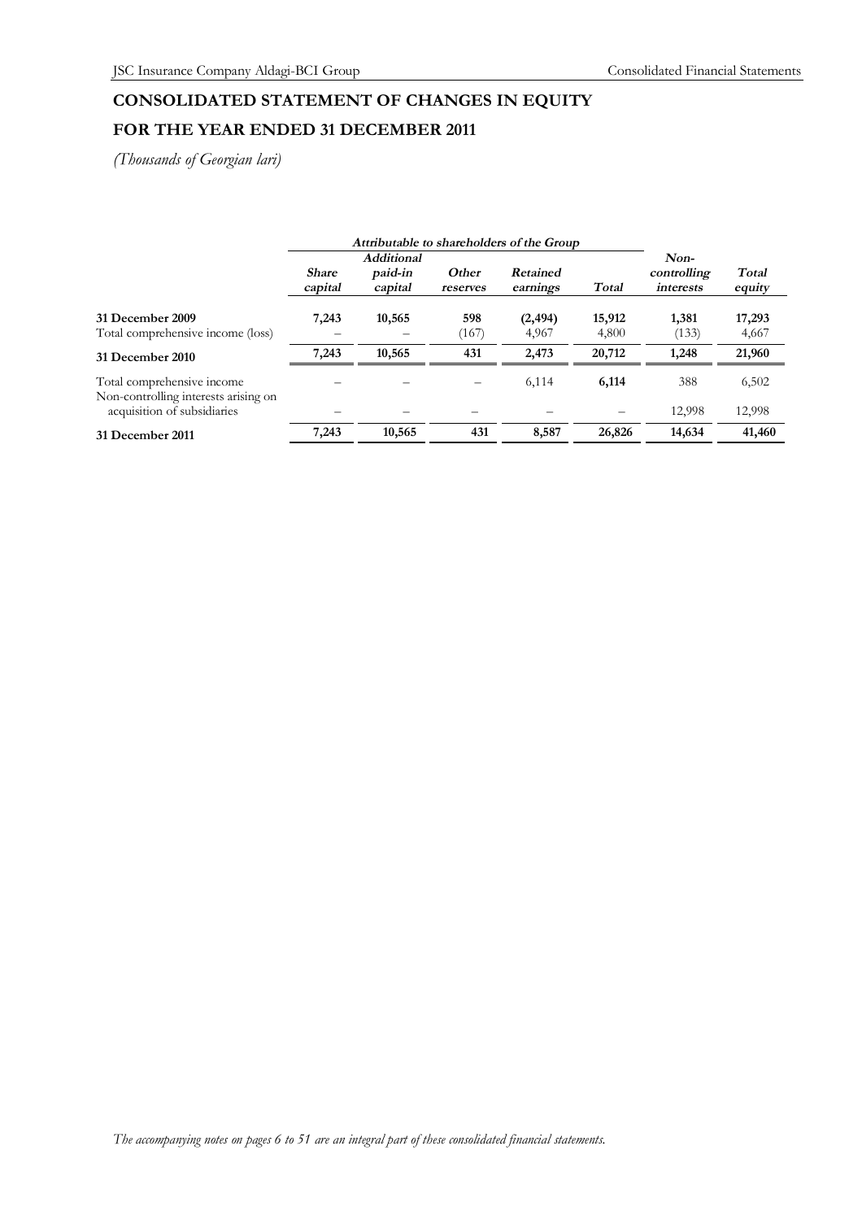## CONSOLIDATED STATEMENT OF CHANGES IN EQUITY

## FOR THE YEAR ENDED 31 DECEMBER 2011

*(Thousands of Georgian lari)*

| | *Attributable to shareholders of the Group* | | | | | | |
|---|---|---|---|---|---|---|---|
| | ***Share capital*** | ***Additional paid-in capital*** | ***Other reserves*** | ***Retained earnings*** | ***Total*** | ***Non-controlling interests*** | ***Total equity*** |
| **31 December 2009** | **7,243** | **10,565** | **598** | **(2,494)** | **15,912** | **1,381** | **17,293** |
| Total comprehensive income (loss) | – | – | (167) | 4,967 | 4,800 | (133) | 4,667 |
| **31 December 2010** | **7,243** | **10,565** | **431** | **2,473** | **20,712** | **1,248** | **21,960** |
| Total comprehensive income | – | – | – | 6,114 | **6,114** | 388 | 6,502 |
| Non-controlling interests arising on acquisition of subsidiaries | – | – | – | – | – | 12,998 | 12,998 |
| **31 December 2011** | **7,243** | **10,565** | **431** | **8,587** | **26,826** | **14,634** | **41,460** |

*The accompanying notes on pages 6 to 51 are an integral part of these consolidated financial statements.*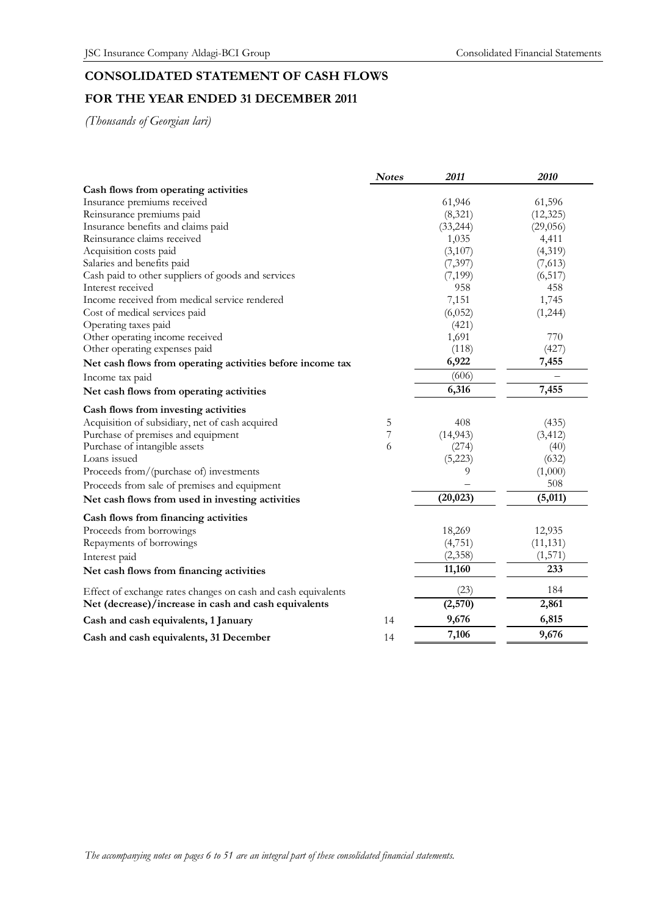## CONSOLIDATED STATEMENT OF CASH FLOWS

## FOR THE YEAR ENDED 31 DECEMBER 2011

*(Thousands of Georgian lari)*

| | *Notes* | *2011* | *2010* |
|---|---|---|---|
| **Cash flows from operating activities** | | | |
| Insurance premiums received | | 61,946 | 61,596 |
| Reinsurance premiums paid | | (8,321) | (12,325) |
| Insurance benefits and claims paid | | (33,244) | (29,056) |
| Reinsurance claims received | | 1,035 | 4,411 |
| Acquisition costs paid | | (3,107) | (4,319) |
| Salaries and benefits paid | | (7,397) | (7,613) |
| Cash paid to other suppliers of goods and services | | (7,199) | (6,517) |
| Interest received | | 958 | 458 |
| Income received from medical service rendered | | 7,151 | 1,745 |
| Cost of medical services paid | | (6,052) | (1,244) |
| Operating taxes paid | | (421) | |
| Other operating income received | | 1,691 | 770 |
| Other operating expenses paid | | (118) | (427) |
| **Net cash flows from operating activities before income tax** | | **6,922** | **7,455** |
| Income tax paid | | (606) | – |
| **Net cash flows from operating activities** | | **6,316** | **7,455** |
| **Cash flows from investing activities** | | | |
| Acquisition of subsidiary, net of cash acquired | 5 | 408 | (435) |
| Purchase of premises and equipment | 7 | (14,943) | (3,412) |
| Purchase of intangible assets | 6 | (274) | (40) |
| Loans issued | | (5,223) | (632) |
| Proceeds from/(purchase of) investments | | 9 | (1,000) |
| Proceeds from sale of premises and equipment | | – | 508 |
| **Net cash flows from used in investing activities** | | **(20,023)** | **(5,011)** |
| **Cash flows from financing activities** | | | |
| Proceeds from borrowings | | 18,269 | 12,935 |
| Repayments of borrowings | | (4,751) | (11,131) |
| Interest paid | | (2,358) | (1,571) |
| **Net cash flows from financing activities** | | **11,160** | **233** |
| Effect of exchange rates changes on cash and cash equivalents | | (23) | 184 |
| **Net (decrease)/increase in cash and cash equivalents** | | **(2,570)** | **2,861** |
| **Cash and cash equivalents, 1 January** | 14 | **9,676** | **6,815** |
| **Cash and cash equivalents, 31 December** | 14 | **7,106** | **9,676** |

*The accompanying notes on pages 6 to 51 are an integral part of these consolidated financial statements.*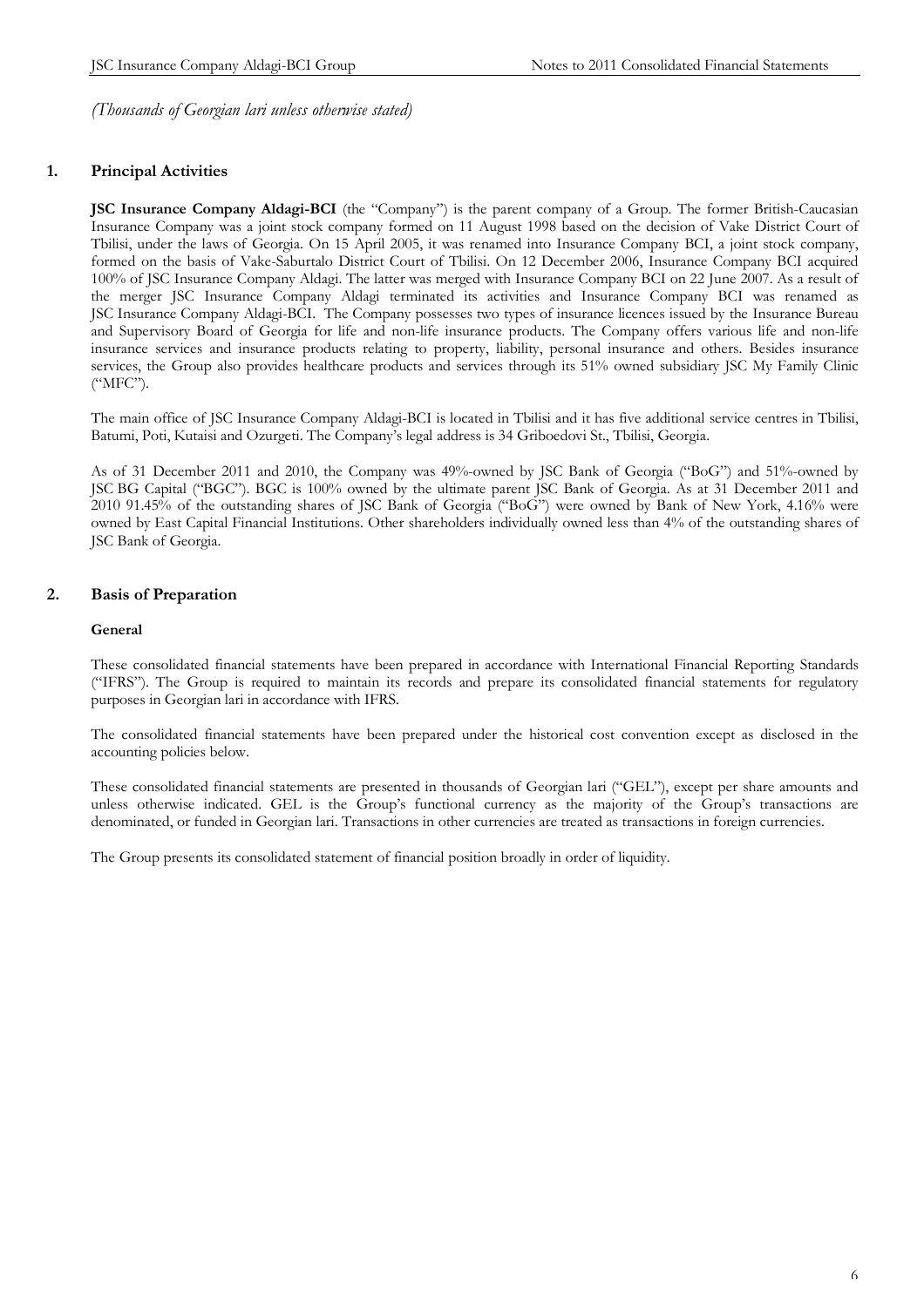*(Thousands of Georgian lari unless otherwise stated)*

## 1. Principal Activities

**JSC Insurance Company Aldagi-BCI** (the "Company") is the parent company of a Group. The former British-Caucasian Insurance Company was a joint stock company formed on 11 August 1998 based on the decision of Vake District Court of Tbilisi, under the laws of Georgia. On 15 April 2005, it was renamed into Insurance Company BCI, a joint stock company, formed on the basis of Vake-Saburtalo District Court of Tbilisi. On 12 December 2006, Insurance Company BCI acquired 100% of JSC Insurance Company Aldagi. The latter was merged with Insurance Company BCI on 22 June 2007. As a result of the merger JSC Insurance Company Aldagi terminated its activities and Insurance Company BCI was renamed as JSC Insurance Company Aldagi-BCI. The Company possesses two types of insurance licences issued by the Insurance Bureau and Supervisory Board of Georgia for life and non-life insurance products. The Company offers various life and non-life insurance services and insurance products relating to property, liability, personal insurance and others. Besides insurance services, the Group also provides healthcare products and services through its 51% owned subsidiary JSC My Family Clinic ("MFC").

The main office of JSC Insurance Company Aldagi-BCI is located in Tbilisi and it has five additional service centres in Tbilisi, Batumi, Poti, Kutaisi and Ozurgeti. The Company's legal address is 34 Griboedovi St., Tbilisi, Georgia.

As of 31 December 2011 and 2010, the Company was 49%-owned by JSC Bank of Georgia ("BoG") and 51%-owned by JSC BG Capital ("BGC"). BGC is 100% owned by the ultimate parent JSC Bank of Georgia. As at 31 December 2011 and 2010 91.45% of the outstanding shares of JSC Bank of Georgia ("BoG") were owned by Bank of New York, 4.16% were owned by East Capital Financial Institutions. Other shareholders individually owned less than 4% of the outstanding shares of JSC Bank of Georgia.

## 2. Basis of Preparation

### General

These consolidated financial statements have been prepared in accordance with International Financial Reporting Standards ("IFRS"). The Group is required to maintain its records and prepare its consolidated financial statements for regulatory purposes in Georgian lari in accordance with IFRS.

The consolidated financial statements have been prepared under the historical cost convention except as disclosed in the accounting policies below.

These consolidated financial statements are presented in thousands of Georgian lari ("GEL"), except per share amounts and unless otherwise indicated. GEL is the Group's functional currency as the majority of the Group's transactions are denominated, or funded in Georgian lari. Transactions in other currencies are treated as transactions in foreign currencies.

The Group presents its consolidated statement of financial position broadly in order of liquidity.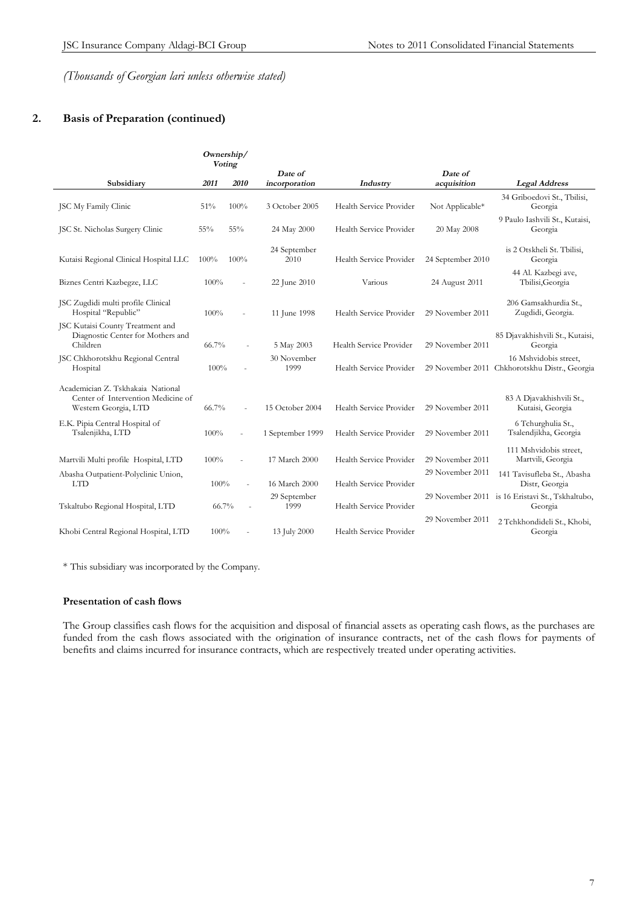*(Thousands of Georgian lari unless otherwise stated)*

## 2. Basis of Preparation (continued)

| Subsidiary | Ownership/ Voting 2011 | 2010 | Date of incorporation | Industry | Date of acquisition | Legal Address |
|---|---|---|---|---|---|---|
| JSC My Family Clinic | 51% | 100% | 3 October 2005 | Health Service Provider | Not Applicable* | 34 Griboedovi St., Tbilisi, Georgia |
| JSC St. Nicholas Surgery Clinic | 55% | 55% | 24 May 2000 | Health Service Provider | 20 May 2008 | 9 Paulo Iashvili St., Kutaisi, Georgia |
| Kutaisi Regional Clinical Hospital LLC | 100% | 100% | 24 September 2010 | Health Service Provider | 24 September 2010 | is 2 Otskheli St. Tbilisi, Georgia |
| Biznes Centri Kazbegze, LLC | 100% | - | 22 June 2010 | Various | 24 August 2011 | 44 Al. Kazbegi ave, Tbilisi,Georgia |
| JSC Zugdidi multi profile Clinical Hospital "Republic" | 100% | - | 11 June 1998 | Health Service Provider | 29 November 2011 | 206 Gamsakhurdia St., Zugdidi, Georgia. |
| JSC Kutaisi County Treatment and Diagnostic Center for Mothers and Children | 66.7% | - | 5 May 2003 | Health Service Provider | 29 November 2011 | 85 Djavakhishvili St., Kutaisi, Georgia |
| JSC Chkhorotskhu Regional Central Hospital | 100% | - | 30 November 1999 | Health Service Provider | 29 November 2011 | 16 Mshvidobis street, Chkhorotskhu Distr., Georgia |
| Academician Z. Tskhakaia National Center of Intervention Medicine of Western Georgia, LTD | 66.7% | - | 15 October 2004 | Health Service Provider | 29 November 2011 | 83 A Djavakhishvili St., Kutaisi, Georgia |
| E.K. Pipia Central Hospital of Tsalenjikha, LTD | 100% | - | 1 September 1999 | Health Service Provider | 29 November 2011 | 6 Tchurghulia St., Tsalendjikha, Georgia |
| Martvili Multi profile Hospital, LTD | 100% | - | 17 March 2000 | Health Service Provider | 29 November 2011 | 111 Mshvidobis street, Martvili, Georgia |
| Abasha Outpatient-Polyclinic Union, LTD | 100% | - | 16 March 2000 | Health Service Provider | 29 November 2011 | 141 Tavisufleba St., Abasha Distr, Georgia |
| Tskaltubo Regional Hospital, LTD | 66.7% | - | 29 September 1999 | Health Service Provider | 29 November 2011 | is 16 Eristavi St., Tskhaltubo, Georgia |
| Khobi Central Regional Hospital, LTD | 100% | - | 13 July 2000 | Health Service Provider | 29 November 2011 | 2 Tchkhondideli St., Khobi, Georgia |

\* This subsidiary was incorporated by the Company.

**Presentation of cash flows**

The Group classifies cash flows for the acquisition and disposal of financial assets as operating cash flows, as the purchases are funded from the cash flows associated with the origination of insurance contracts, net of the cash flows for payments of benefits and claims incurred for insurance contracts, which are respectively treated under operating activities.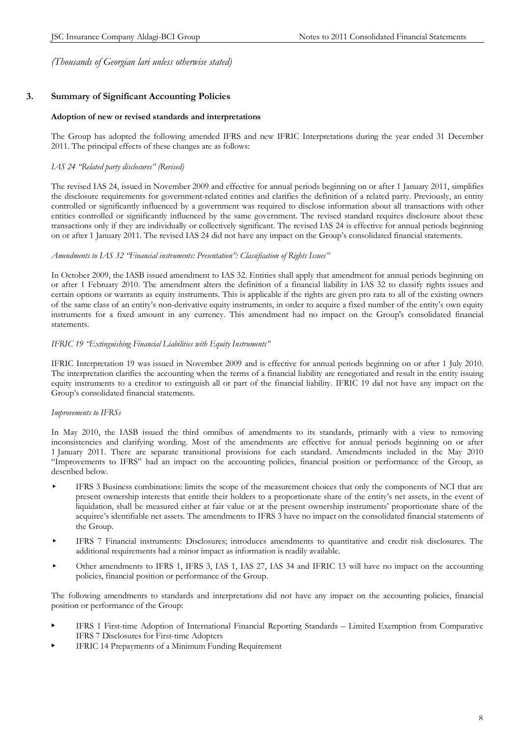*(Thousands of Georgian lari unless otherwise stated)*

## 3. Summary of Significant Accounting Policies

**Adoption of new or revised standards and interpretations**

The Group has adopted the following amended IFRS and new IFRIC Interpretations during the year ended 31 December 2011. The principal effects of these changes are as follows:

*IAS 24 "Related party disclosures" (Revised)*

The revised IAS 24, issued in November 2009 and effective for annual periods beginning on or after 1 January 2011, simplifies the disclosure requirements for government-related entities and clarifies the definition of a related party. Previously, an entity controlled or significantly influenced by a government was required to disclose information about all transactions with other entities controlled or significantly influenced by the same government. The revised standard requires disclosure about these transactions only if they are individually or collectively significant. The revised IAS 24 is effective for annual periods beginning on or after 1 January 2011. The revised IAS 24 did not have any impact on the Group's consolidated financial statements.

*Amendments to IAS 32 "Financial instruments: Presentation": Classification of Rights Issues"*

In October 2009, the IASB issued amendment to IAS 32. Entities shall apply that amendment for annual periods beginning on or after 1 February 2010. The amendment alters the definition of a financial liability in IAS 32 to classify rights issues and certain options or warrants as equity instruments. This is applicable if the rights are given pro rata to all of the existing owners of the same class of an entity's non-derivative equity instruments, in order to acquire a fixed number of the entity's own equity instruments for a fixed amount in any currency. This amendment had no impact on the Group's consolidated financial statements.

*IFRIC 19 "Extinguishing Financial Liabilities with Equity Instruments"*

IFRIC Interpretation 19 was issued in November 2009 and is effective for annual periods beginning on or after 1 July 2010. The interpretation clarifies the accounting when the terms of a financial liability are renegotiated and result in the entity issuing equity instruments to a creditor to extinguish all or part of the financial liability. IFRIC 19 did not have any impact on the Group's consolidated financial statements.

*Improvements to IFRSs*

In May 2010, the IASB issued the third omnibus of amendments to its standards, primarily with a view to removing inconsistencies and clarifying wording. Most of the amendments are effective for annual periods beginning on or after 1 January 2011. There are separate transitional provisions for each standard. Amendments included in the May 2010 "Improvements to IFRS" had an impact on the accounting policies, financial position or performance of the Group, as described below.

- IFRS 3 Business combinations: limits the scope of the measurement choices that only the components of NCI that are present ownership interests that entitle their holders to a proportionate share of the entity's net assets, in the event of liquidation, shall be measured either at fair value or at the present ownership instruments' proportionate share of the acquiree's identifiable net assets. The amendments to IFRS 3 have no impact on the consolidated financial statements of the Group.
- IFRS 7 Financial instruments: Disclosures; introduces amendments to quantitative and credit risk disclosures. The additional requirements had a minor impact as information is readily available.
- Other amendments to IFRS 1, IFRS 3, IAS 1, IAS 27, IAS 34 and IFRIC 13 will have no impact on the accounting policies, financial position or performance of the Group.

The following amendments to standards and interpretations did not have any impact on the accounting policies, financial position or performance of the Group:

- IFRS 1 First-time Adoption of International Financial Reporting Standards – Limited Exemption from Comparative IFRS 7 Disclosures for First-time Adopters
- IFRIC 14 Prepayments of a Minimum Funding Requirement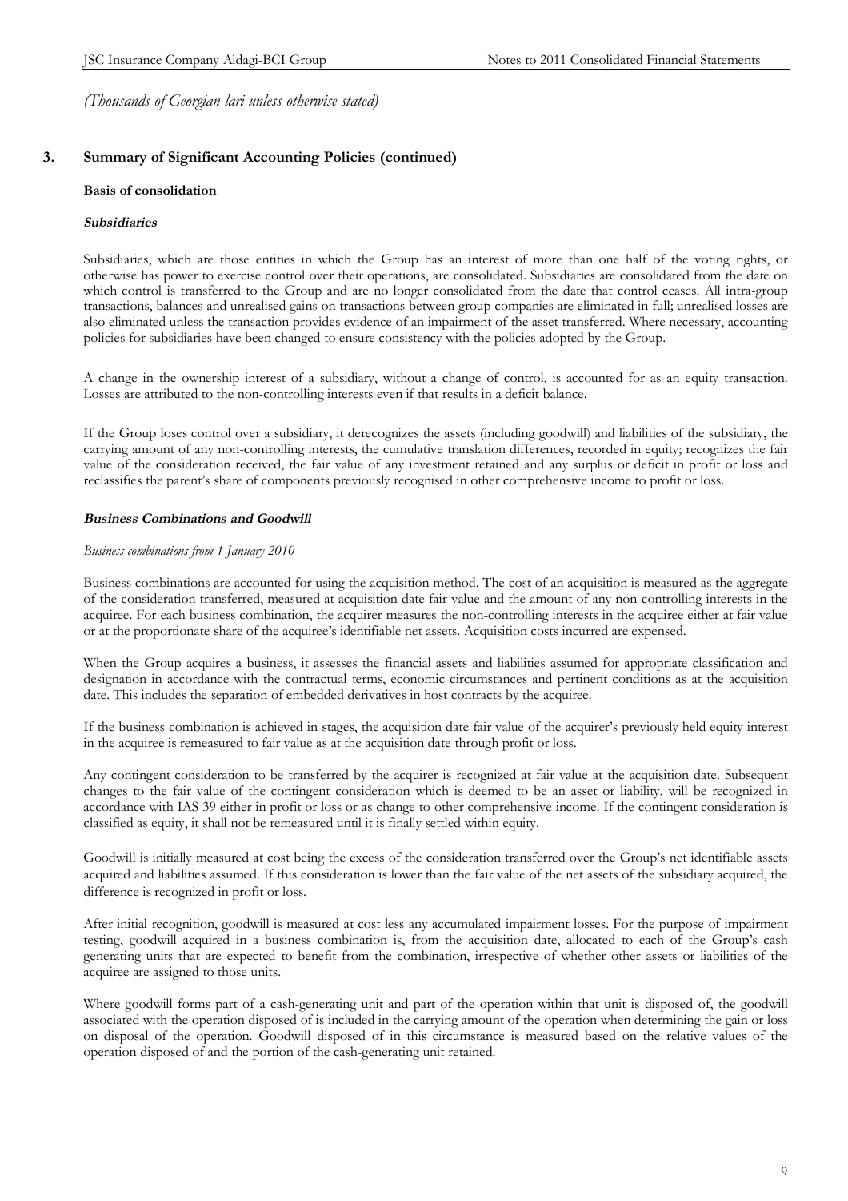*(Thousands of Georgian lari unless otherwise stated)*

## 3. Summary of Significant Accounting Policies (continued)

### Basis of consolidation

#### *Subsidiaries*

Subsidiaries, which are those entities in which the Group has an interest of more than one half of the voting rights, or otherwise has power to exercise control over their operations, are consolidated. Subsidiaries are consolidated from the date on which control is transferred to the Group and are no longer consolidated from the date that control ceases. All intra-group transactions, balances and unrealised gains on transactions between group companies are eliminated in full; unrealised losses are also eliminated unless the transaction provides evidence of an impairment of the asset transferred. Where necessary, accounting policies for subsidiaries have been changed to ensure consistency with the policies adopted by the Group.

A change in the ownership interest of a subsidiary, without a change of control, is accounted for as an equity transaction. Losses are attributed to the non-controlling interests even if that results in a deficit balance.

If the Group loses control over a subsidiary, it derecognizes the assets (including goodwill) and liabilities of the subsidiary, the carrying amount of any non-controlling interests, the cumulative translation differences, recorded in equity; recognizes the fair value of the consideration received, the fair value of any investment retained and any surplus or deficit in profit or loss and reclassifies the parent's share of components previously recognised in other comprehensive income to profit or loss.

#### *Business Combinations and Goodwill*

*Business combinations from 1 January 2010*

Business combinations are accounted for using the acquisition method. The cost of an acquisition is measured as the aggregate of the consideration transferred, measured at acquisition date fair value and the amount of any non-controlling interests in the acquiree. For each business combination, the acquirer measures the non-controlling interests in the acquiree either at fair value or at the proportionate share of the acquiree's identifiable net assets. Acquisition costs incurred are expensed.

When the Group acquires a business, it assesses the financial assets and liabilities assumed for appropriate classification and designation in accordance with the contractual terms, economic circumstances and pertinent conditions as at the acquisition date. This includes the separation of embedded derivatives in host contracts by the acquiree.

If the business combination is achieved in stages, the acquisition date fair value of the acquirer's previously held equity interest in the acquiree is remeasured to fair value as at the acquisition date through profit or loss.

Any contingent consideration to be transferred by the acquirer is recognized at fair value at the acquisition date. Subsequent changes to the fair value of the contingent consideration which is deemed to be an asset or liability, will be recognized in accordance with IAS 39 either in profit or loss or as change to other comprehensive income. If the contingent consideration is classified as equity, it shall not be remeasured until it is finally settled within equity.

Goodwill is initially measured at cost being the excess of the consideration transferred over the Group's net identifiable assets acquired and liabilities assumed. If this consideration is lower than the fair value of the net assets of the subsidiary acquired, the difference is recognized in profit or loss.

After initial recognition, goodwill is measured at cost less any accumulated impairment losses. For the purpose of impairment testing, goodwill acquired in a business combination is, from the acquisition date, allocated to each of the Group's cash generating units that are expected to benefit from the combination, irrespective of whether other assets or liabilities of the acquiree are assigned to those units.

Where goodwill forms part of a cash-generating unit and part of the operation within that unit is disposed of, the goodwill associated with the operation disposed of is included in the carrying amount of the operation when determining the gain or loss on disposal of the operation. Goodwill disposed of in this circumstance is measured based on the relative values of the operation disposed of and the portion of the cash-generating unit retained.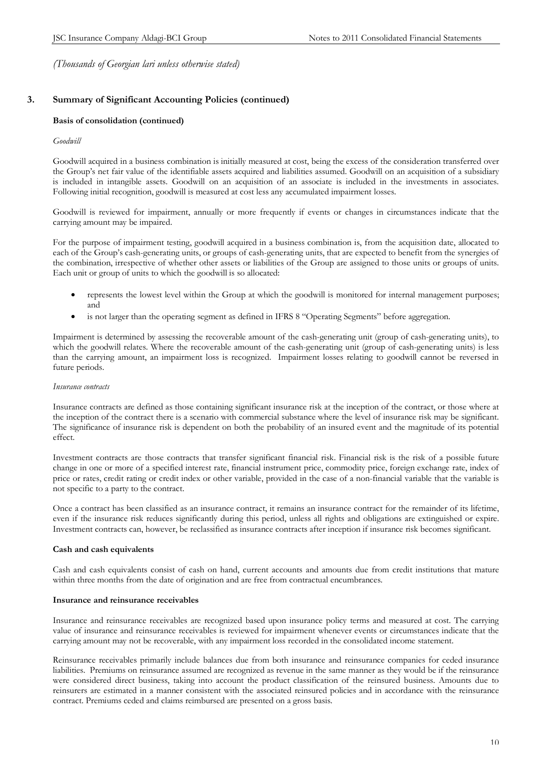*(Thousands of Georgian lari unless otherwise stated)*

## 3. Summary of Significant Accounting Policies (continued)

### Basis of consolidation (continued)

*Goodwill*

Goodwill acquired in a business combination is initially measured at cost, being the excess of the consideration transferred over the Group's net fair value of the identifiable assets acquired and liabilities assumed. Goodwill on an acquisition of a subsidiary is included in intangible assets. Goodwill on an acquisition of an associate is included in the investments in associates. Following initial recognition, goodwill is measured at cost less any accumulated impairment losses.

Goodwill is reviewed for impairment, annually or more frequently if events or changes in circumstances indicate that the carrying amount may be impaired.

For the purpose of impairment testing, goodwill acquired in a business combination is, from the acquisition date, allocated to each of the Group's cash-generating units, or groups of cash-generating units, that are expected to benefit from the synergies of the combination, irrespective of whether other assets or liabilities of the Group are assigned to those units or groups of units. Each unit or group of units to which the goodwill is so allocated:

- represents the lowest level within the Group at which the goodwill is monitored for internal management purposes; and
- is not larger than the operating segment as defined in IFRS 8 "Operating Segments" before aggregation.

Impairment is determined by assessing the recoverable amount of the cash-generating unit (group of cash-generating units), to which the goodwill relates. Where the recoverable amount of the cash-generating unit (group of cash-generating units) is less than the carrying amount, an impairment loss is recognized. Impairment losses relating to goodwill cannot be reversed in future periods.

*Insurance contracts*

Insurance contracts are defined as those containing significant insurance risk at the inception of the contract, or those where at the inception of the contract there is a scenario with commercial substance where the level of insurance risk may be significant. The significance of insurance risk is dependent on both the probability of an insured event and the magnitude of its potential effect.

Investment contracts are those contracts that transfer significant financial risk. Financial risk is the risk of a possible future change in one or more of a specified interest rate, financial instrument price, commodity price, foreign exchange rate, index of price or rates, credit rating or credit index or other variable, provided in the case of a non-financial variable that the variable is not specific to a party to the contract.

Once a contract has been classified as an insurance contract, it remains an insurance contract for the remainder of its lifetime, even if the insurance risk reduces significantly during this period, unless all rights and obligations are extinguished or expire. Investment contracts can, however, be reclassified as insurance contracts after inception if insurance risk becomes significant.

### Cash and cash equivalents

Cash and cash equivalents consist of cash on hand, current accounts and amounts due from credit institutions that mature within three months from the date of origination and are free from contractual encumbrances.

### Insurance and reinsurance receivables

Insurance and reinsurance receivables are recognized based upon insurance policy terms and measured at cost. The carrying value of insurance and reinsurance receivables is reviewed for impairment whenever events or circumstances indicate that the carrying amount may not be recoverable, with any impairment loss recorded in the consolidated income statement.

Reinsurance receivables primarily include balances due from both insurance and reinsurance companies for ceded insurance liabilities. Premiums on reinsurance assumed are recognized as revenue in the same manner as they would be if the reinsurance were considered direct business, taking into account the product classification of the reinsured business. Amounts due to reinsurers are estimated in a manner consistent with the associated reinsured policies and in accordance with the reinsurance contract. Premiums ceded and claims reimbursed are presented on a gross basis.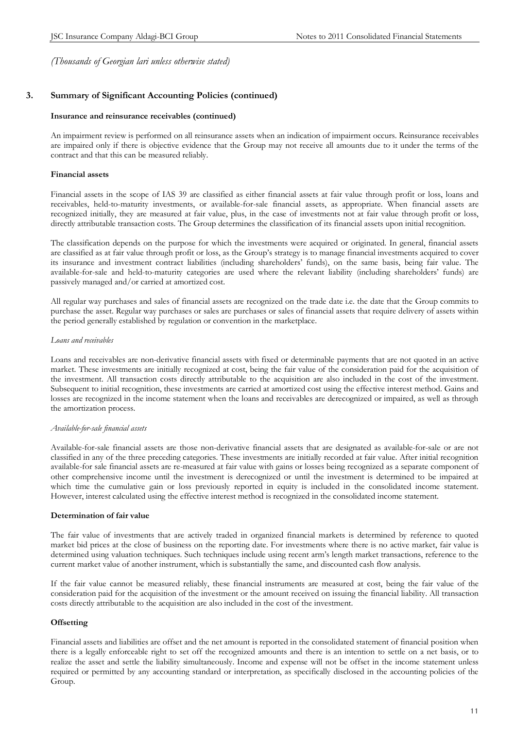*(Thousands of Georgian lari unless otherwise stated)*

## 3. Summary of Significant Accounting Policies (continued)

**Insurance and reinsurance receivables (continued)**

An impairment review is performed on all reinsurance assets when an indication of impairment occurs. Reinsurance receivables are impaired only if there is objective evidence that the Group may not receive all amounts due to it under the terms of the contract and that this can be measured reliably.

**Financial assets**

Financial assets in the scope of IAS 39 are classified as either financial assets at fair value through profit or loss, loans and receivables, held-to-maturity investments, or available-for-sale financial assets, as appropriate. When financial assets are recognized initially, they are measured at fair value, plus, in the case of investments not at fair value through profit or loss, directly attributable transaction costs. The Group determines the classification of its financial assets upon initial recognition.

The classification depends on the purpose for which the investments were acquired or originated. In general, financial assets are classified as at fair value through profit or loss, as the Group's strategy is to manage financial investments acquired to cover its insurance and investment contract liabilities (including shareholders' funds), on the same basis, being fair value. The available-for-sale and held-to-maturity categories are used where the relevant liability (including shareholders' funds) are passively managed and/or carried at amortized cost.

All regular way purchases and sales of financial assets are recognized on the trade date i.e. the date that the Group commits to purchase the asset. Regular way purchases or sales are purchases or sales of financial assets that require delivery of assets within the period generally established by regulation or convention in the marketplace.

*Loans and receivables*

Loans and receivables are non-derivative financial assets with fixed or determinable payments that are not quoted in an active market. These investments are initially recognized at cost, being the fair value of the consideration paid for the acquisition of the investment. All transaction costs directly attributable to the acquisition are also included in the cost of the investment. Subsequent to initial recognition, these investments are carried at amortized cost using the effective interest method. Gains and losses are recognized in the income statement when the loans and receivables are derecognized or impaired, as well as through the amortization process.

*Available-for-sale financial assets*

Available-for-sale financial assets are those non-derivative financial assets that are designated as available-for-sale or are not classified in any of the three preceding categories. These investments are initially recorded at fair value. After initial recognition available-for sale financial assets are re-measured at fair value with gains or losses being recognized as a separate component of other comprehensive income until the investment is derecognized or until the investment is determined to be impaired at which time the cumulative gain or loss previously reported in equity is included in the consolidated income statement. However, interest calculated using the effective interest method is recognized in the consolidated income statement.

**Determination of fair value**

The fair value of investments that are actively traded in organized financial markets is determined by reference to quoted market bid prices at the close of business on the reporting date. For investments where there is no active market, fair value is determined using valuation techniques. Such techniques include using recent arm's length market transactions, reference to the current market value of another instrument, which is substantially the same, and discounted cash flow analysis.

If the fair value cannot be measured reliably, these financial instruments are measured at cost, being the fair value of the consideration paid for the acquisition of the investment or the amount received on issuing the financial liability. All transaction costs directly attributable to the acquisition are also included in the cost of the investment.

**Offsetting**

Financial assets and liabilities are offset and the net amount is reported in the consolidated statement of financial position when there is a legally enforceable right to set off the recognized amounts and there is an intention to settle on a net basis, or to realize the asset and settle the liability simultaneously. Income and expense will not be offset in the income statement unless required or permitted by any accounting standard or interpretation, as specifically disclosed in the accounting policies of the Group.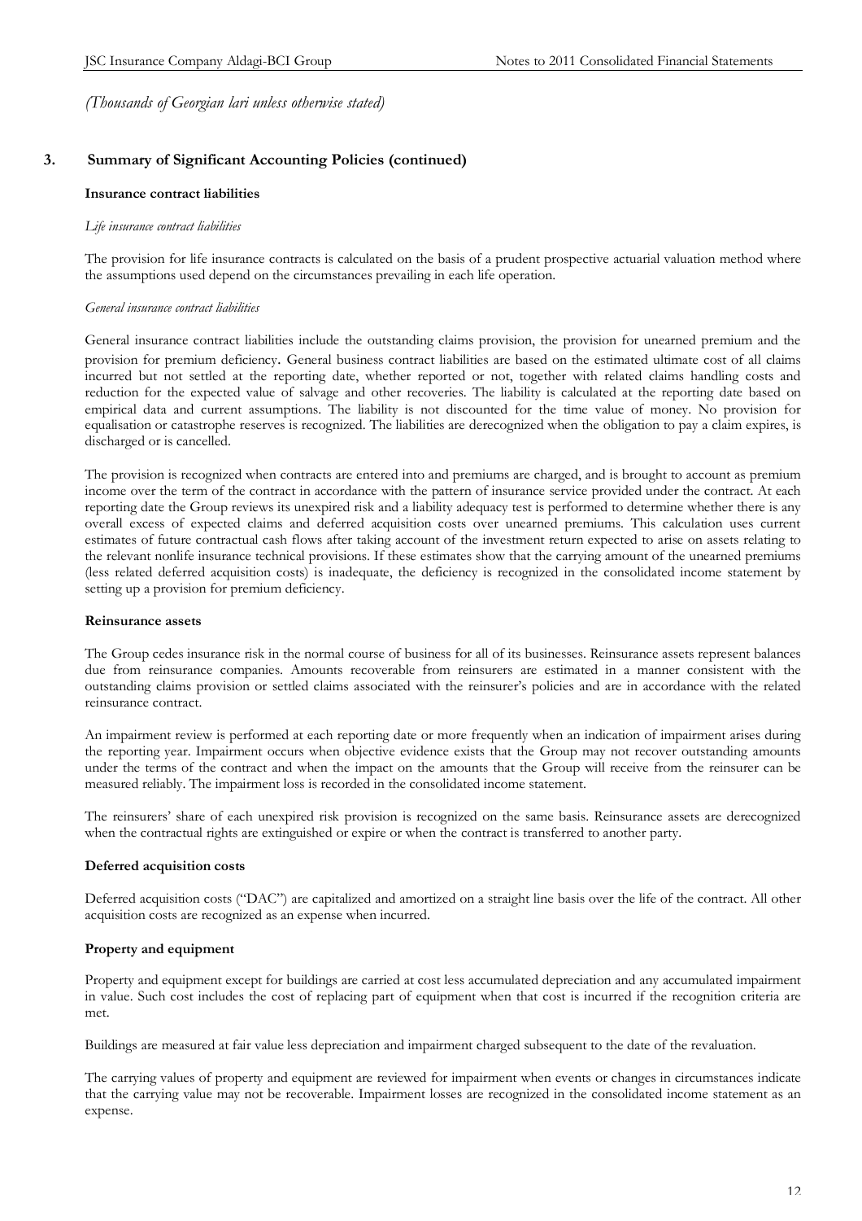*(Thousands of Georgian lari unless otherwise stated)*

## 3. Summary of Significant Accounting Policies (continued)

### Insurance contract liabilities

*Life insurance contract liabilities*

The provision for life insurance contracts is calculated on the basis of a prudent prospective actuarial valuation method where the assumptions used depend on the circumstances prevailing in each life operation.

*General insurance contract liabilities*

General insurance contract liabilities include the outstanding claims provision, the provision for unearned premium and the provision for premium deficiency. General business contract liabilities are based on the estimated ultimate cost of all claims incurred but not settled at the reporting date, whether reported or not, together with related claims handling costs and reduction for the expected value of salvage and other recoveries. The liability is calculated at the reporting date based on empirical data and current assumptions. The liability is not discounted for the time value of money. No provision for equalisation or catastrophe reserves is recognized. The liabilities are derecognized when the obligation to pay a claim expires, is discharged or is cancelled.

The provision is recognized when contracts are entered into and premiums are charged, and is brought to account as premium income over the term of the contract in accordance with the pattern of insurance service provided under the contract. At each reporting date the Group reviews its unexpired risk and a liability adequacy test is performed to determine whether there is any overall excess of expected claims and deferred acquisition costs over unearned premiums. This calculation uses current estimates of future contractual cash flows after taking account of the investment return expected to arise on assets relating to the relevant nonlife insurance technical provisions. If these estimates show that the carrying amount of the unearned premiums (less related deferred acquisition costs) is inadequate, the deficiency is recognized in the consolidated income statement by setting up a provision for premium deficiency.

### Reinsurance assets

The Group cedes insurance risk in the normal course of business for all of its businesses. Reinsurance assets represent balances due from reinsurance companies. Amounts recoverable from reinsurers are estimated in a manner consistent with the outstanding claims provision or settled claims associated with the reinsurer's policies and are in accordance with the related reinsurance contract.

An impairment review is performed at each reporting date or more frequently when an indication of impairment arises during the reporting year. Impairment occurs when objective evidence exists that the Group may not recover outstanding amounts under the terms of the contract and when the impact on the amounts that the Group will receive from the reinsurer can be measured reliably. The impairment loss is recorded in the consolidated income statement.

The reinsurers' share of each unexpired risk provision is recognized on the same basis. Reinsurance assets are derecognized when the contractual rights are extinguished or expire or when the contract is transferred to another party.

### Deferred acquisition costs

Deferred acquisition costs ("DAC") are capitalized and amortized on a straight line basis over the life of the contract. All other acquisition costs are recognized as an expense when incurred.

### Property and equipment

Property and equipment except for buildings are carried at cost less accumulated depreciation and any accumulated impairment in value. Such cost includes the cost of replacing part of equipment when that cost is incurred if the recognition criteria are met.

Buildings are measured at fair value less depreciation and impairment charged subsequent to the date of the revaluation.

The carrying values of property and equipment are reviewed for impairment when events or changes in circumstances indicate that the carrying value may not be recoverable. Impairment losses are recognized in the consolidated income statement as an expense.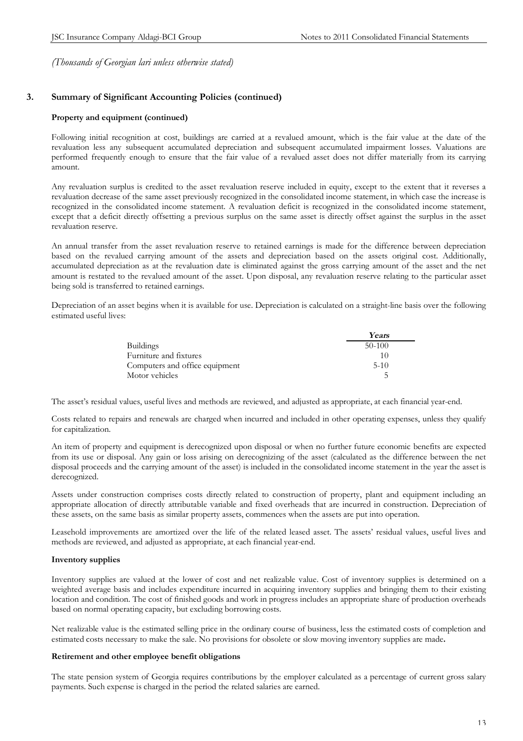*(Thousands of Georgian lari unless otherwise stated)*

## 3. Summary of Significant Accounting Policies (continued)

### Property and equipment (continued)

Following initial recognition at cost, buildings are carried at a revalued amount, which is the fair value at the date of the revaluation less any subsequent accumulated depreciation and subsequent accumulated impairment losses. Valuations are performed frequently enough to ensure that the fair value of a revalued asset does not differ materially from its carrying amount.

Any revaluation surplus is credited to the asset revaluation reserve included in equity, except to the extent that it reverses a revaluation decrease of the same asset previously recognized in the consolidated income statement, in which case the increase is recognized in the consolidated income statement. A revaluation deficit is recognized in the consolidated income statement, except that a deficit directly offsetting a previous surplus on the same asset is directly offset against the surplus in the asset revaluation reserve.

An annual transfer from the asset revaluation reserve to retained earnings is made for the difference between depreciation based on the revalued carrying amount of the assets and depreciation based on the assets original cost. Additionally, accumulated depreciation as at the revaluation date is eliminated against the gross carrying amount of the asset and the net amount is restated to the revalued amount of the asset. Upon disposal, any revaluation reserve relating to the particular asset being sold is transferred to retained earnings.

Depreciation of an asset begins when it is available for use. Depreciation is calculated on a straight-line basis over the following estimated useful lives:

| | *Years* |
|---|---|
| Buildings | 50-100 |
| Furniture and fixtures | 10 |
| Computers and office equipment | 5-10 |
| Motor vehicles | 5 |

The asset's residual values, useful lives and methods are reviewed, and adjusted as appropriate, at each financial year-end.

Costs related to repairs and renewals are charged when incurred and included in other operating expenses, unless they qualify for capitalization.

An item of property and equipment is derecognized upon disposal or when no further future economic benefits are expected from its use or disposal. Any gain or loss arising on derecognizing of the asset (calculated as the difference between the net disposal proceeds and the carrying amount of the asset) is included in the consolidated income statement in the year the asset is derecognized.

Assets under construction comprises costs directly related to construction of property, plant and equipment including an appropriate allocation of directly attributable variable and fixed overheads that are incurred in construction. Depreciation of these assets, on the same basis as similar property assets, commences when the assets are put into operation.

Leasehold improvements are amortized over the life of the related leased asset. The assets' residual values, useful lives and methods are reviewed, and adjusted as appropriate, at each financial year-end.

### Inventory supplies

Inventory supplies are valued at the lower of cost and net realizable value. Cost of inventory supplies is determined on a weighted average basis and includes expenditure incurred in acquiring inventory supplies and bringing them to their existing location and condition. The cost of finished goods and work in progress includes an appropriate share of production overheads based on normal operating capacity, but excluding borrowing costs.

Net realizable value is the estimated selling price in the ordinary course of business, less the estimated costs of completion and estimated costs necessary to make the sale. No provisions for obsolete or slow moving inventory supplies are made.

### Retirement and other employee benefit obligations

The state pension system of Georgia requires contributions by the employer calculated as a percentage of current gross salary payments. Such expense is charged in the period the related salaries are earned.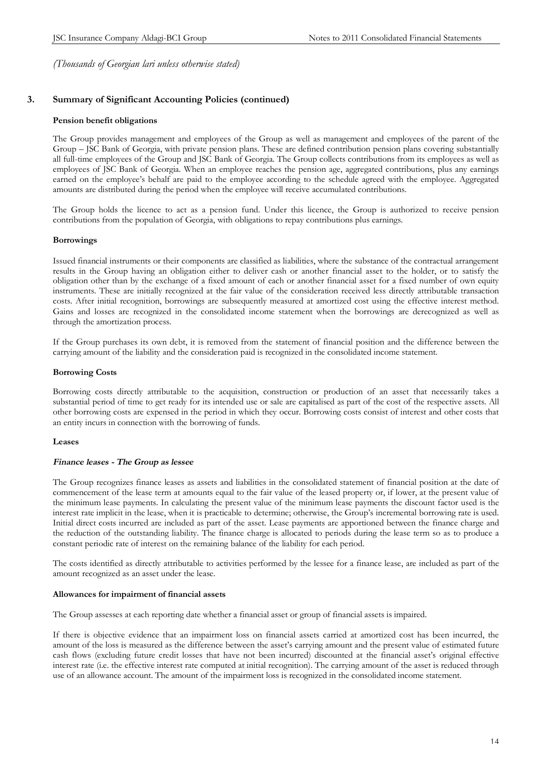*(Thousands of Georgian lari unless otherwise stated)*

## 3. Summary of Significant Accounting Policies (continued)

**Pension benefit obligations**

The Group provides management and employees of the Group as well as management and employees of the parent of the Group – JSC Bank of Georgia, with private pension plans. These are defined contribution pension plans covering substantially all full-time employees of the Group and JSC Bank of Georgia. The Group collects contributions from its employees as well as employees of JSC Bank of Georgia. When an employee reaches the pension age, aggregated contributions, plus any earnings earned on the employee's behalf are paid to the employee according to the schedule agreed with the employee. Aggregated amounts are distributed during the period when the employee will receive accumulated contributions.

The Group holds the licence to act as a pension fund. Under this licence, the Group is authorized to receive pension contributions from the population of Georgia, with obligations to repay contributions plus earnings.

**Borrowings**

Issued financial instruments or their components are classified as liabilities, where the substance of the contractual arrangement results in the Group having an obligation either to deliver cash or another financial asset to the holder, or to satisfy the obligation other than by the exchange of a fixed amount of each or another financial asset for a fixed number of own equity instruments. These are initially recognized at the fair value of the consideration received less directly attributable transaction costs. After initial recognition, borrowings are subsequently measured at amortized cost using the effective interest method. Gains and losses are recognized in the consolidated income statement when the borrowings are derecognized as well as through the amortization process.

If the Group purchases its own debt, it is removed from the statement of financial position and the difference between the carrying amount of the liability and the consideration paid is recognized in the consolidated income statement.

**Borrowing Costs**

Borrowing costs directly attributable to the acquisition, construction or production of an asset that necessarily takes a substantial period of time to get ready for its intended use or sale are capitalised as part of the cost of the respective assets. All other borrowing costs are expensed in the period in which they occur. Borrowing costs consist of interest and other costs that an entity incurs in connection with the borrowing of funds.

**Leases**

***Finance leases - The Group as lessee***

The Group recognizes finance leases as assets and liabilities in the consolidated statement of financial position at the date of commencement of the lease term at amounts equal to the fair value of the leased property or, if lower, at the present value of the minimum lease payments. In calculating the present value of the minimum lease payments the discount factor used is the interest rate implicit in the lease, when it is practicable to determine; otherwise, the Group's incremental borrowing rate is used. Initial direct costs incurred are included as part of the asset. Lease payments are apportioned between the finance charge and the reduction of the outstanding liability. The finance charge is allocated to periods during the lease term so as to produce a constant periodic rate of interest on the remaining balance of the liability for each period.

The costs identified as directly attributable to activities performed by the lessee for a finance lease, are included as part of the amount recognized as an asset under the lease.

**Allowances for impairment of financial assets**

The Group assesses at each reporting date whether a financial asset or group of financial assets is impaired.

If there is objective evidence that an impairment loss on financial assets carried at amortized cost has been incurred, the amount of the loss is measured as the difference between the asset's carrying amount and the present value of estimated future cash flows (excluding future credit losses that have not been incurred) discounted at the financial asset's original effective interest rate (i.e. the effective interest rate computed at initial recognition). The carrying amount of the asset is reduced through use of an allowance account. The amount of the impairment loss is recognized in the consolidated income statement.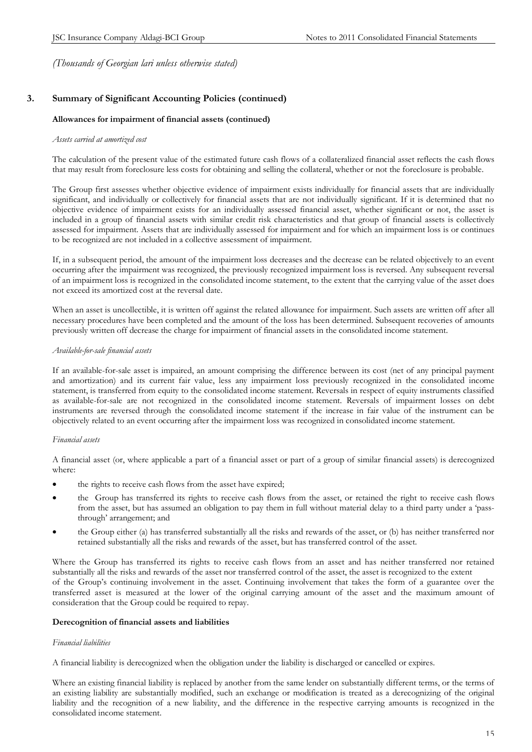*(Thousands of Georgian lari unless otherwise stated)*

## 3. Summary of Significant Accounting Policies (continued)

### Allowances for impairment of financial assets (continued)

*Assets carried at amortized cost*

The calculation of the present value of the estimated future cash flows of a collateralized financial asset reflects the cash flows that may result from foreclosure less costs for obtaining and selling the collateral, whether or not the foreclosure is probable.

The Group first assesses whether objective evidence of impairment exists individually for financial assets that are individually significant, and individually or collectively for financial assets that are not individually significant. If it is determined that no objective evidence of impairment exists for an individually assessed financial asset, whether significant or not, the asset is included in a group of financial assets with similar credit risk characteristics and that group of financial assets is collectively assessed for impairment. Assets that are individually assessed for impairment and for which an impairment loss is or continues to be recognized are not included in a collective assessment of impairment.

If, in a subsequent period, the amount of the impairment loss decreases and the decrease can be related objectively to an event occurring after the impairment was recognized, the previously recognized impairment loss is reversed. Any subsequent reversal of an impairment loss is recognized in the consolidated income statement, to the extent that the carrying value of the asset does not exceed its amortized cost at the reversal date.

When an asset is uncollectible, it is written off against the related allowance for impairment. Such assets are written off after all necessary procedures have been completed and the amount of the loss has been determined. Subsequent recoveries of amounts previously written off decrease the charge for impairment of financial assets in the consolidated income statement.

*Available-for-sale financial assets*

If an available-for-sale asset is impaired, an amount comprising the difference between its cost (net of any principal payment and amortization) and its current fair value, less any impairment loss previously recognized in the consolidated income statement, is transferred from equity to the consolidated income statement. Reversals in respect of equity instruments classified as available-for-sale are not recognized in the consolidated income statement. Reversals of impairment losses on debt instruments are reversed through the consolidated income statement if the increase in fair value of the instrument can be objectively related to an event occurring after the impairment loss was recognized in consolidated income statement.

*Financial assets*

A financial asset (or, where applicable a part of a financial asset or part of a group of similar financial assets) is derecognized where:

- the rights to receive cash flows from the asset have expired;
- the Group has transferred its rights to receive cash flows from the asset, or retained the right to receive cash flows from the asset, but has assumed an obligation to pay them in full without material delay to a third party under a 'pass-through' arrangement; and
- the Group either (a) has transferred substantially all the risks and rewards of the asset, or (b) has neither transferred nor retained substantially all the risks and rewards of the asset, but has transferred control of the asset.

Where the Group has transferred its rights to receive cash flows from an asset and has neither transferred nor retained substantially all the risks and rewards of the asset nor transferred control of the asset, the asset is recognized to the extent of the Group's continuing involvement in the asset. Continuing involvement that takes the form of a guarantee over the transferred asset is measured at the lower of the original carrying amount of the asset and the maximum amount of consideration that the Group could be required to repay.

### Derecognition of financial assets and liabilities

*Financial liabilities*

A financial liability is derecognized when the obligation under the liability is discharged or cancelled or expires.

Where an existing financial liability is replaced by another from the same lender on substantially different terms, or the terms of an existing liability are substantially modified, such an exchange or modification is treated as a derecognizing of the original liability and the recognition of a new liability, and the difference in the respective carrying amounts is recognized in the consolidated income statement.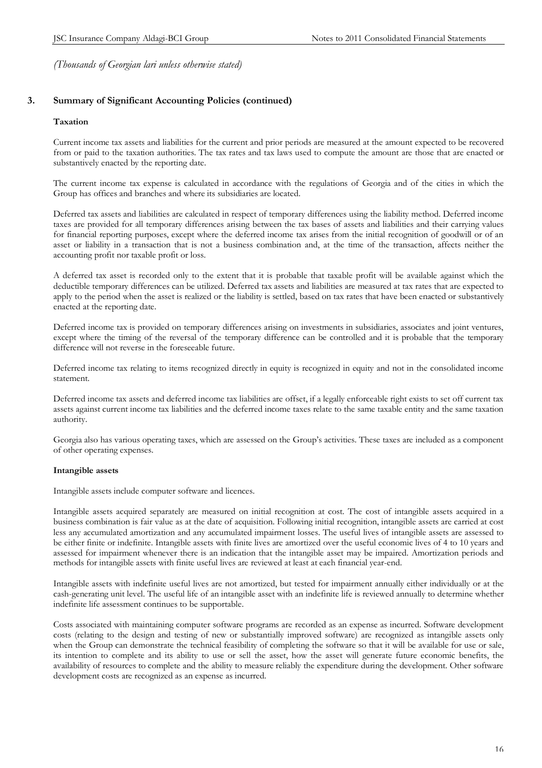*(Thousands of Georgian lari unless otherwise stated)*

## 3. Summary of Significant Accounting Policies (continued)

### Taxation

Current income tax assets and liabilities for the current and prior periods are measured at the amount expected to be recovered from or paid to the taxation authorities. The tax rates and tax laws used to compute the amount are those that are enacted or substantively enacted by the reporting date.

The current income tax expense is calculated in accordance with the regulations of Georgia and of the cities in which the Group has offices and branches and where its subsidiaries are located.

Deferred tax assets and liabilities are calculated in respect of temporary differences using the liability method. Deferred income taxes are provided for all temporary differences arising between the tax bases of assets and liabilities and their carrying values for financial reporting purposes, except where the deferred income tax arises from the initial recognition of goodwill or of an asset or liability in a transaction that is not a business combination and, at the time of the transaction, affects neither the accounting profit nor taxable profit or loss.

A deferred tax asset is recorded only to the extent that it is probable that taxable profit will be available against which the deductible temporary differences can be utilized. Deferred tax assets and liabilities are measured at tax rates that are expected to apply to the period when the asset is realized or the liability is settled, based on tax rates that have been enacted or substantively enacted at the reporting date.

Deferred income tax is provided on temporary differences arising on investments in subsidiaries, associates and joint ventures, except where the timing of the reversal of the temporary difference can be controlled and it is probable that the temporary difference will not reverse in the foreseeable future.

Deferred income tax relating to items recognized directly in equity is recognized in equity and not in the consolidated income statement.

Deferred income tax assets and deferred income tax liabilities are offset, if a legally enforceable right exists to set off current tax assets against current income tax liabilities and the deferred income taxes relate to the same taxable entity and the same taxation authority.

Georgia also has various operating taxes, which are assessed on the Group's activities. These taxes are included as a component of other operating expenses.

### Intangible assets

Intangible assets include computer software and licences.

Intangible assets acquired separately are measured on initial recognition at cost. The cost of intangible assets acquired in a business combination is fair value as at the date of acquisition. Following initial recognition, intangible assets are carried at cost less any accumulated amortization and any accumulated impairment losses. The useful lives of intangible assets are assessed to be either finite or indefinite. Intangible assets with finite lives are amortized over the useful economic lives of 4 to 10 years and assessed for impairment whenever there is an indication that the intangible asset may be impaired. Amortization periods and methods for intangible assets with finite useful lives are reviewed at least at each financial year-end.

Intangible assets with indefinite useful lives are not amortized, but tested for impairment annually either individually or at the cash-generating unit level. The useful life of an intangible asset with an indefinite life is reviewed annually to determine whether indefinite life assessment continues to be supportable.

Costs associated with maintaining computer software programs are recorded as an expense as incurred. Software development costs (relating to the design and testing of new or substantially improved software) are recognized as intangible assets only when the Group can demonstrate the technical feasibility of completing the software so that it will be available for use or sale, its intention to complete and its ability to use or sell the asset, how the asset will generate future economic benefits, the availability of resources to complete and the ability to measure reliably the expenditure during the development. Other software development costs are recognized as an expense as incurred.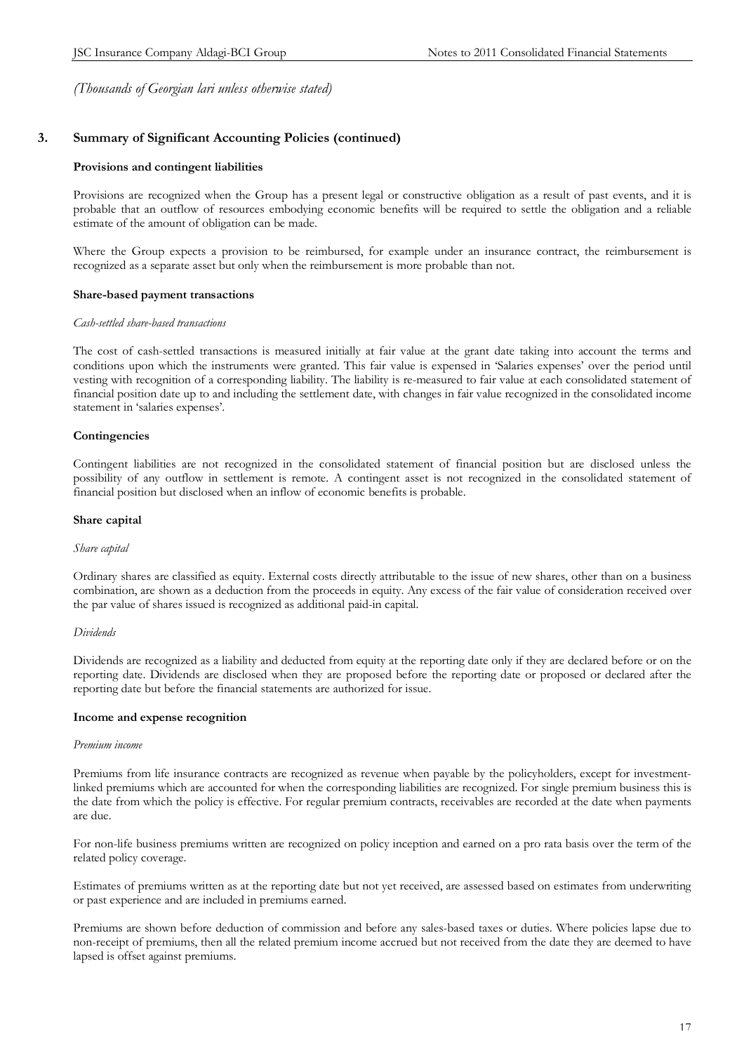*(Thousands of Georgian lari unless otherwise stated)*

## 3. Summary of Significant Accounting Policies (continued)

**Provisions and contingent liabilities**

Provisions are recognized when the Group has a present legal or constructive obligation as a result of past events, and it is probable that an outflow of resources embodying economic benefits will be required to settle the obligation and a reliable estimate of the amount of obligation can be made.

Where the Group expects a provision to be reimbursed, for example under an insurance contract, the reimbursement is recognized as a separate asset but only when the reimbursement is more probable than not.

**Share-based payment transactions**

*Cash-settled share-based transactions*

The cost of cash-settled transactions is measured initially at fair value at the grant date taking into account the terms and conditions upon which the instruments were granted. This fair value is expensed in 'Salaries expenses' over the period until vesting with recognition of a corresponding liability. The liability is re-measured to fair value at each consolidated statement of financial position date up to and including the settlement date, with changes in fair value recognized in the consolidated income statement in 'salaries expenses'.

**Contingencies**

Contingent liabilities are not recognized in the consolidated statement of financial position but are disclosed unless the possibility of any outflow in settlement is remote. A contingent asset is not recognized in the consolidated statement of financial position but disclosed when an inflow of economic benefits is probable.

**Share capital**

*Share capital*

Ordinary shares are classified as equity. External costs directly attributable to the issue of new shares, other than on a business combination, are shown as a deduction from the proceeds in equity. Any excess of the fair value of consideration received over the par value of shares issued is recognized as additional paid-in capital.

*Dividends*

Dividends are recognized as a liability and deducted from equity at the reporting date only if they are declared before or on the reporting date. Dividends are disclosed when they are proposed before the reporting date or proposed or declared after the reporting date but before the financial statements are authorized for issue.

**Income and expense recognition**

*Premium income*

Premiums from life insurance contracts are recognized as revenue when payable by the policyholders, except for investment-linked premiums which are accounted for when the corresponding liabilities are recognized. For single premium business this is the date from which the policy is effective. For regular premium contracts, receivables are recorded at the date when payments are due.

For non-life business premiums written are recognized on policy inception and earned on a pro rata basis over the term of the related policy coverage.

Estimates of premiums written as at the reporting date but not yet received, are assessed based on estimates from underwriting or past experience and are included in premiums earned.

Premiums are shown before deduction of commission and before any sales-based taxes or duties. Where policies lapse due to non-receipt of premiums, then all the related premium income accrued but not received from the date they are deemed to have lapsed is offset against premiums.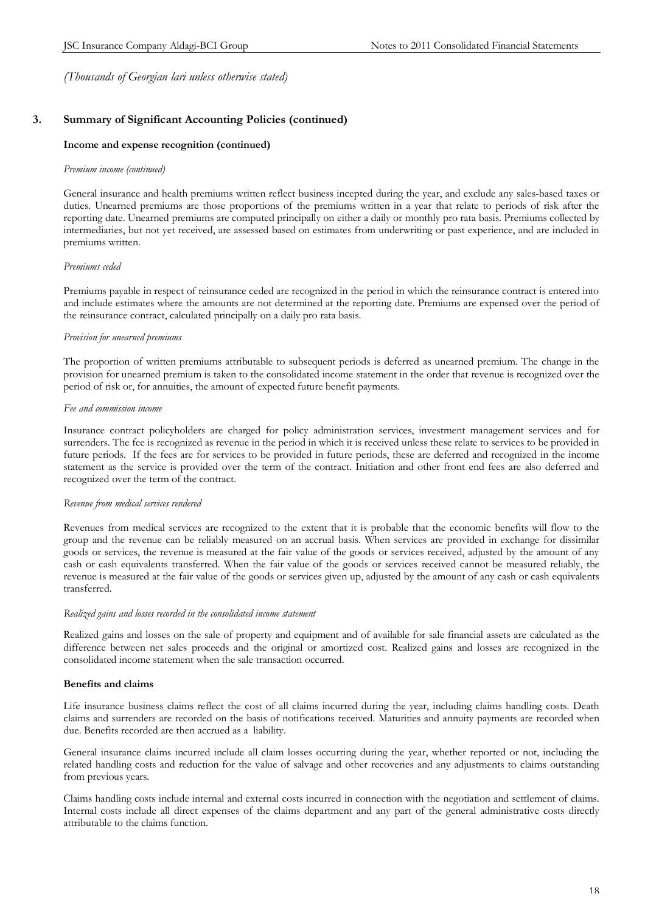*(Thousands of Georgian lari unless otherwise stated)*

## 3. Summary of Significant Accounting Policies (continued)

### Income and expense recognition (continued)

*Premium income (continued)*

General insurance and health premiums written reflect business incepted during the year, and exclude any sales-based taxes or duties. Unearned premiums are those proportions of the premiums written in a year that relate to periods of risk after the reporting date. Unearned premiums are computed principally on either a daily or monthly pro rata basis. Premiums collected by intermediaries, but not yet received, are assessed based on estimates from underwriting or past experience, and are included in premiums written.

*Premiums ceded*

Premiums payable in respect of reinsurance ceded are recognized in the period in which the reinsurance contract is entered into and include estimates where the amounts are not determined at the reporting date. Premiums are expensed over the period of the reinsurance contract, calculated principally on a daily pro rata basis.

*Provision for unearned premiums*

The proportion of written premiums attributable to subsequent periods is deferred as unearned premium. The change in the provision for unearned premium is taken to the consolidated income statement in the order that revenue is recognized over the period of risk or, for annuities, the amount of expected future benefit payments.

*Fee and commission income*

Insurance contract policyholders are charged for policy administration services, investment management services and for surrenders. The fee is recognized as revenue in the period in which it is received unless these relate to services to be provided in future periods. If the fees are for services to be provided in future periods, these are deferred and recognized in the income statement as the service is provided over the term of the contract. Initiation and other front end fees are also deferred and recognized over the term of the contract.

*Revenue from medical services rendered*

Revenues from medical services are recognized to the extent that it is probable that the economic benefits will flow to the group and the revenue can be reliably measured on an accrual basis. When services are provided in exchange for dissimilar goods or services, the revenue is measured at the fair value of the goods or services received, adjusted by the amount of any cash or cash equivalents transferred. When the fair value of the goods or services received cannot be measured reliably, the revenue is measured at the fair value of the goods or services given up, adjusted by the amount of any cash or cash equivalents transferred.

*Realized gains and losses recorded in the consolidated income statement*

Realized gains and losses on the sale of property and equipment and of available for sale financial assets are calculated as the difference between net sales proceeds and the original or amortized cost. Realized gains and losses are recognized in the consolidated income statement when the sale transaction occurred.

### Benefits and claims

Life insurance business claims reflect the cost of all claims incurred during the year, including claims handling costs. Death claims and surrenders are recorded on the basis of notifications received. Maturities and annuity payments are recorded when due. Benefits recorded are then accrued as a liability.

General insurance claims incurred include all claim losses occurring during the year, whether reported or not, including the related handling costs and reduction for the value of salvage and other recoveries and any adjustments to claims outstanding from previous years.

Claims handling costs include internal and external costs incurred in connection with the negotiation and settlement of claims. Internal costs include all direct expenses of the claims department and any part of the general administrative costs directly attributable to the claims function.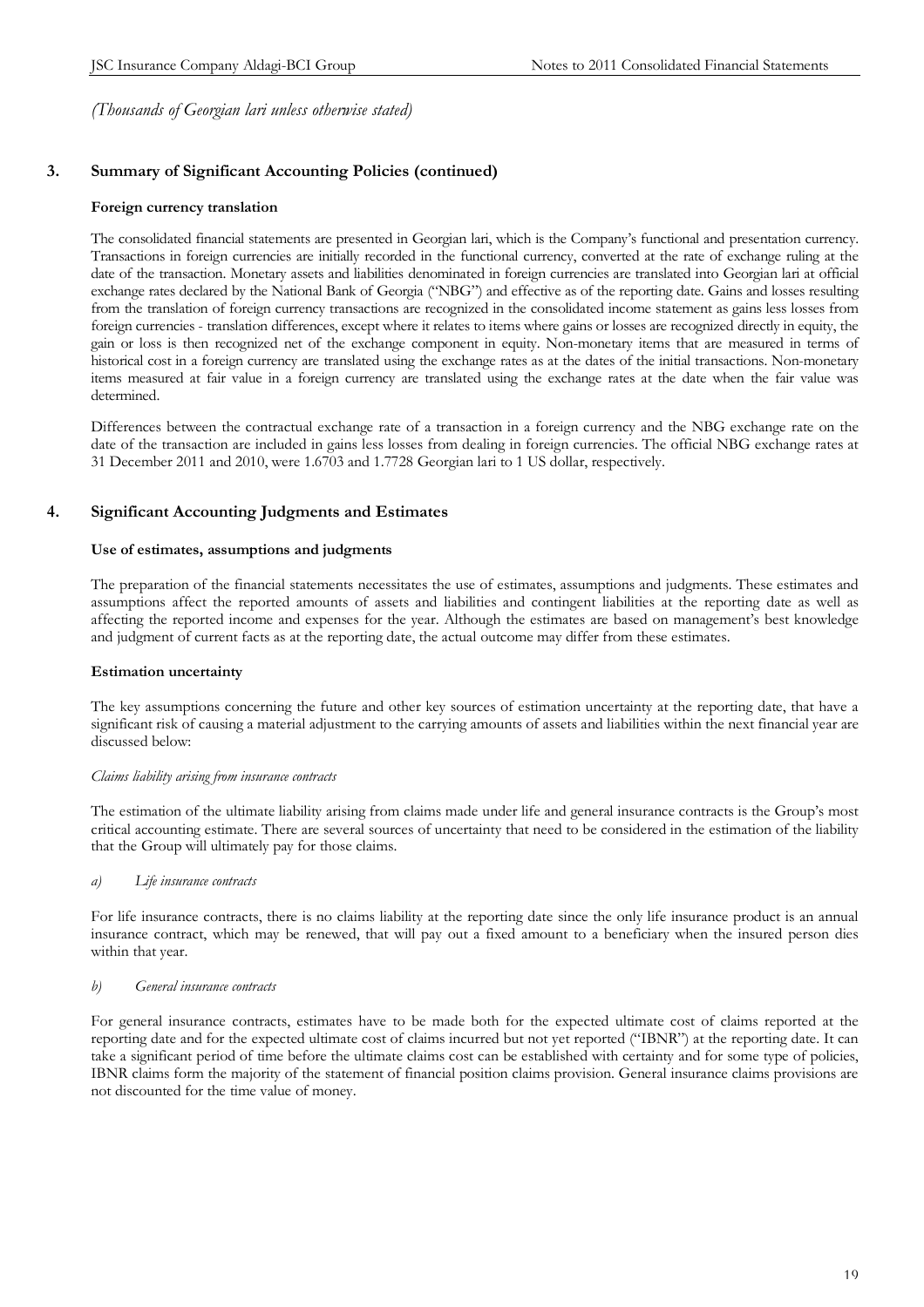*(Thousands of Georgian lari unless otherwise stated)*

## 3. Summary of Significant Accounting Policies (continued)

### Foreign currency translation

The consolidated financial statements are presented in Georgian lari, which is the Company's functional and presentation currency. Transactions in foreign currencies are initially recorded in the functional currency, converted at the rate of exchange ruling at the date of the transaction. Monetary assets and liabilities denominated in foreign currencies are translated into Georgian lari at official exchange rates declared by the National Bank of Georgia ("NBG") and effective as of the reporting date. Gains and losses resulting from the translation of foreign currency transactions are recognized in the consolidated income statement as gains less losses from foreign currencies - translation differences, except where it relates to items where gains or losses are recognized directly in equity, the gain or loss is then recognized net of the exchange component in equity. Non-monetary items that are measured in terms of historical cost in a foreign currency are translated using the exchange rates as at the dates of the initial transactions. Non-monetary items measured at fair value in a foreign currency are translated using the exchange rates at the date when the fair value was determined.

Differences between the contractual exchange rate of a transaction in a foreign currency and the NBG exchange rate on the date of the transaction are included in gains less losses from dealing in foreign currencies. The official NBG exchange rates at 31 December 2011 and 2010, were 1.6703 and 1.7728 Georgian lari to 1 US dollar, respectively.

## 4. Significant Accounting Judgments and Estimates

### Use of estimates, assumptions and judgments

The preparation of the financial statements necessitates the use of estimates, assumptions and judgments. These estimates and assumptions affect the reported amounts of assets and liabilities and contingent liabilities at the reporting date as well as affecting the reported income and expenses for the year. Although the estimates are based on management's best knowledge and judgment of current facts as at the reporting date, the actual outcome may differ from these estimates.

### Estimation uncertainty

The key assumptions concerning the future and other key sources of estimation uncertainty at the reporting date, that have a significant risk of causing a material adjustment to the carrying amounts of assets and liabilities within the next financial year are discussed below:

*Claims liability arising from insurance contracts*

The estimation of the ultimate liability arising from claims made under life and general insurance contracts is the Group's most critical accounting estimate. There are several sources of uncertainty that need to be considered in the estimation of the liability that the Group will ultimately pay for those claims.

*a) Life insurance contracts*

For life insurance contracts, there is no claims liability at the reporting date since the only life insurance product is an annual insurance contract, which may be renewed, that will pay out a fixed amount to a beneficiary when the insured person dies within that year.

*b) General insurance contracts*

For general insurance contracts, estimates have to be made both for the expected ultimate cost of claims reported at the reporting date and for the expected ultimate cost of claims incurred but not yet reported ("IBNR") at the reporting date. It can take a significant period of time before the ultimate claims cost can be established with certainty and for some type of policies, IBNR claims form the majority of the statement of financial position claims provision. General insurance claims provisions are not discounted for the time value of money.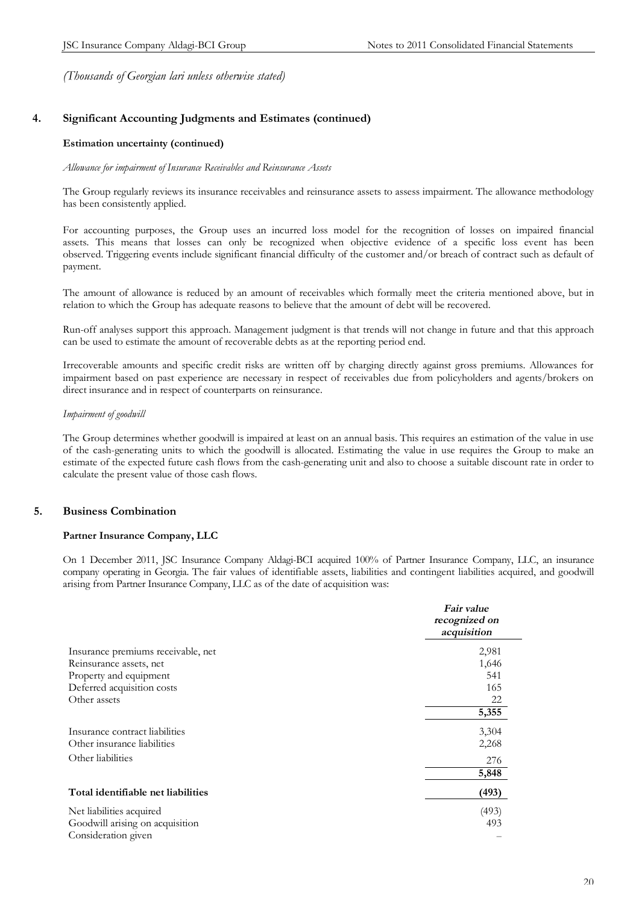*(Thousands of Georgian lari unless otherwise stated)*

## 4. Significant Accounting Judgments and Estimates (continued)

### Estimation uncertainty (continued)

*Allowance for impairment of Insurance Receivables and Reinsurance Assets*

The Group regularly reviews its insurance receivables and reinsurance assets to assess impairment. The allowance methodology has been consistently applied.

For accounting purposes, the Group uses an incurred loss model for the recognition of losses on impaired financial assets. This means that losses can only be recognized when objective evidence of a specific loss event has been observed. Triggering events include significant financial difficulty of the customer and/or breach of contract such as default of payment.

The amount of allowance is reduced by an amount of receivables which formally meet the criteria mentioned above, but in relation to which the Group has adequate reasons to believe that the amount of debt will be recovered.

Run-off analyses support this approach. Management judgment is that trends will not change in future and that this approach can be used to estimate the amount of recoverable debts as at the reporting period end.

Irrecoverable amounts and specific credit risks are written off by charging directly against gross premiums. Allowances for impairment based on past experience are necessary in respect of receivables due from policyholders and agents/brokers on direct insurance and in respect of counterparts on reinsurance.

*Impairment of goodwill*

The Group determines whether goodwill is impaired at least on an annual basis. This requires an estimation of the value in use of the cash-generating units to which the goodwill is allocated. Estimating the value in use requires the Group to make an estimate of the expected future cash flows from the cash-generating unit and also to choose a suitable discount rate in order to calculate the present value of those cash flows.

## 5. Business Combination

### Partner Insurance Company, LLC

On 1 December 2011, JSC Insurance Company Aldagi-BCI acquired 100% of Partner Insurance Company, LLC, an insurance company operating in Georgia. The fair values of identifiable assets, liabilities and contingent liabilities acquired, and goodwill arising from Partner Insurance Company, LLC as of the date of acquisition was:

| | *Fair value recognized on acquisition* |
|---|---|
| Insurance premiums receivable, net | 2,981 |
| Reinsurance assets, net | 1,646 |
| Property and equipment | 541 |
| Deferred acquisition costs | 165 |
| Other assets | 22 |
| | **5,355** |
| Insurance contract liabilities | 3,304 |
| Other insurance liabilities | 2,268 |
| Other liabilities | 276 |
| | **5,848** |
| **Total identifiable net liabilities** | **(493)** |
| Net liabilities acquired | (493) |
| Goodwill arising on acquisition | 493 |
| Consideration given | – |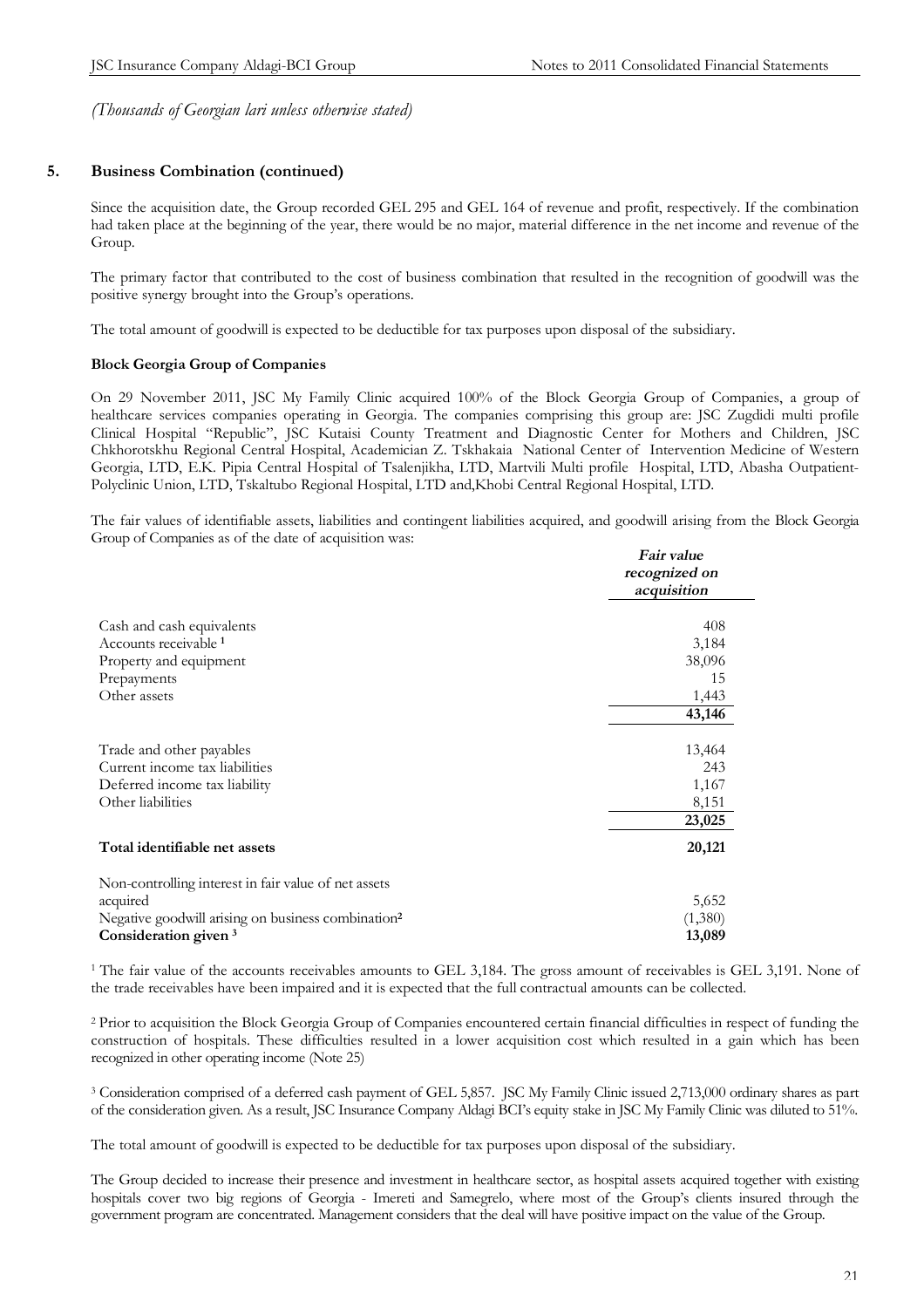*(Thousands of Georgian lari unless otherwise stated)*

## 5. Business Combination (continued)

Since the acquisition date, the Group recorded GEL 295 and GEL 164 of revenue and profit, respectively. If the combination had taken place at the beginning of the year, there would be no major, material difference in the net income and revenue of the Group.

The primary factor that contributed to the cost of business combination that resulted in the recognition of goodwill was the positive synergy brought into the Group's operations.

The total amount of goodwill is expected to be deductible for tax purposes upon disposal of the subsidiary.

**Block Georgia Group of Companies**

On 29 November 2011, JSC My Family Clinic acquired 100% of the Block Georgia Group of Companies, a group of healthcare services companies operating in Georgia. The companies comprising this group are: JSC Zugdidi multi profile Clinical Hospital "Republic", JSC Kutaisi County Treatment and Diagnostic Center for Mothers and Children, JSC Chkhorotskhu Regional Central Hospital, Academician Z. Tskhakaia National Center of Intervention Medicine of Western Georgia, LTD, E.K. Pipia Central Hospital of Tsalenjikha, LTD, Martvili Multi profile Hospital, LTD, Abasha Outpatient-Polyclinic Union, LTD, Tskaltubo Regional Hospital, LTD and,Khobi Central Regional Hospital, LTD.

The fair values of identifiable assets, liabilities and contingent liabilities acquired, and goodwill arising from the Block Georgia Group of Companies as of the date of acquisition was:

| | *Fair value recognized on acquisition* |
|---|---|
| Cash and cash equivalents | 408 |
| Accounts receivable [1] | 3,184 |
| Property and equipment | 38,096 |
| Prepayments | 15 |
| Other assets | 1,443 |
| | **43,146** |
| Trade and other payables | 13,464 |
| Current income tax liabilities | 243 |
| Deferred income tax liability | 1,167 |
| Other liabilities | 8,151 |
| | **23,025** |
| **Total identifiable net assets** | **20,121** |
| Non-controlling interest in fair value of net assets acquired | 5,652 |
| Negative goodwill arising on business combination[2] | (1,380) |
| **Consideration given [3]** | **13,089** |

[1] The fair value of the accounts receivables amounts to GEL 3,184. The gross amount of receivables is GEL 3,191. None of the trade receivables have been impaired and it is expected that the full contractual amounts can be collected.

[2] Prior to acquisition the Block Georgia Group of Companies encountered certain financial difficulties in respect of funding the construction of hospitals. These difficulties resulted in a lower acquisition cost which resulted in a gain which has been recognized in other operating income (Note 25)

[3] Consideration comprised of a deferred cash payment of GEL 5,857. JSC My Family Clinic issued 2,713,000 ordinary shares as part of the consideration given. As a result, JSC Insurance Company Aldagi BCI's equity stake in JSC My Family Clinic was diluted to 51%.

The total amount of goodwill is expected to be deductible for tax purposes upon disposal of the subsidiary.

The Group decided to increase their presence and investment in healthcare sector, as hospital assets acquired together with existing hospitals cover two big regions of Georgia - Imereti and Samegrelo, where most of the Group's clients insured through the government program are concentrated. Management considers that the deal will have positive impact on the value of the Group.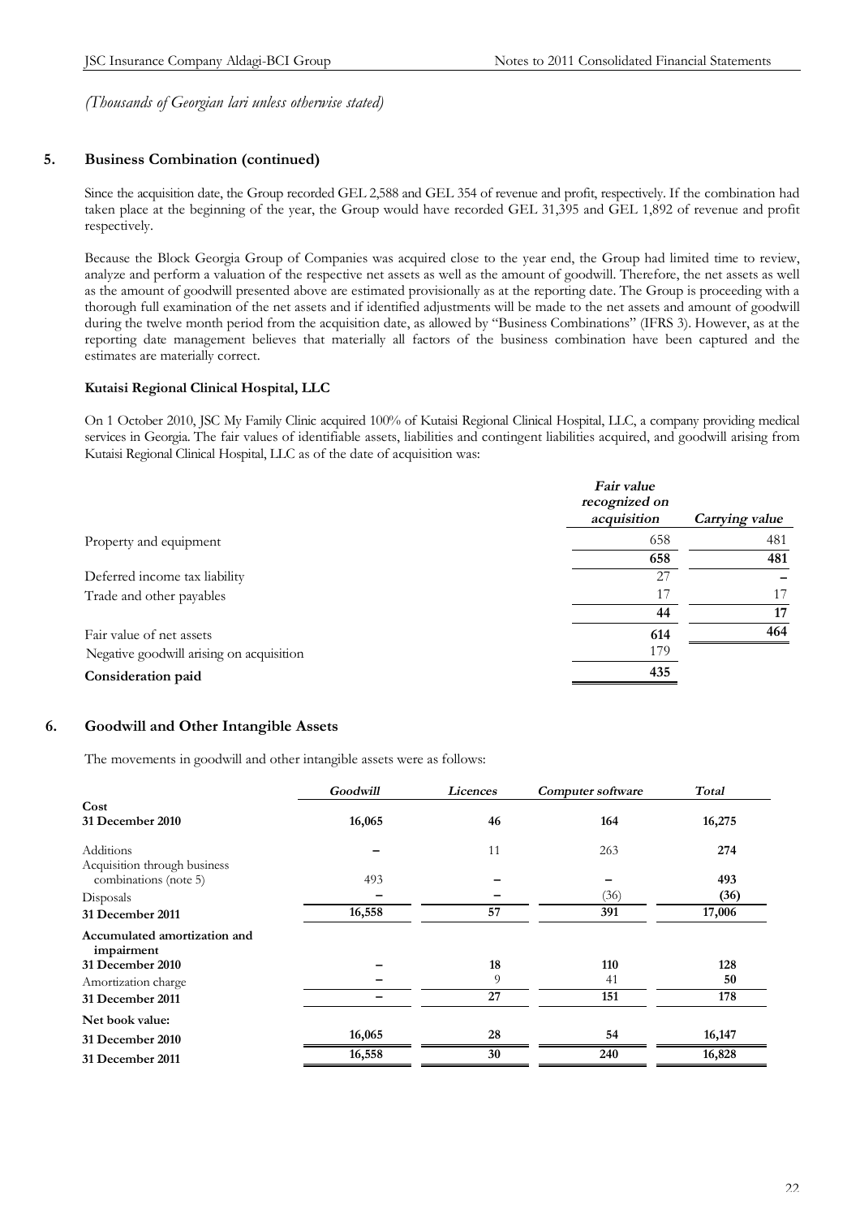*(Thousands of Georgian lari unless otherwise stated)*

## 5. Business Combination (continued)

Since the acquisition date, the Group recorded GEL 2,588 and GEL 354 of revenue and profit, respectively. If the combination had taken place at the beginning of the year, the Group would have recorded GEL 31,395 and GEL 1,892 of revenue and profit respectively.

Because the Block Georgia Group of Companies was acquired close to the year end, the Group had limited time to review, analyze and perform a valuation of the respective net assets as well as the amount of goodwill. Therefore, the net assets as well as the amount of goodwill presented above are estimated provisionally as at the reporting date. The Group is proceeding with a thorough full examination of the net assets and if identified adjustments will be made to the net assets and amount of goodwill during the twelve month period from the acquisition date, as allowed by "Business Combinations" (IFRS 3). However, as at the reporting date management believes that materially all factors of the business combination have been captured and the estimates are materially correct.

### Kutaisi Regional Clinical Hospital, LLC

On 1 October 2010, JSC My Family Clinic acquired 100% of Kutaisi Regional Clinical Hospital, LLC, a company providing medical services in Georgia. The fair values of identifiable assets, liabilities and contingent liabilities acquired, and goodwill arising from Kutaisi Regional Clinical Hospital, LLC as of the date of acquisition was:

| | *Fair value recognized on acquisition* | *Carrying value* |
|---|---|---|
| Property and equipment | 658 | 481 |
| | **658** | **481** |
| Deferred income tax liability | 27 | – |
| Trade and other payables | 17 | 17 |
| | **44** | **17** |
| Fair value of net assets | **614** | **464** |
| Negative goodwill arising on acquisition | 179 | |
| **Consideration paid** | **435** | |

## 6. Goodwill and Other Intangible Assets

The movements in goodwill and other intangible assets were as follows:

| | *Goodwill* | *Licences* | *Computer software* | *Total* |
|---|---|---|---|---|
| **Cost** | | | | |
| **31 December 2010** | **16,065** | **46** | **164** | **16,275** |
| Additions | – | 11 | 263 | **274** |
| Acquisition through business combinations (note 5) | 493 | – | – | **493** |
| Disposals | – | – | (36) | **(36)** |
| **31 December 2011** | **16,558** | **57** | **391** | **17,006** |
| **Accumulated amortization and impairment** | | | | |
| **31 December 2010** | – | **18** | **110** | **128** |
| Amortization charge | – | 9 | 41 | **50** |
| **31 December 2011** | – | **27** | **151** | **178** |
| **Net book value:** | | | | |
| **31 December 2010** | **16,065** | **28** | **54** | **16,147** |
| **31 December 2011** | **16,558** | **30** | **240** | **16,828** |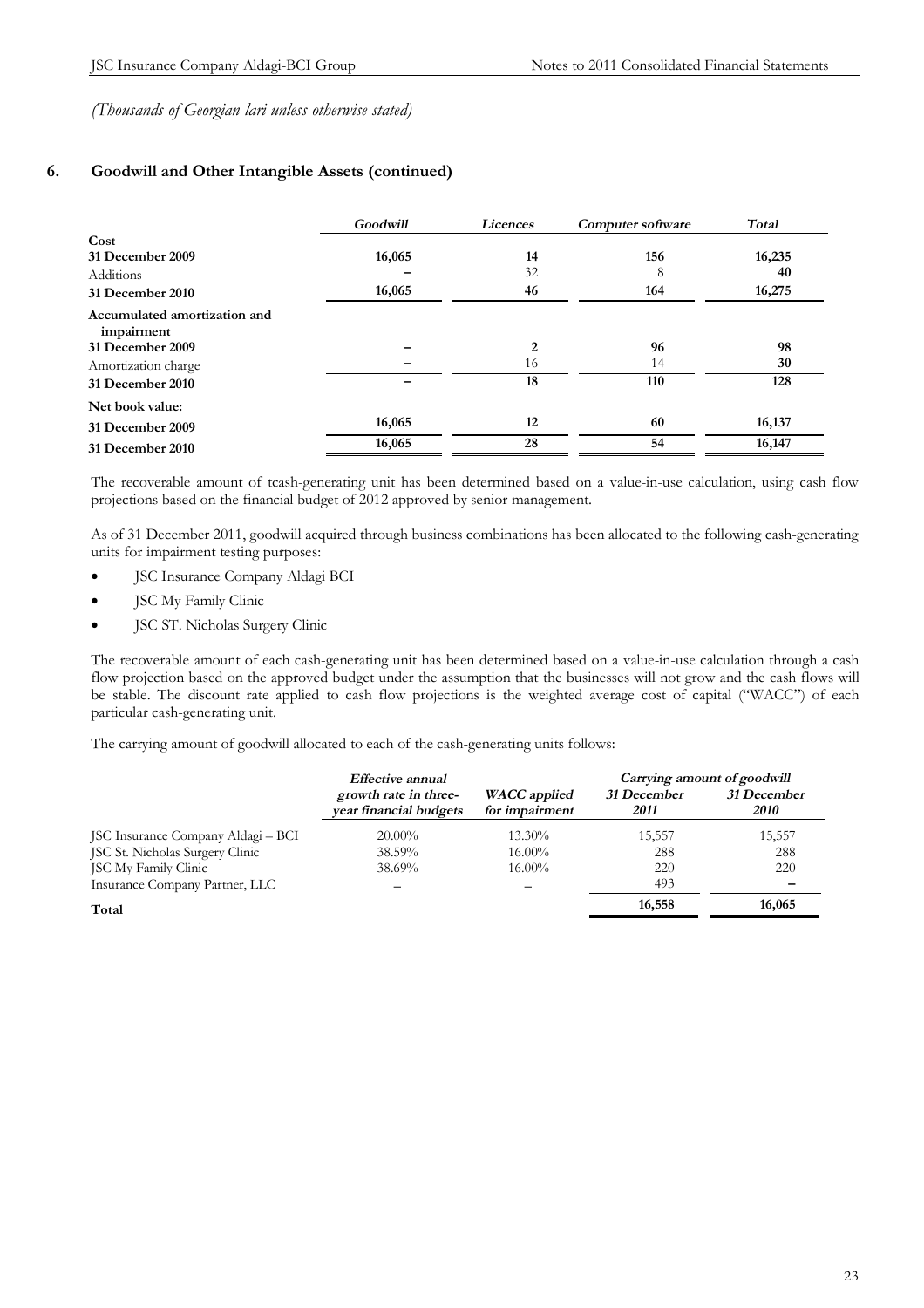*(Thousands of Georgian lari unless otherwise stated)*

## 6. Goodwill and Other Intangible Assets (continued)

| | *Goodwill* | *Licences* | *Computer software* | *Total* |
|---|---|---|---|---|
| **Cost** | | | | |
| **31 December 2009** | **16,065** | **14** | **156** | **16,235** |
| Additions | – | 32 | 8 | **40** |
| **31 December 2010** | **16,065** | **46** | **164** | **16,275** |
| **Accumulated amortization and impairment** | | | | |
| **31 December 2009** | – | **2** | **96** | **98** |
| Amortization charge | – | 16 | 14 | **30** |
| **31 December 2010** | – | **18** | **110** | **128** |
| **Net book value:** | | | | |
| **31 December 2009** | **16,065** | **12** | **60** | **16,137** |
| **31 December 2010** | **16,065** | **28** | **54** | **16,147** |

The recoverable amount of tcash-generating unit has been determined based on a value-in-use calculation, using cash flow projections based on the financial budget of 2012 approved by senior management.

As of 31 December 2011, goodwill acquired through business combinations has been allocated to the following cash-generating units for impairment testing purposes:

- JSC Insurance Company Aldagi BCI
- JSC My Family Clinic
- JSC ST. Nicholas Surgery Clinic

The recoverable amount of each cash-generating unit has been determined based on a value-in-use calculation through a cash flow projection based on the approved budget under the assumption that the businesses will not grow and the cash flows will be stable. The discount rate applied to cash flow projections is the weighted average cost of capital ("WACC") of each particular cash-generating unit.

The carrying amount of goodwill allocated to each of the cash-generating units follows:

| | *Effective annual growth rate in three-year financial budgets* | *WACC applied for impairment* | *Carrying amount of goodwill* | |
|---|---|---|---|---|
| | | | *31 December 2011* | *31 December 2010* |
| JSC Insurance Company Aldagi – BCI | 20.00% | 13.30% | 15,557 | 15,557 |
| JSC St. Nicholas Surgery Clinic | 38.59% | 16.00% | 288 | 288 |
| JSC My Family Clinic | 38.69% | 16.00% | 220 | 220 |
| Insurance Company Partner, LLC | – | – | 493 | – |
| **Total** | | | **16,558** | **16,065** |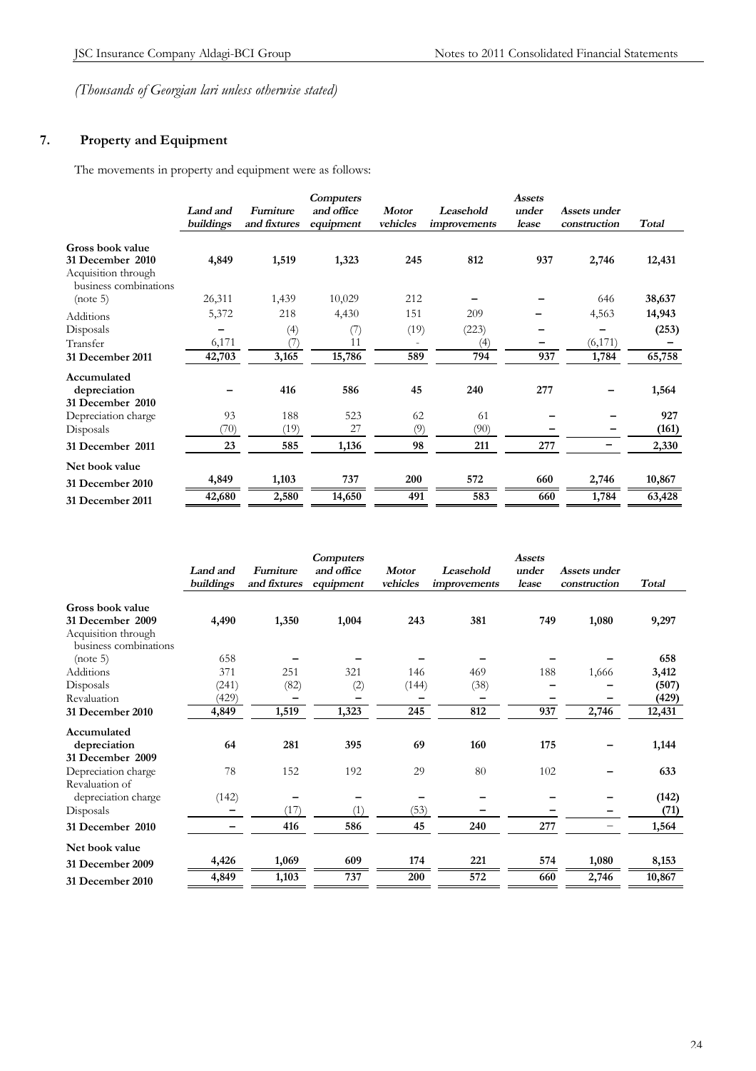*(Thousands of Georgian lari unless otherwise stated)*

## 7. Property and Equipment

The movements in property and equipment were as follows:

| | *Land and buildings* | *Furniture and fixtures* | *Computers and office equipment* | *Motor vehicles* | *Leasehold improvements* | *Assets under lease* | *Assets under construction* | *Total* |
|---|---|---|---|---|---|---|---|---|
| **Gross book value** | | | | | | | | |
| **31 December 2010** | **4,849** | **1,519** | **1,323** | **245** | **812** | **937** | **2,746** | **12,431** |
| Acquisition through business combinations (note 5) | 26,311 | 1,439 | 10,029 | 212 | – | – | 646 | **38,637** |
| Additions | 5,372 | 218 | 4,430 | 151 | 209 | – | 4,563 | **14,943** |
| Disposals | – | (4) | (7) | (19) | (223) | – | – | **(253)** |
| Transfer | 6,171 | (7) | 11 | - | (4) | – | (6,171) | **–** |
| **31 December 2011** | **42,703** | **3,165** | **15,786** | **589** | **794** | **937** | **1,784** | **65,758** |
| **Accumulated depreciation 31 December 2010** | **–** | **416** | **586** | **45** | **240** | **277** | **–** | **1,564** |
| Depreciation charge | 93 | 188 | 523 | 62 | 61 | – | – | **927** |
| Disposals | (70) | (19) | 27 | (9) | (90) | – | – | **(161)** |
| **31 December 2011** | **23** | **585** | **1,136** | **98** | **211** | **277** | **–** | **2,330** |
| **Net book value** | | | | | | | | |
| **31 December 2010** | **4,849** | **1,103** | **737** | **200** | **572** | **660** | **2,746** | **10,867** |
| **31 December 2011** | **42,680** | **2,580** | **14,650** | **491** | **583** | **660** | **1,784** | **63,428** |

| | *Land and buildings* | *Furniture and fixtures* | *Computers and office equipment* | *Motor vehicles* | *Leasehold improvements* | *Assets under lease* | *Assets under construction* | *Total* |
|---|---|---|---|---|---|---|---|---|
| **Gross book value** | | | | | | | | |
| **31 December 2009** | **4,490** | **1,350** | **1,004** | **243** | **381** | **749** | **1,080** | **9,297** |
| Acquisition through business combinations (note 5) | 658 | – | – | – | – | – | – | **658** |
| Additions | 371 | 251 | 321 | 146 | 469 | 188 | 1,666 | **3,412** |
| Disposals | (241) | (82) | (2) | (144) | (38) | – | – | **(507)** |
| Revaluation | (429) | – | – | – | – | – | – | **(429)** |
| **31 December 2010** | **4,849** | **1,519** | **1,323** | **245** | **812** | **937** | **2,746** | **12,431** |
| **Accumulated depreciation 31 December 2009** | **64** | **281** | **395** | **69** | **160** | **175** | **–** | **1,144** |
| Depreciation charge | 78 | 152 | 192 | 29 | 80 | 102 | – | **633** |
| Revaluation of depreciation charge | (142) | – | – | – | – | – | – | **(142)** |
| Disposals | – | (17) | (1) | (53) | – | – | – | **(71)** |
| **31 December 2010** | **–** | **416** | **586** | **45** | **240** | **277** | – | **1,564** |
| **Net book value** | | | | | | | | |
| **31 December 2009** | **4,426** | **1,069** | **609** | **174** | **221** | **574** | **1,080** | **8,153** |
| **31 December 2010** | **4,849** | **1,103** | **737** | **200** | **572** | **660** | **2,746** | **10,867** |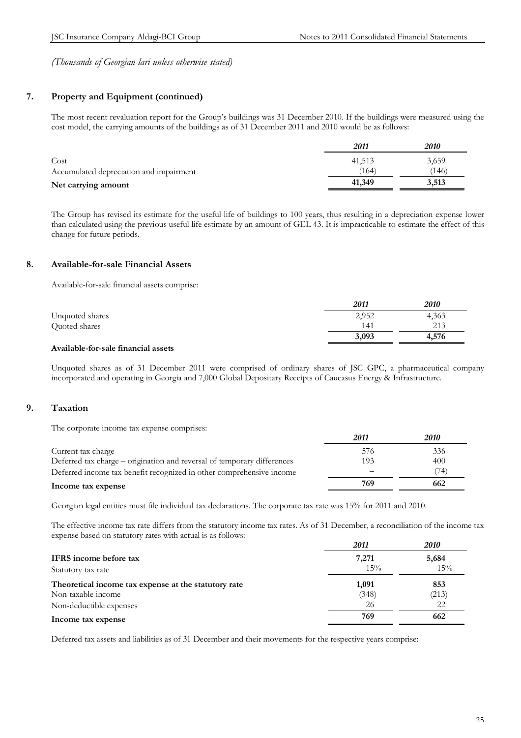*(Thousands of Georgian lari unless otherwise stated)*

## 7. Property and Equipment (continued)

The most recent revaluation report for the Group's buildings was 31 December 2010. If the buildings were measured using the cost model, the carrying amounts of the buildings as of 31 December 2011 and 2010 would be as follows:

| | *2011* | *2010* |
|---|---|---|
| Cost | 41,513 | 3,659 |
| Accumulated depreciation and impairment | (164) | (146) |
| **Net carrying amount** | **41,349** | **3,513** |

The Group has revised its estimate for the useful life of buildings to 100 years, thus resulting in a depreciation expense lower than calculated using the previous useful life estimate by an amount of GEL 43. It is impracticable to estimate the effect of this change for future periods.

## 8. Available-for-sale Financial Assets

Available-for-sale financial assets comprise:

| | *2011* | *2010* |
|---|---|---|
| Unquoted shares | 2,952 | 4,363 |
| Quoted shares | 141 | 213 |
| **Available-for-sale financial assets** | **3,093** | **4,576** |

Unquoted shares as of 31 December 2011 were comprised of ordinary shares of JSC GPC, a pharmaceutical company incorporated and operating in Georgia and 7,000 Global Depositary Receipts of Caucasus Energy & Infrastructure.

## 9. Taxation

The corporate income tax expense comprises:

| | *2011* | *2010* |
|---|---|---|
| Current tax charge | 576 | 336 |
| Deferred tax charge – origination and reversal of temporary differences | 193 | 400 |
| Deferred income tax benefit recognized in other comprehensive income | – | (74) |
| **Income tax expense** | **769** | **662** |

Georgian legal entities must file individual tax declarations. The corporate tax rate was 15% for 2011 and 2010.

The effective income tax rate differs from the statutory income tax rates. As of 31 December, a reconciliation of the income tax expense based on statutory rates with actual is as follows:

| | *2011* | *2010* |
|---|---|---|
| **IFRS income before tax** | **7,271** | **5,684** |
| Statutory tax rate | 15% | 15% |
| **Theoretical income tax expense at the statutory rate** | **1,091** | **853** |
| Non-taxable income | (348) | (213) |
| Non-deductible expenses | 26 | 22 |
| **Income tax expense** | **769** | **662** |

Deferred tax assets and liabilities as of 31 December and their movements for the respective years comprise: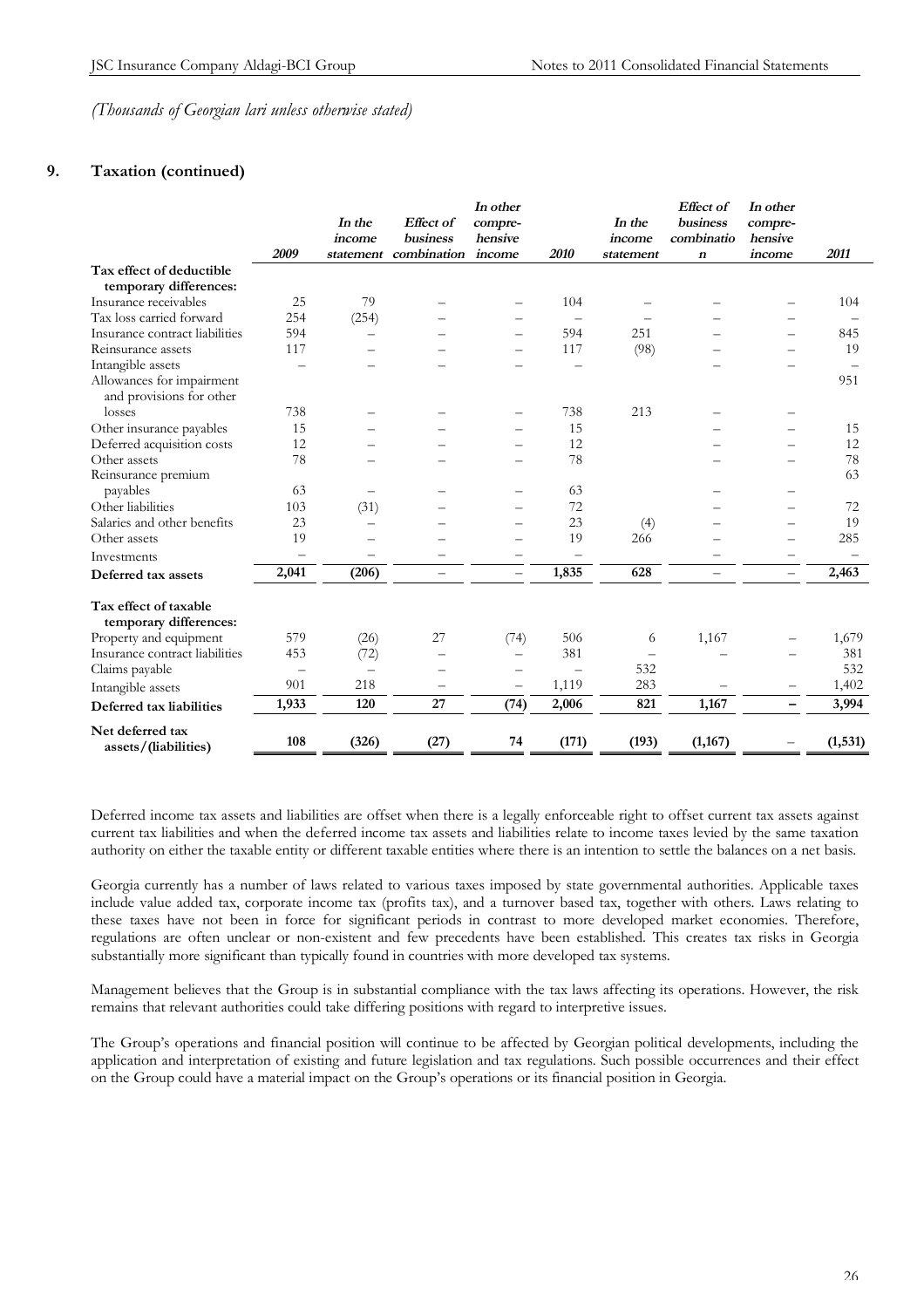*(Thousands of Georgian lari unless otherwise stated)*

## 9. Taxation (continued)

| | 2009 | In the income statement | Effect of business combination | In other compre-hensive income | 2010 | In the income statement | Effect of business combination | In other compre-hensive income | 2011 |
|---|---|---|---|---|---|---|---|---|---|
| **Tax effect of deductible temporary differences:** | | | | | | | | | |
| Insurance receivables | 25 | 79 | – | – | 104 | – | – | – | 104 |
| Tax loss carried forward | 254 | (254) | – | – | – | – | – | – | – |
| Insurance contract liabilities | 594 | – | – | – | 594 | 251 | – | – | 845 |
| Reinsurance assets | 117 | – | – | – | 117 | (98) | – | – | 19 |
| Intangible assets | – | – | – | – | – | | – | – | – |
| Allowances for impairment and provisions for other losses | 738 | – | – | – | 738 | 213 | – | – | 951 |
| Other insurance payables | 15 | – | – | – | 15 | | – | – | 15 |
| Deferred acquisition costs | 12 | – | – | – | 12 | | – | – | 12 |
| Other assets | 78 | – | – | – | 78 | | – | – | 78 |
| Reinsurance premium payables | 63 | – | – | – | 63 | | – | – | 63 |
| Other liabilities | 103 | (31) | – | – | 72 | | – | – | 72 |
| Salaries and other benefits | 23 | – | – | – | 23 | (4) | – | – | 19 |
| Other assets | 19 | – | – | – | 19 | 266 | – | – | 285 |
| Investments | – | – | – | – | – | | – | – | – |
| **Deferred tax assets** | **2,041** | **(206)** | **–** | **–** | **1,835** | **628** | **–** | **–** | **2,463** |
| **Tax effect of taxable temporary differences:** | | | | | | | | | |
| Property and equipment | 579 | (26) | 27 | (74) | 506 | 6 | 1,167 | – | 1,679 |
| Insurance contract liabilities | 453 | (72) | – | – | 381 | – | – | – | 381 |
| Claims payable | – | – | – | – | – | 532 | | | 532 |
| Intangible assets | 901 | 218 | – | – | 1,119 | 283 | – | – | 1,402 |
| **Deferred tax liabilities** | **1,933** | **120** | **27** | **(74)** | **2,006** | **821** | **1,167** | **–** | **3,994** |
| **Net deferred tax assets/(liabilities)** | **108** | **(326)** | **(27)** | **74** | **(171)** | **(193)** | **(1,167)** | – | **(1,531)** |

Deferred income tax assets and liabilities are offset when there is a legally enforceable right to offset current tax assets against current tax liabilities and when the deferred income tax assets and liabilities relate to income taxes levied by the same taxation authority on either the taxable entity or different taxable entities where there is an intention to settle the balances on a net basis.

Georgia currently has a number of laws related to various taxes imposed by state governmental authorities. Applicable taxes include value added tax, corporate income tax (profits tax), and a turnover based tax, together with others. Laws relating to these taxes have not been in force for significant periods in contrast to more developed market economies. Therefore, regulations are often unclear or non-existent and few precedents have been established. This creates tax risks in Georgia substantially more significant than typically found in countries with more developed tax systems.

Management believes that the Group is in substantial compliance with the tax laws affecting its operations. However, the risk remains that relevant authorities could take differing positions with regard to interpretive issues.

The Group's operations and financial position will continue to be affected by Georgian political developments, including the application and interpretation of existing and future legislation and tax regulations. Such possible occurrences and their effect on the Group could have a material impact on the Group's operations or its financial position in Georgia.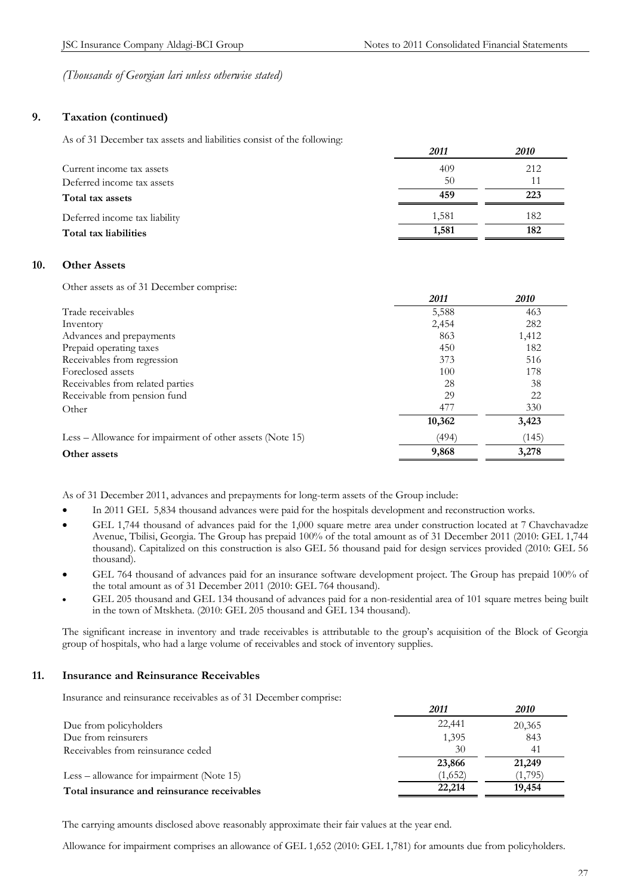*(Thousands of Georgian lari unless otherwise stated)*

## 9. Taxation (continued)

As of 31 December tax assets and liabilities consist of the following:

| | *2011* | *2010* |
|---|---|---|
| Current income tax assets | 409 | 212 |
| Deferred income tax assets | 50 | 11 |
| **Total tax assets** | **459** | **223** |
| Deferred income tax liability | 1,581 | 182 |
| **Total tax liabilities** | **1,581** | **182** |

## 10. Other Assets

Other assets as of 31 December comprise:

| | *2011* | *2010* |
|---|---|---|
| Trade receivables | 5,588 | 463 |
| Inventory | 2,454 | 282 |
| Advances and prepayments | 863 | 1,412 |
| Prepaid operating taxes | 450 | 182 |
| Receivables from regression | 373 | 516 |
| Foreclosed assets | 100 | 178 |
| Receivables from related parties | 28 | 38 |
| Receivable from pension fund | 29 | 22 |
| Other | 477 | 330 |
| | **10,362** | **3,423** |
| Less – Allowance for impairment of other assets (Note 15) | (494) | (145) |
| **Other assets** | **9,868** | **3,278** |

As of 31 December 2011, advances and prepayments for long-term assets of the Group include:

- In 2011 GEL 5,834 thousand advances were paid for the hospitals development and reconstruction works.
- GEL 1,744 thousand of advances paid for the 1,000 square metre area under construction located at 7 Chavchavadze Avenue, Tbilisi, Georgia. The Group has prepaid 100% of the total amount as of 31 December 2011 (2010: GEL 1,744 thousand). Capitalized on this construction is also GEL 56 thousand paid for design services provided (2010: GEL 56 thousand).
- GEL 764 thousand of advances paid for an insurance software development project. The Group has prepaid 100% of the total amount as of 31 December 2011 (2010: GEL 764 thousand).
- GEL 205 thousand and GEL 134 thousand of advances paid for a non-residential area of 101 square metres being built in the town of Mtskheta. (2010: GEL 205 thousand and GEL 134 thousand).

The significant increase in inventory and trade receivables is attributable to the group's acquisition of the Block of Georgia group of hospitals, who had a large volume of receivables and stock of inventory supplies.

## 11. Insurance and Reinsurance Receivables

Insurance and reinsurance receivables as of 31 December comprise:

| | *2011* | *2010* |
|---|---|---|
| Due from policyholders | 22,441 | 20,365 |
| Due from reinsurers | 1,395 | 843 |
| Receivables from reinsurance ceded | 30 | 41 |
| | **23,866** | **21,249** |
| Less – allowance for impairment (Note 15) | (1,652) | (1,795) |
| **Total insurance and reinsurance receivables** | **22,214** | **19,454** |

The carrying amounts disclosed above reasonably approximate their fair values at the year end.

Allowance for impairment comprises an allowance of GEL 1,652 (2010: GEL 1,781) for amounts due from policyholders.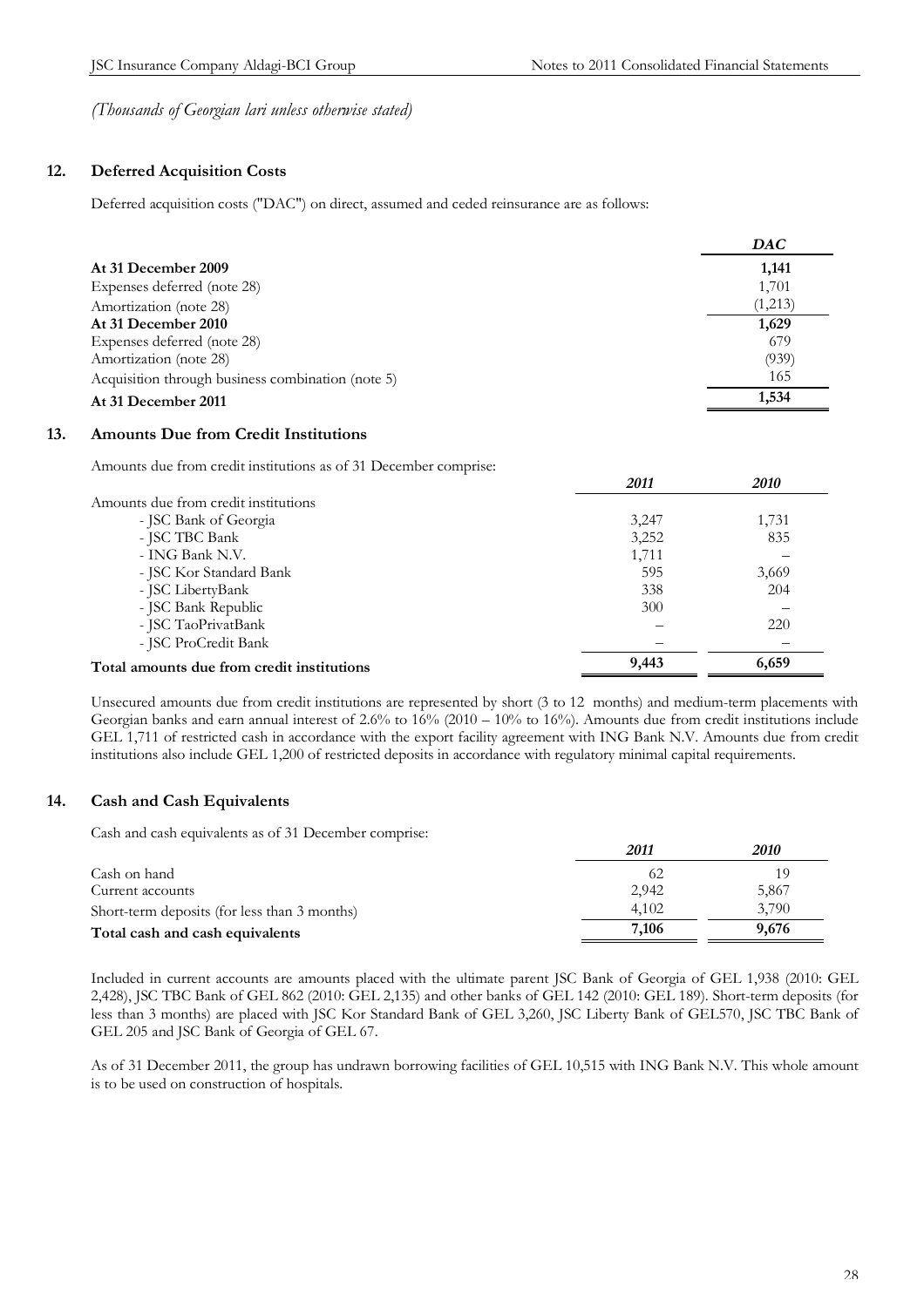*(Thousands of Georgian lari unless otherwise stated)*

## 12. Deferred Acquisition Costs

Deferred acquisition costs ("DAC") on direct, assumed and ceded reinsurance are as follows:

| | *DAC* |
|---|---|
| **At 31 December 2009** | **1,141** |
| Expenses deferred (note 28) | 1,701 |
| Amortization (note 28) | (1,213) |
| **At 31 December 2010** | **1,629** |
| Expenses deferred (note 28) | 679 |
| Amortization (note 28) | (939) |
| Acquisition through business combination (note 5) | 165 |
| **At 31 December 2011** | **1,534** |

## 13. Amounts Due from Credit Institutions

Amounts due from credit institutions as of 31 December comprise:

| | *2011* | *2010* |
|---|---|---|
| Amounts due from credit institutions | | |
| - JSC Bank of Georgia | 3,247 | 1,731 |
| - JSC TBC Bank | 3,252 | 835 |
| - ING Bank N.V. | 1,711 | – |
| - JSC Kor Standard Bank | 595 | 3,669 |
| - JSC LibertyBank | 338 | 204 |
| - JSC Bank Republic | 300 | – |
| - JSC TaoPrivatBank | – | 220 |
| - JSC ProCredit Bank | – | – |
| **Total amounts due from credit institutions** | **9,443** | **6,659** |

Unsecured amounts due from credit institutions are represented by short (3 to 12 months) and medium-term placements with Georgian banks and earn annual interest of 2.6% to 16% (2010 – 10% to 16%). Amounts due from credit institutions include GEL 1,711 of restricted cash in accordance with the export facility agreement with ING Bank N.V. Amounts due from credit institutions also include GEL 1,200 of restricted deposits in accordance with regulatory minimal capital requirements.

## 14. Cash and Cash Equivalents

Cash and cash equivalents as of 31 December comprise:

| | *2011* | *2010* |
|---|---|---|
| Cash on hand | 62 | 19 |
| Current accounts | 2,942 | 5,867 |
| Short-term deposits (for less than 3 months) | 4,102 | 3,790 |
| **Total cash and cash equivalents** | **7,106** | **9,676** |

Included in current accounts are amounts placed with the ultimate parent JSC Bank of Georgia of GEL 1,938 (2010: GEL 2,428), JSC TBC Bank of GEL 862 (2010: GEL 2,135) and other banks of GEL 142 (2010: GEL 189). Short-term deposits (for less than 3 months) are placed with JSC Kor Standard Bank of GEL 3,260, JSC Liberty Bank of GEL570, JSC TBC Bank of GEL 205 and JSC Bank of Georgia of GEL 67.

As of 31 December 2011, the group has undrawn borrowing facilities of GEL 10,515 with ING Bank N.V. This whole amount is to be used on construction of hospitals.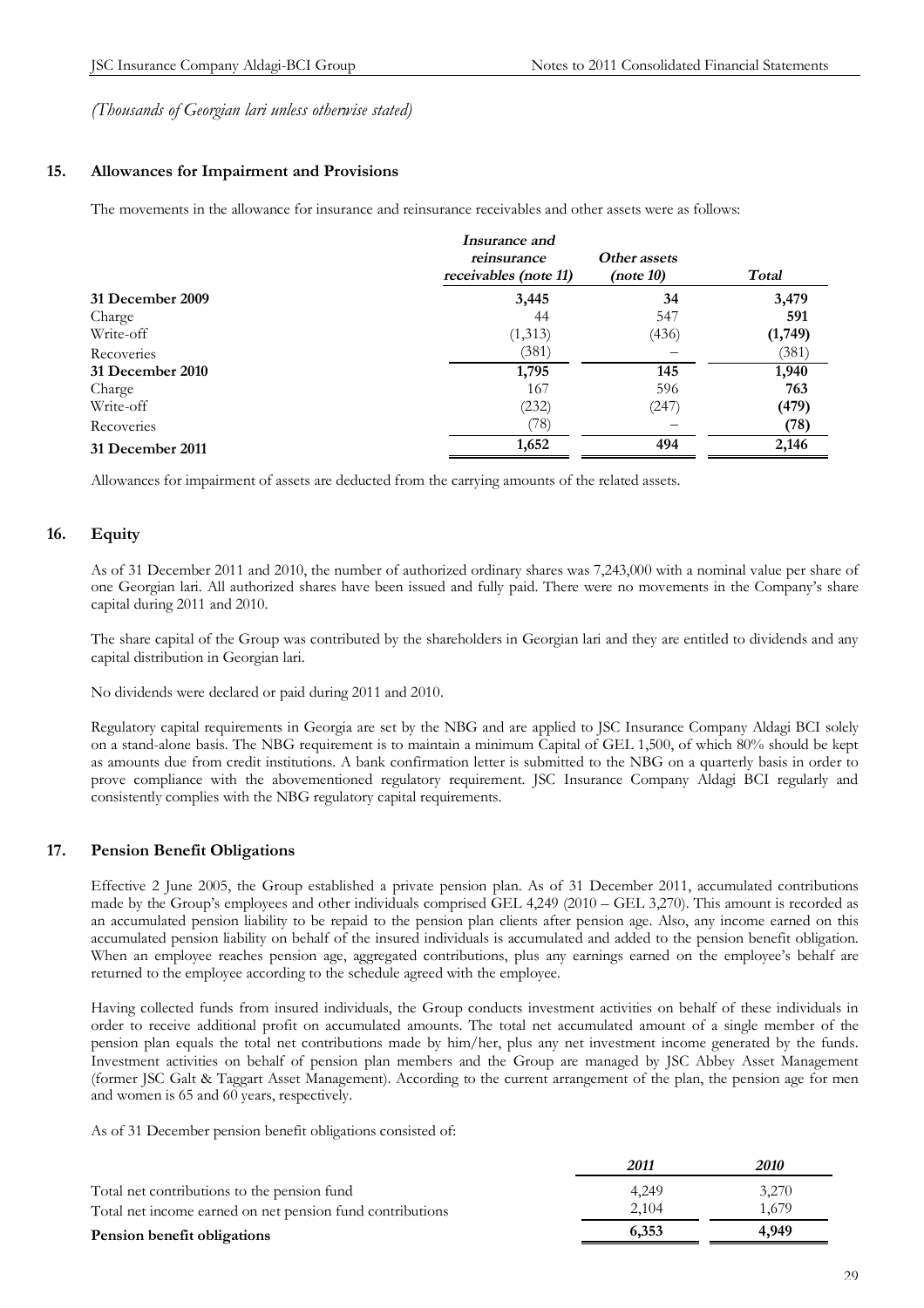*(Thousands of Georgian lari unless otherwise stated)*

## 15. Allowances for Impairment and Provisions

The movements in the allowance for insurance and reinsurance receivables and other assets were as follows:

| | *Insurance and reinsurance receivables (note 11)* | *Other assets (note 10)* | *Total* |
|---|---|---|---|
| **31 December 2009** | **3,445** | **34** | **3,479** |
| Charge | 44 | 547 | **591** |
| Write-off | (1,313) | (436) | **(1,749)** |
| Recoveries | (381) | – | (381) |
| **31 December 2010** | **1,795** | **145** | **1,940** |
| Charge | 167 | 596 | **763** |
| Write-off | (232) | (247) | **(479)** |
| Recoveries | (78) | – | **(78)** |
| **31 December 2011** | **1,652** | **494** | **2,146** |

Allowances for impairment of assets are deducted from the carrying amounts of the related assets.

## 16. Equity

As of 31 December 2011 and 2010, the number of authorized ordinary shares was 7,243,000 with a nominal value per share of one Georgian lari. All authorized shares have been issued and fully paid. There were no movements in the Company's share capital during 2011 and 2010.

The share capital of the Group was contributed by the shareholders in Georgian lari and they are entitled to dividends and any capital distribution in Georgian lari.

No dividends were declared or paid during 2011 and 2010.

Regulatory capital requirements in Georgia are set by the NBG and are applied to JSC Insurance Company Aldagi BCI solely on a stand-alone basis. The NBG requirement is to maintain a minimum Capital of GEL 1,500, of which 80% should be kept as amounts due from credit institutions. A bank confirmation letter is submitted to the NBG on a quarterly basis in order to prove compliance with the abovementioned regulatory requirement. JSC Insurance Company Aldagi BCI regularly and consistently complies with the NBG regulatory capital requirements.

## 17. Pension Benefit Obligations

Effective 2 June 2005, the Group established a private pension plan. As of 31 December 2011, accumulated contributions made by the Group's employees and other individuals comprised GEL 4,249 (2010 – GEL 3,270). This amount is recorded as an accumulated pension liability to be repaid to the pension plan clients after pension age. Also, any income earned on this accumulated pension liability on behalf of the insured individuals is accumulated and added to the pension benefit obligation. When an employee reaches pension age, aggregated contributions, plus any earnings earned on the employee's behalf are returned to the employee according to the schedule agreed with the employee.

Having collected funds from insured individuals, the Group conducts investment activities on behalf of these individuals in order to receive additional profit on accumulated amounts. The total net accumulated amount of a single member of the pension plan equals the total net contributions made by him/her, plus any net investment income generated by the funds. Investment activities on behalf of pension plan members and the Group are managed by JSC Abbey Asset Management (former JSC Galt & Taggart Asset Management). According to the current arrangement of the plan, the pension age for men and women is 65 and 60 years, respectively.

As of 31 December pension benefit obligations consisted of:

| | *2011* | *2010* |
|---|---|---|
| Total net contributions to the pension fund | 4,249 | 3,270 |
| Total net income earned on net pension fund contributions | 2,104 | 1,679 |
| **Pension benefit obligations** | **6,353** | **4,949** |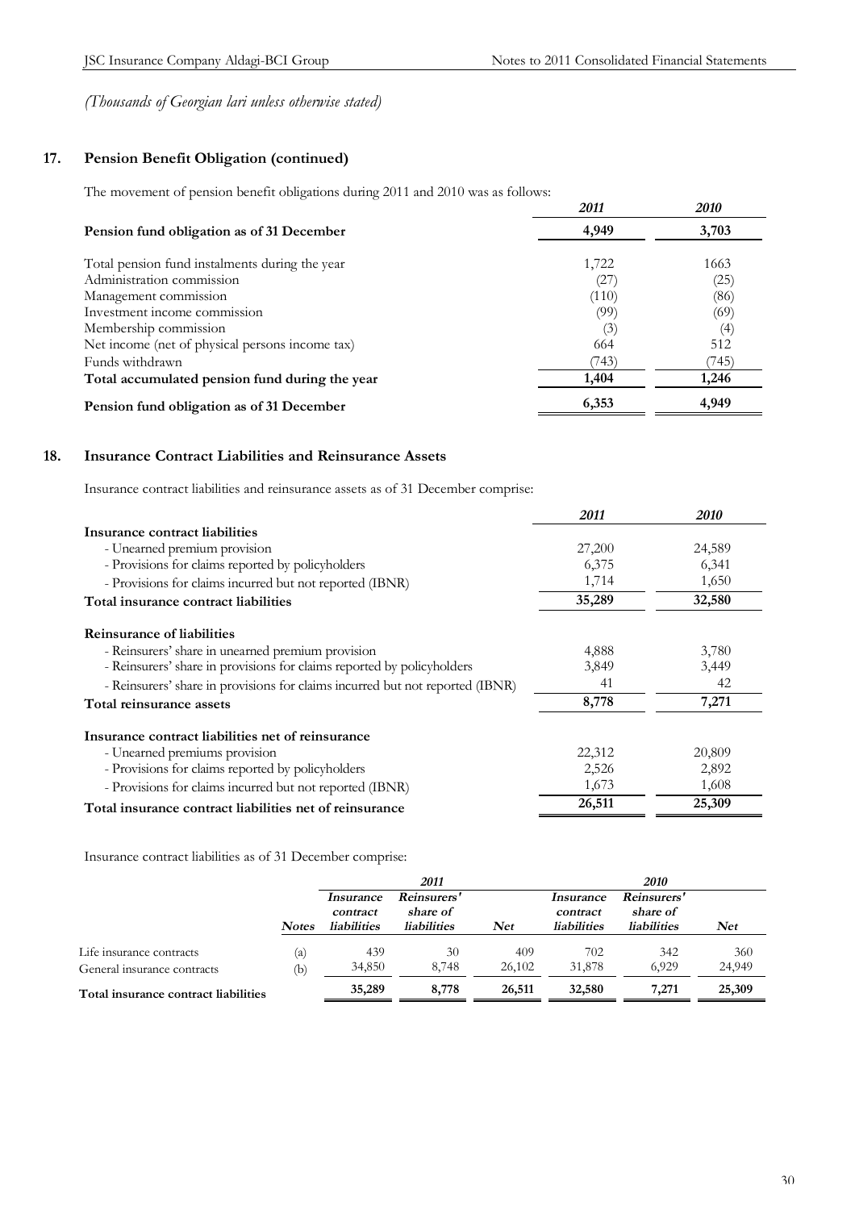*(Thousands of Georgian lari unless otherwise stated)*

## 17. Pension Benefit Obligation (continued)

The movement of pension benefit obligations during 2011 and 2010 was as follows:

| | *2011* | *2010* |
|---|---|---|
| **Pension fund obligation as of 31 December** | **4,949** | **3,703** |
| Total pension fund instalments during the year | 1,722 | 1663 |
| Administration commission | (27) | (25) |
| Management commission | (110) | (86) |
| Investment income commission | (99) | (69) |
| Membership commission | (3) | (4) |
| Net income (net of physical persons income tax) | 664 | 512 |
| Funds withdrawn | (743) | (745) |
| **Total accumulated pension fund during the year** | **1,404** | **1,246** |
| **Pension fund obligation as of 31 December** | **6,353** | **4,949** |

## 18. Insurance Contract Liabilities and Reinsurance Assets

Insurance contract liabilities and reinsurance assets as of 31 December comprise:

| | *2011* | *2010* |
|---|---|---|
| **Insurance contract liabilities** | | |
| - Unearned premium provision | 27,200 | 24,589 |
| - Provisions for claims reported by policyholders | 6,375 | 6,341 |
| - Provisions for claims incurred but not reported (IBNR) | 1,714 | 1,650 |
| **Total insurance contract liabilities** | **35,289** | **32,580** |
| **Reinsurance of liabilities** | | |
| - Reinsurers' share in unearned premium provision | 4,888 | 3,780 |
| - Reinsurers' share in provisions for claims reported by policyholders | 3,849 | 3,449 |
| - Reinsurers' share in provisions for claims incurred but not reported (IBNR) | 41 | 42 |
| **Total reinsurance assets** | **8,778** | **7,271** |
| **Insurance contract liabilities net of reinsurance** | | |
| - Unearned premiums provision | 22,312 | 20,809 |
| - Provisions for claims reported by policyholders | 2,526 | 2,892 |
| - Provisions for claims incurred but not reported (IBNR) | 1,673 | 1,608 |
| **Total insurance contract liabilities net of reinsurance** | **26,511** | **25,309** |

Insurance contract liabilities as of 31 December comprise:

| | | *2011* | | | *2010* | | |
|---|---|---|---|---|---|---|---|
| | *Notes* | *Insurance contract liabilities* | *Reinsurers' share of liabilities* | *Net* | *Insurance contract liabilities* | *Reinsurers' share of liabilities* | *Net* |
| Life insurance contracts | (a) | 439 | 30 | 409 | 702 | 342 | 360 |
| General insurance contracts | (b) | 34,850 | 8,748 | 26,102 | 31,878 | 6,929 | 24,949 |
| **Total insurance contract liabilities** | | **35,289** | **8,778** | **26,511** | **32,580** | **7,271** | **25,309** |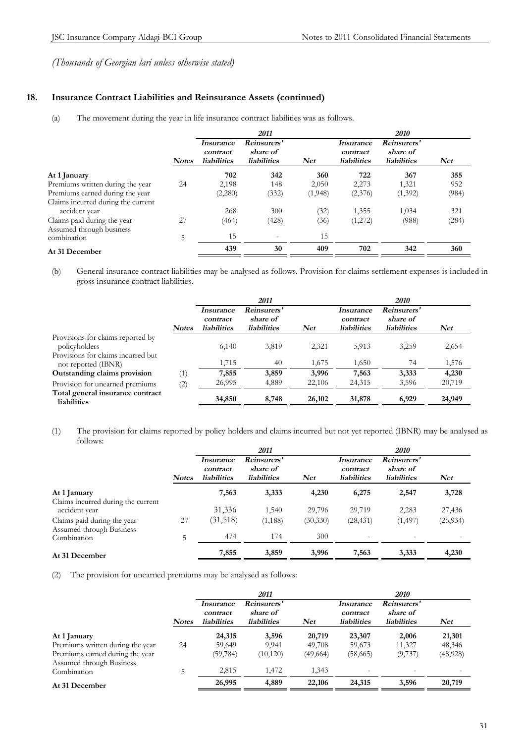*(Thousands of Georgian lari unless otherwise stated)*

## 18. Insurance Contract Liabilities and Reinsurance Assets (continued)

(a) The movement during the year in life insurance contract liabilities was as follows.

| | | 2011 | | | 2010 | | |
|---|---|---|---|---|---|---|---|
| | *Notes* | *Insurance contract liabilities* | *Reinsurers' share of liabilities* | *Net* | *Insurance contract liabilities* | *Reinsurers' share of liabilities* | *Net* |
| **At 1 January** | | **702** | **342** | **360** | **722** | **367** | **355** |
| Premiums written during the year | 24 | 2,198 | 148 | 2,050 | 2,273 | 1,321 | 952 |
| Premiums earned during the year | | (2,280) | (332) | (1,948) | (2,376) | (1,392) | (984) |
| Claims incurred during the current accident year | | 268 | 300 | (32) | 1,355 | 1,034 | 321 |
| Claims paid during the year | 27 | (464) | (428) | (36) | (1,272) | (988) | (284) |
| Assumed through business combination | 5 | 15 | - | 15 | | | |
| **At 31 December** | | **439** | **30** | **409** | **702** | **342** | **360** |

(b) General insurance contract liabilities may be analysed as follows. Provision for claims settlement expenses is included in gross insurance contract liabilities.

| | | 2011 | | | 2010 | | |
|---|---|---|---|---|---|---|---|
| | *Notes* | *Insurance contract liabilities* | *Reinsurers' share of liabilities* | *Net* | *Insurance contract liabilities* | *Reinsurers' share of liabilities* | *Net* |
| Provisions for claims reported by policyholders | | 6,140 | 3,819 | 2,321 | 5,913 | 3,259 | 2,654 |
| Provisions for claims incurred but not reported (IBNR) | | 1,715 | 40 | 1,675 | 1,650 | 74 | 1,576 |
| **Outstanding claims provision** | (1) | **7,855** | **3,859** | **3,996** | **7,563** | **3,333** | **4,230** |
| Provision for unearned premiums | (2) | 26,995 | 4,889 | 22,106 | 24,315 | 3,596 | 20,719 |
| **Total general insurance contract liabilities** | | **34,850** | **8,748** | **26,102** | **31,878** | **6,929** | **24,949** |

(1) The provision for claims reported by policy holders and claims incurred but not yet reported (IBNR) may be analysed as follows:

| | | 2011 | | | 2010 | | |
|---|---|---|---|---|---|---|---|
| | *Notes* | *Insurance contract liabilities* | *Reinsurers' share of liabilities* | *Net* | *Insurance contract liabilities* | *Reinsurers' share of liabilities* | *Net* |
| **At 1 January** | | **7,563** | **3,333** | **4,230** | **6,275** | **2,547** | **3,728** |
| Claims incurred during the current accident year | | 31,336 | 1,540 | 29,796 | 29,719 | 2,283 | 27,436 |
| Claims paid during the year | 27 | (31,518) | (1,188) | (30,330) | (28,431) | (1,497) | (26,934) |
| Assumed through Business Combination | 5 | 474 | 174 | 300 | - | - | - |
| **At 31 December** | | **7,855** | **3,859** | **3,996** | **7,563** | **3,333** | **4,230** |

(2) The provision for unearned premiums may be analysed as follows:

| | | 2011 | | | 2010 | | |
|---|---|---|---|---|---|---|---|
| | *Notes* | *Insurance contract liabilities* | *Reinsurers' share of liabilities* | *Net* | *Insurance contract liabilities* | *Reinsurers' share of liabilities* | *Net* |
| **At 1 January** | | **24,315** | **3,596** | **20,719** | **23,307** | **2,006** | **21,301** |
| Premiums written during the year | 24 | 59,649 | 9,941 | 49,708 | 59,673 | 11,327 | 48,346 |
| Premiums earned during the year | | (59,784) | (10,120) | (49,664) | (58,665) | (9,737) | (48,928) |
| Assumed through Business Combination | 5 | 2,815 | 1,472 | 1,343 | - | - | - |
| **At 31 December** | | **26,995** | **4,889** | **22,106** | **24,315** | **3,596** | **20,719** |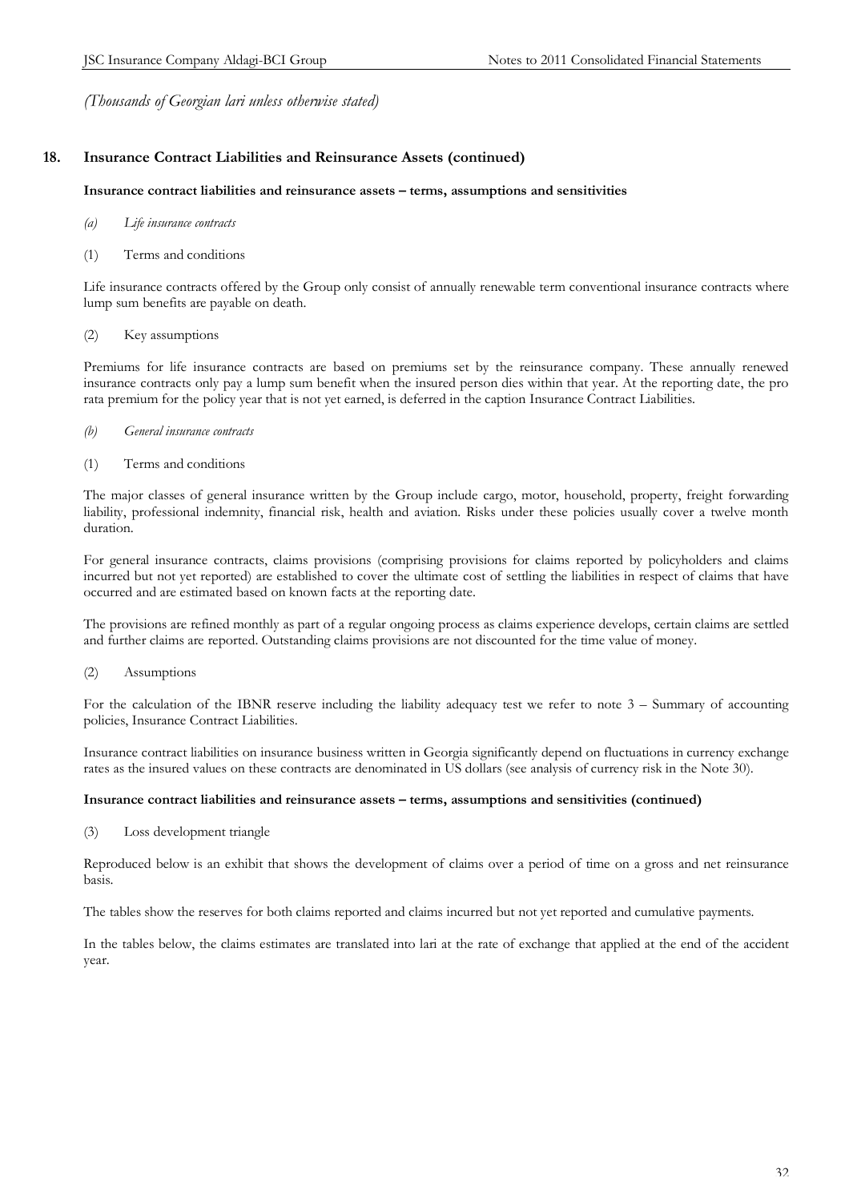*(Thousands of Georgian lari unless otherwise stated)*

## 18. Insurance Contract Liabilities and Reinsurance Assets (continued)

**Insurance contract liabilities and reinsurance assets – terms, assumptions and sensitivities**

*(a) Life insurance contracts*

(1) Terms and conditions

Life insurance contracts offered by the Group only consist of annually renewable term conventional insurance contracts where lump sum benefits are payable on death.

(2) Key assumptions

Premiums for life insurance contracts are based on premiums set by the reinsurance company. These annually renewed insurance contracts only pay a lump sum benefit when the insured person dies within that year. At the reporting date, the pro rata premium for the policy year that is not yet earned, is deferred in the caption Insurance Contract Liabilities.

*(b) General insurance contracts*

(1) Terms and conditions

The major classes of general insurance written by the Group include cargo, motor, household, property, freight forwarding liability, professional indemnity, financial risk, health and aviation. Risks under these policies usually cover a twelve month duration.

For general insurance contracts, claims provisions (comprising provisions for claims reported by policyholders and claims incurred but not yet reported) are established to cover the ultimate cost of settling the liabilities in respect of claims that have occurred and are estimated based on known facts at the reporting date.

The provisions are refined monthly as part of a regular ongoing process as claims experience develops, certain claims are settled and further claims are reported. Outstanding claims provisions are not discounted for the time value of money.

(2) Assumptions

For the calculation of the IBNR reserve including the liability adequacy test we refer to note 3 – Summary of accounting policies, Insurance Contract Liabilities.

Insurance contract liabilities on insurance business written in Georgia significantly depend on fluctuations in currency exchange rates as the insured values on these contracts are denominated in US dollars (see analysis of currency risk in the Note 30).

**Insurance contract liabilities and reinsurance assets – terms, assumptions and sensitivities (continued)**

(3) Loss development triangle

Reproduced below is an exhibit that shows the development of claims over a period of time on a gross and net reinsurance basis.

The tables show the reserves for both claims reported and claims incurred but not yet reported and cumulative payments.

In the tables below, the claims estimates are translated into lari at the rate of exchange that applied at the end of the accident year.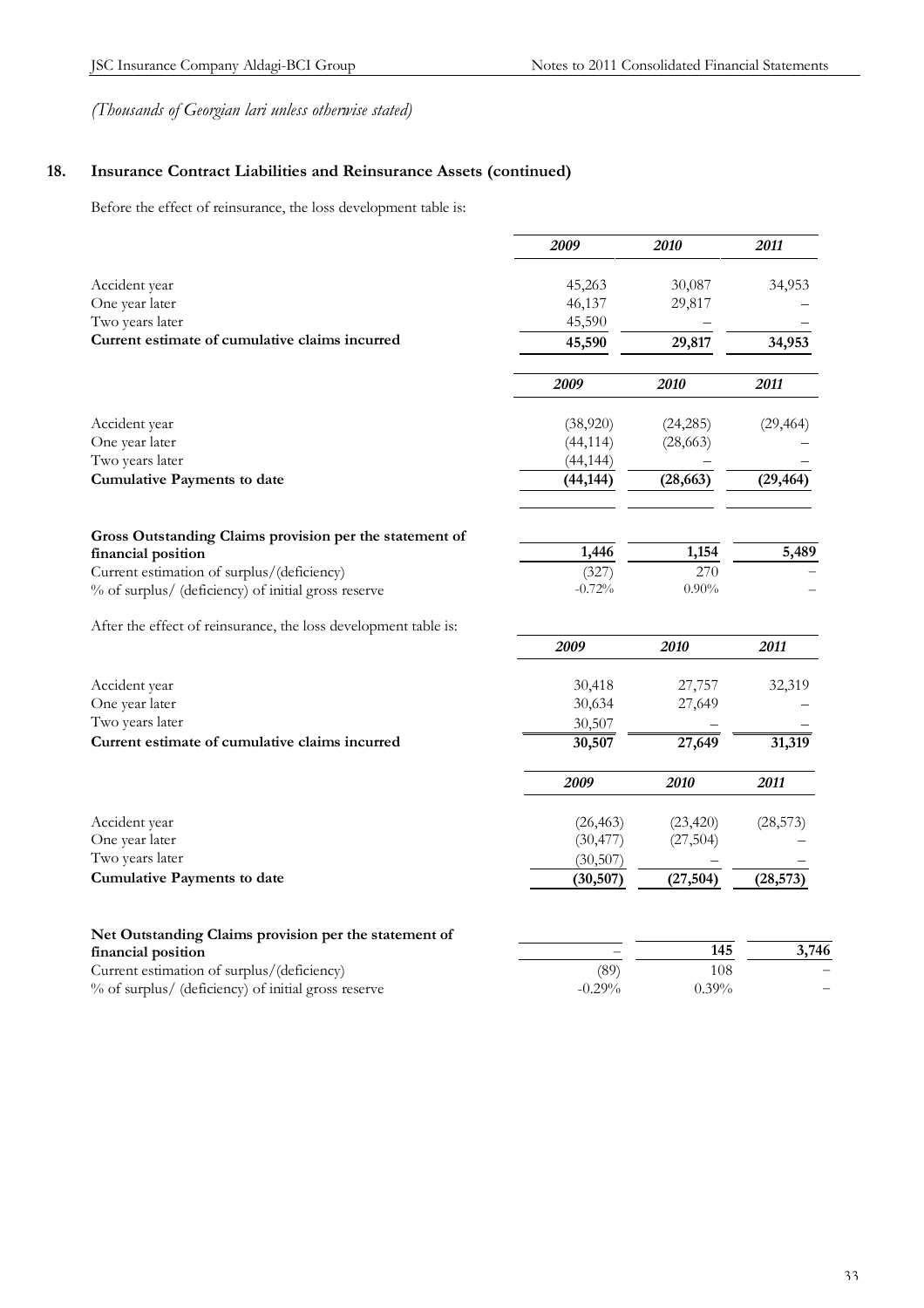*(Thousands of Georgian lari unless otherwise stated)*

## 18. Insurance Contract Liabilities and Reinsurance Assets (continued)

Before the effect of reinsurance, the loss development table is:

| | *2009* | *2010* | *2011* |
|---|---|---|---|
| Accident year | 45,263 | 30,087 | 34,953 |
| One year later | 46,137 | 29,817 | – |
| Two years later | 45,590 | – | – |
| **Current estimate of cumulative claims incurred** | **45,590** | **29,817** | **34,953** |

| | *2009* | *2010* | *2011* |
|---|---|---|---|
| Accident year | (38,920) | (24,285) | (29,464) |
| One year later | (44,114) | (28,663) | – |
| Two years later | (44,144) | – | – |
| **Cumulative Payments to date** | **(44,144)** | **(28,663)** | **(29,464)** |
| | | | |
| **Gross Outstanding Claims provision per the statement of financial position** | **1,446** | **1,154** | **5,489** |
| Current estimation of surplus/(deficiency) | (327) | 270 | – |
| % of surplus/ (deficiency) of initial gross reserve | -0.72% | 0.90% | – |

After the effect of reinsurance, the loss development table is:

| | *2009* | *2010* | *2011* |
|---|---|---|---|
| Accident year | 30,418 | 27,757 | 32,319 |
| One year later | 30,634 | 27,649 | – |
| Two years later | 30,507 | – | – |
| **Current estimate of cumulative claims incurred** | **30,507** | **27,649** | **31,319** |

| | *2009* | *2010* | *2011* |
|---|---|---|---|
| Accident year | (26,463) | (23,420) | (28,573) |
| One year later | (30,477) | (27,504) | – |
| Two years later | (30,507) | – | – |
| **Cumulative Payments to date** | **(30,507)** | **(27,504)** | **(28,573)** |
| | | | |
| **Net Outstanding Claims provision per the statement of financial position** | – | **145** | **3,746** |
| Current estimation of surplus/(deficiency) | (89) | 108 | – |
| % of surplus/ (deficiency) of initial gross reserve | -0.29% | 0.39% | – |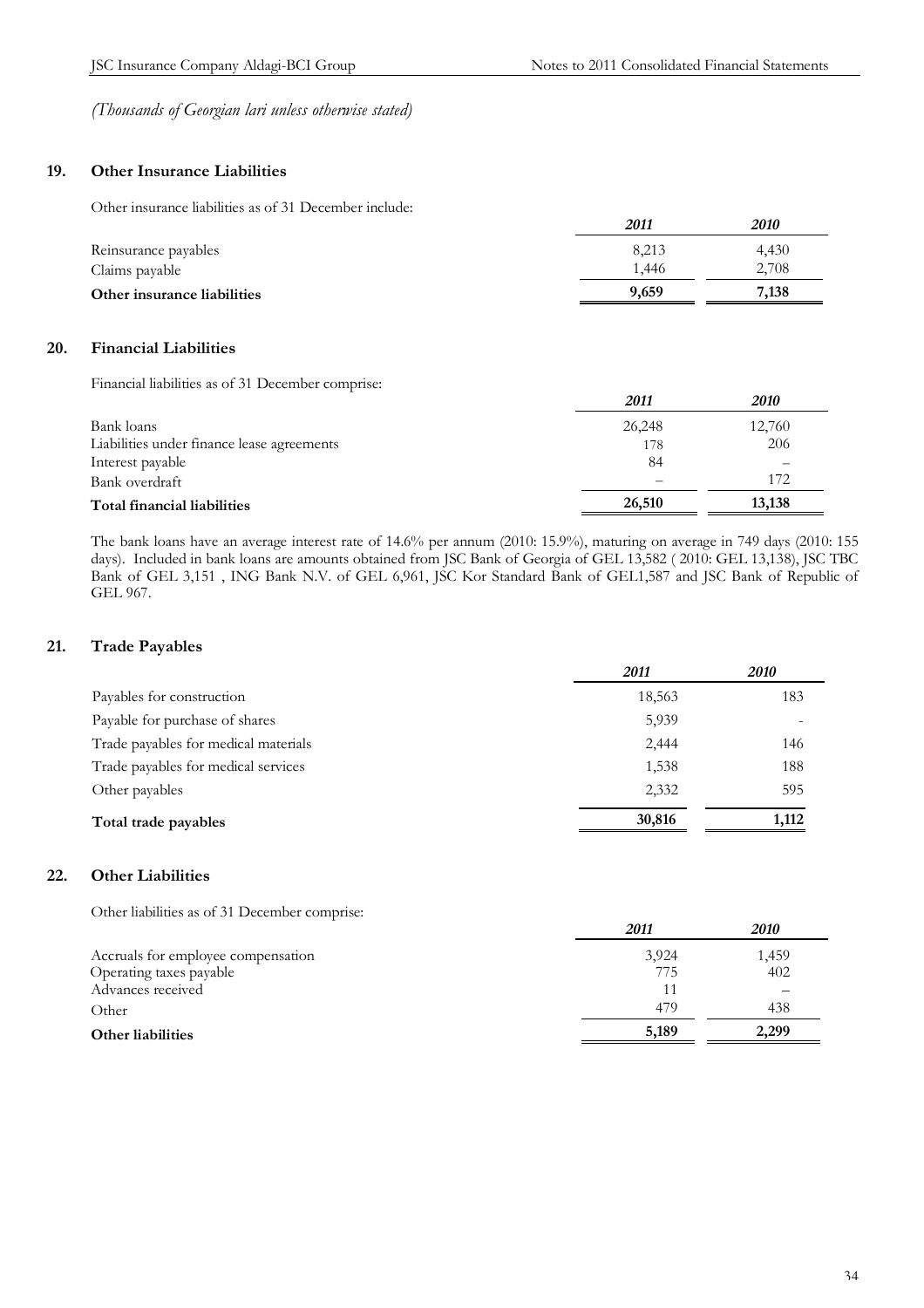*(Thousands of Georgian lari unless otherwise stated)*

## 19. Other Insurance Liabilities

Other insurance liabilities as of 31 December include:

| | *2011* | *2010* |
|---|---|---|
| Reinsurance payables | 8,213 | 4,430 |
| Claims payable | 1,446 | 2,708 |
| **Other insurance liabilities** | **9,659** | **7,138** |

## 20. Financial Liabilities

Financial liabilities as of 31 December comprise:

| | *2011* | *2010* |
|---|---|---|
| Bank loans | 26,248 | 12,760 |
| Liabilities under finance lease agreements | 178 | 206 |
| Interest payable | 84 | – |
| Bank overdraft | – | 172 |
| **Total financial liabilities** | **26,510** | **13,138** |

The bank loans have an average interest rate of 14.6% per annum (2010: 15.9%), maturing on average in 749 days (2010: 155 days). Included in bank loans are amounts obtained from JSC Bank of Georgia of GEL 13,582 ( 2010: GEL 13,138), JSC TBC Bank of GEL 3,151 , ING Bank N.V. of GEL 6,961, JSC Kor Standard Bank of GEL1,587 and JSC Bank of Republic of GEL 967.

## 21. Trade Payables

| | *2011* | *2010* |
|---|---|---|
| Payables for construction | 18,563 | 183 |
| Payable for purchase of shares | 5,939 | - |
| Trade payables for medical materials | 2,444 | 146 |
| Trade payables for medical services | 1,538 | 188 |
| Other payables | 2,332 | 595 |
| **Total trade payables** | **30,816** | **1,112** |

## 22. Other Liabilities

Other liabilities as of 31 December comprise:

| | *2011* | *2010* |
|---|---|---|
| Accruals for employee compensation | 3,924 | 1,459 |
| Operating taxes payable | 775 | 402 |
| Advances received | 11 | – |
| Other | 479 | 438 |
| **Other liabilities** | **5,189** | **2,299** |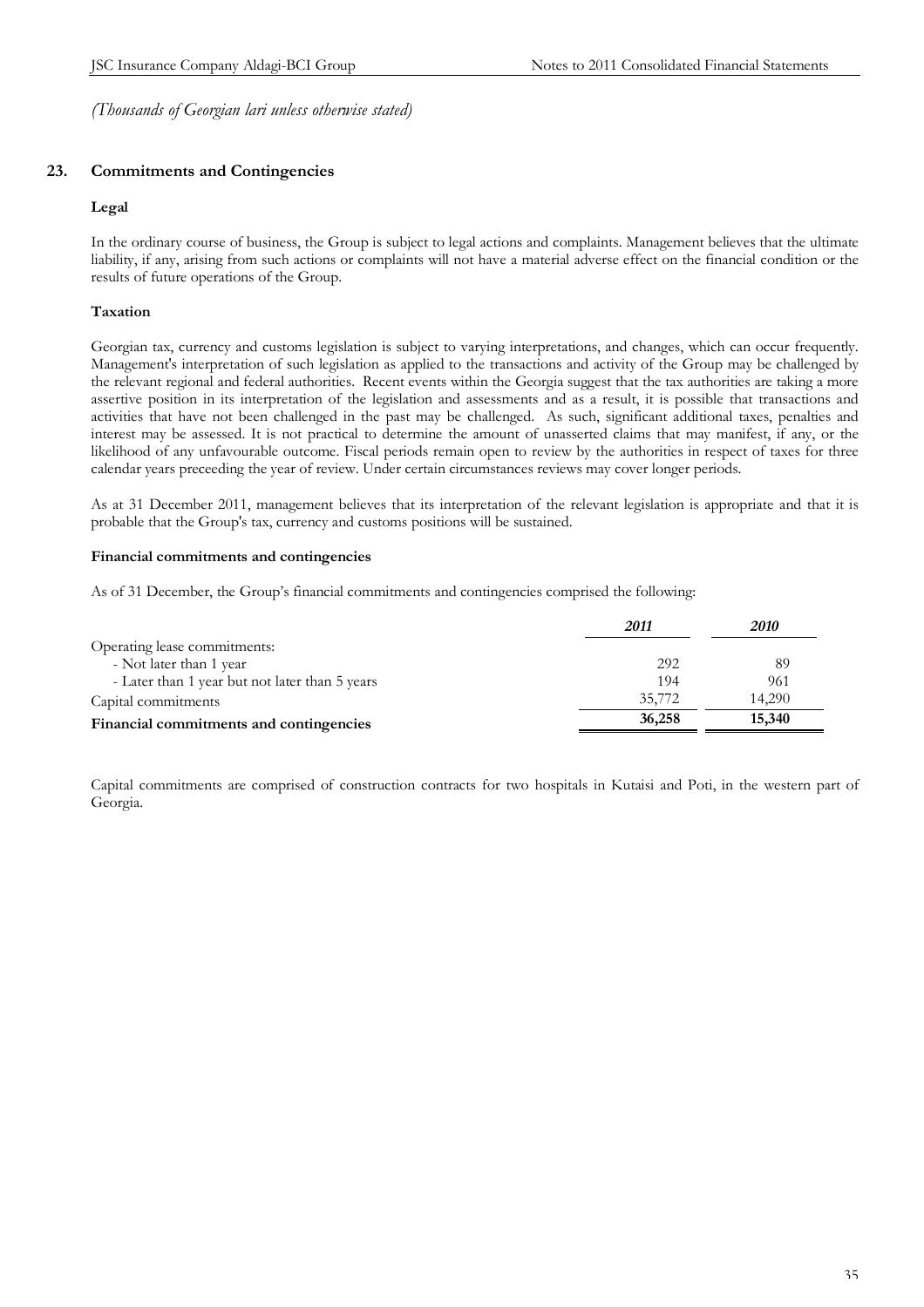*(Thousands of Georgian lari unless otherwise stated)*

## 23. Commitments and Contingencies

### Legal

In the ordinary course of business, the Group is subject to legal actions and complaints. Management believes that the ultimate liability, if any, arising from such actions or complaints will not have a material adverse effect on the financial condition or the results of future operations of the Group.

### Taxation

Georgian tax, currency and customs legislation is subject to varying interpretations, and changes, which can occur frequently. Management's interpretation of such legislation as applied to the transactions and activity of the Group may be challenged by the relevant regional and federal authorities. Recent events within the Georgia suggest that the tax authorities are taking a more assertive position in its interpretation of the legislation and assessments and as a result, it is possible that transactions and activities that have not been challenged in the past may be challenged. As such, significant additional taxes, penalties and interest may be assessed. It is not practical to determine the amount of unasserted claims that may manifest, if any, or the likelihood of any unfavourable outcome. Fiscal periods remain open to review by the authorities in respect of taxes for three calendar years preceeding the year of review. Under certain circumstances reviews may cover longer periods.

As at 31 December 2011, management believes that its interpretation of the relevant legislation is appropriate and that it is probable that the Group's tax, currency and customs positions will be sustained.

### Financial commitments and contingencies

As of 31 December, the Group's financial commitments and contingencies comprised the following:

| | *2011* | *2010* |
|---|---|---|
| Operating lease commitments: | | |
| - Not later than 1 year | 292 | 89 |
| - Later than 1 year but not later than 5 years | 194 | 961 |
| Capital commitments | 35,772 | 14,290 |
| **Financial commitments and contingencies** | **36,258** | **15,340** |

Capital commitments are comprised of construction contracts for two hospitals in Kutaisi and Poti, in the western part of Georgia.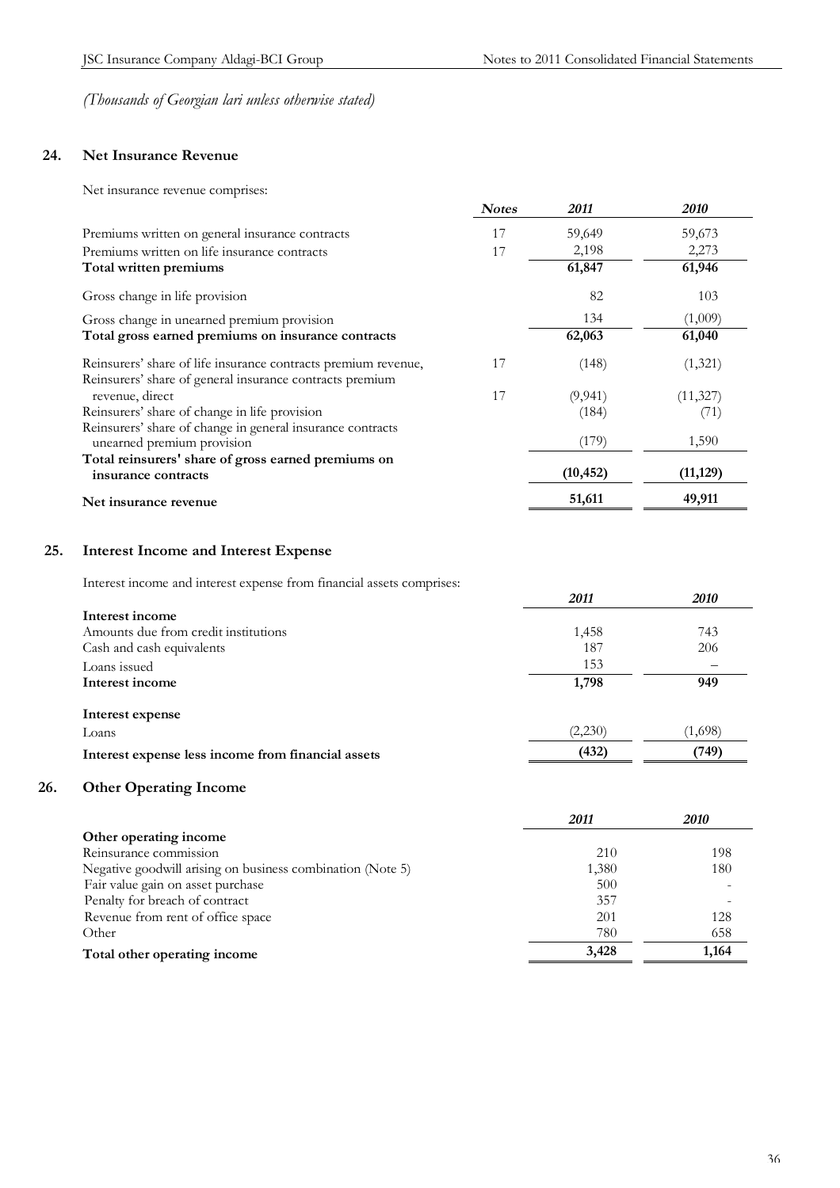*(Thousands of Georgian lari unless otherwise stated)*

## 24. Net Insurance Revenue

Net insurance revenue comprises:

| | *Notes* | *2011* | *2010* |
|---|---|---|---|
| Premiums written on general insurance contracts | 17 | 59,649 | 59,673 |
| Premiums written on life insurance contracts | 17 | 2,198 | 2,273 |
| **Total written premiums** | | **61,847** | **61,946** |
| Gross change in life provision | | 82 | 103 |
| Gross change in unearned premium provision | | 134 | (1,009) |
| **Total gross earned premiums on insurance contracts** | | **62,063** | **61,040** |
| Reinsurers' share of life insurance contracts premium revenue, | 17 | (148) | (1,321) |
| Reinsurers' share of general insurance contracts premium revenue, direct | 17 | (9,941) | (11,327) |
| Reinsurers' share of change in life provision | | (184) | (71) |
| Reinsurers' share of change in general insurance contracts unearned premium provision | | (179) | 1,590 |
| **Total reinsurers' share of gross earned premiums on insurance contracts** | | **(10,452)** | **(11,129)** |
| **Net insurance revenue** | | **51,611** | **49,911** |

## 25. Interest Income and Interest Expense

Interest income and interest expense from financial assets comprises:

| | *2011* | *2010* |
|---|---|---|
| **Interest income** | | |
| Amounts due from credit institutions | 1,458 | 743 |
| Cash and cash equivalents | 187 | 206 |
| Loans issued | 153 | – |
| **Interest income** | **1,798** | **949** |
| **Interest expense** | | |
| Loans | (2,230) | (1,698) |
| **Interest expense less income from financial assets** | **(432)** | **(749)** |

## 26. Other Operating Income

| | *2011* | *2010* |
|---|---|---|
| **Other operating income** | | |
| Reinsurance commission | 210 | 198 |
| Negative goodwill arising on business combination (Note 5) | 1,380 | 180 |
| Fair value gain on asset purchase | 500 | - |
| Penalty for breach of contract | 357 | - |
| Revenue from rent of office space | 201 | 128 |
| Other | 780 | 658 |
| **Total other operating income** | **3,428** | **1,164** |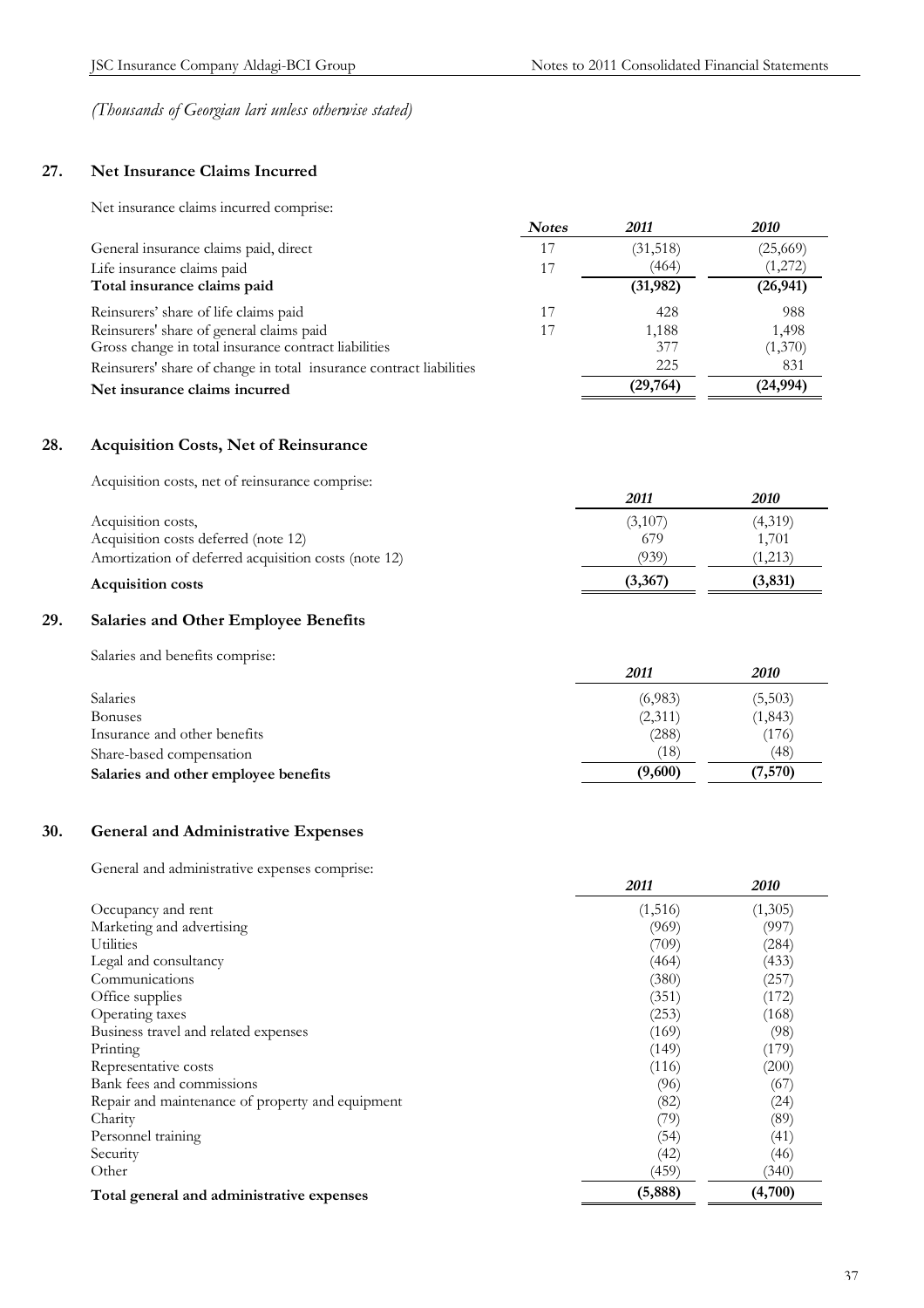*(Thousands of Georgian lari unless otherwise stated)*

## 27. Net Insurance Claims Incurred

Net insurance claims incurred comprise:

| | *Notes* | *2011* | *2010* |
|---|---|---|---|
| General insurance claims paid, direct | 17 | (31,518) | (25,669) |
| Life insurance claims paid | 17 | (464) | (1,272) |
| **Total insurance claims paid** | | **(31,982)** | **(26,941)** |
| Reinsurers' share of life claims paid | 17 | 428 | 988 |
| Reinsurers' share of general claims paid | 17 | 1,188 | 1,498 |
| Gross change in total insurance contract liabilities | | 377 | (1,370) |
| Reinsurers' share of change in total insurance contract liabilities | | 225 | 831 |
| **Net insurance claims incurred** | | **(29,764)** | **(24,994)** |

## 28. Acquisition Costs, Net of Reinsurance

Acquisition costs, net of reinsurance comprise:

| | *2011* | *2010* |
|---|---|---|
| Acquisition costs, | (3,107) | (4,319) |
| Acquisition costs deferred (note 12) | 679 | 1,701 |
| Amortization of deferred acquisition costs (note 12) | (939) | (1,213) |
| **Acquisition costs** | **(3,367)** | **(3,831)** |

## 29. Salaries and Other Employee Benefits

Salaries and benefits comprise:

| | *2011* | *2010* |
|---|---|---|
| Salaries | (6,983) | (5,503) |
| Bonuses | (2,311) | (1,843) |
| Insurance and other benefits | (288) | (176) |
| Share-based compensation | (18) | (48) |
| **Salaries and other employee benefits** | **(9,600)** | **(7,570)** |

## 30. General and Administrative Expenses

General and administrative expenses comprise:

| | *2011* | *2010* |
|---|---|---|
| Occupancy and rent | (1,516) | (1,305) |
| Marketing and advertising | (969) | (997) |
| Utilities | (709) | (284) |
| Legal and consultancy | (464) | (433) |
| Communications | (380) | (257) |
| Office supplies | (351) | (172) |
| Operating taxes | (253) | (168) |
| Business travel and related expenses | (169) | (98) |
| Printing | (149) | (179) |
| Representative costs | (116) | (200) |
| Bank fees and commissions | (96) | (67) |
| Repair and maintenance of property and equipment | (82) | (24) |
| Charity | (79) | (89) |
| Personnel training | (54) | (41) |
| Security | (42) | (46) |
| Other | (459) | (340) |
| **Total general and administrative expenses** | **(5,888)** | **(4,700)** |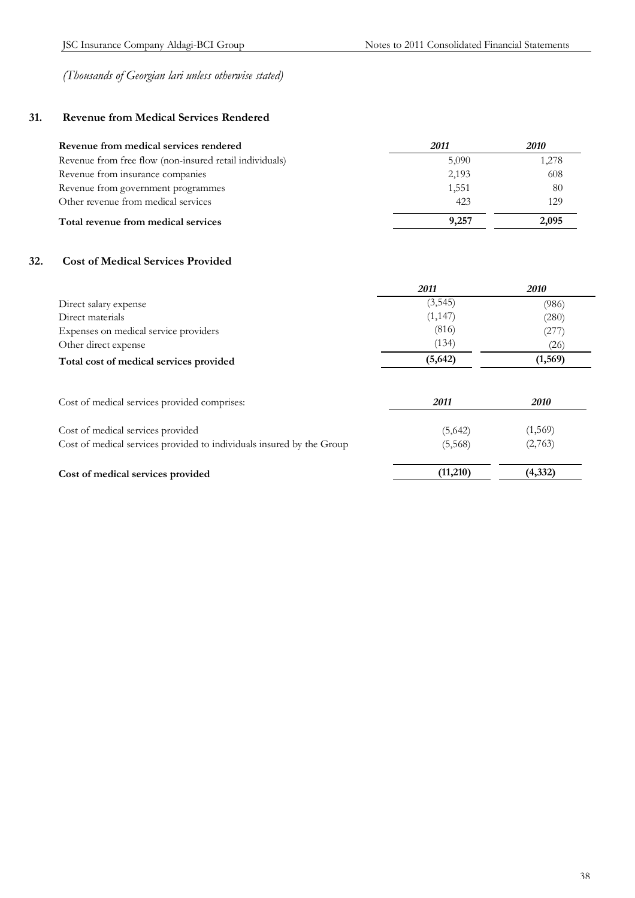*(Thousands of Georgian lari unless otherwise stated)*

## 31. Revenue from Medical Services Rendered

| Revenue from medical services rendered | 2011 | 2010 |
|---|---|---|
| Revenue from free flow (non-insured retail individuals) | 5,090 | 1,278 |
| Revenue from insurance companies | 2,193 | 608 |
| Revenue from government programmes | 1,551 | 80 |
| Other revenue from medical services | 423 | 129 |
| **Total revenue from medical services** | **9,257** | **2,095** |

## 32. Cost of Medical Services Provided

| | 2011 | 2010 |
|---|---|---|
| Direct salary expense | (3,545) | (986) |
| Direct materials | (1,147) | (280) |
| Expenses on medical service providers | (816) | (277) |
| Other direct expense | (134) | (26) |
| **Total cost of medical services provided** | **(5,642)** | **(1,569)** |

| Cost of medical services provided comprises: | 2011 | 2010 |
|---|---|---|
| Cost of medical services provided | (5,642) | (1,569) |
| Cost of medical services provided to individuals insured by the Group | (5,568) | (2,763) |
| **Cost of medical services provided** | **(11,210)** | **(4,332)** |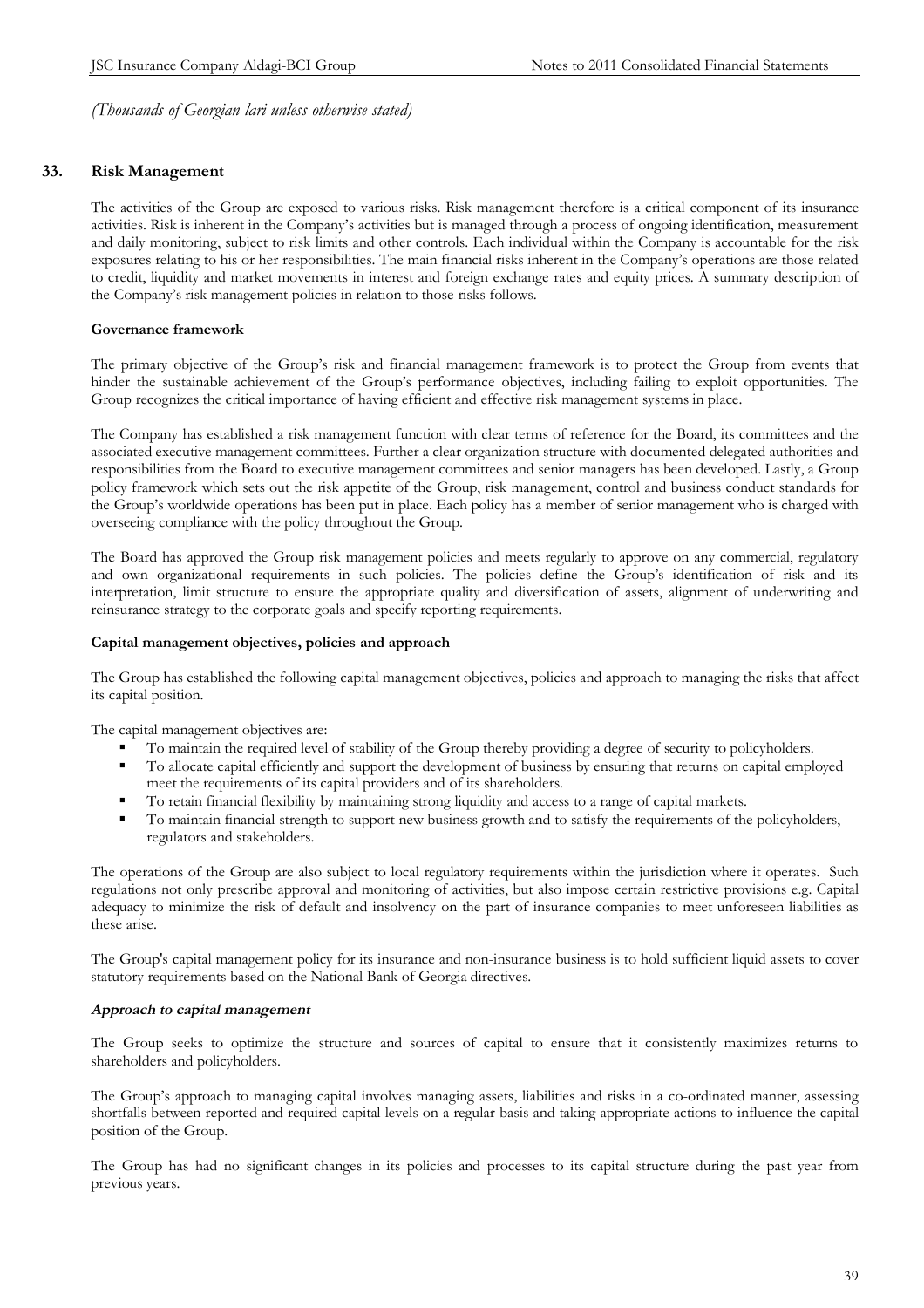*(Thousands of Georgian lari unless otherwise stated)*

## 33. Risk Management

The activities of the Group are exposed to various risks. Risk management therefore is a critical component of its insurance activities. Risk is inherent in the Company's activities but is managed through a process of ongoing identification, measurement and daily monitoring, subject to risk limits and other controls. Each individual within the Company is accountable for the risk exposures relating to his or her responsibilities. The main financial risks inherent in the Company's operations are those related to credit, liquidity and market movements in interest and foreign exchange rates and equity prices. A summary description of the Company's risk management policies in relation to those risks follows.

### Governance framework

The primary objective of the Group's risk and financial management framework is to protect the Group from events that hinder the sustainable achievement of the Group's performance objectives, including failing to exploit opportunities. The Group recognizes the critical importance of having efficient and effective risk management systems in place.

The Company has established a risk management function with clear terms of reference for the Board, its committees and the associated executive management committees. Further a clear organization structure with documented delegated authorities and responsibilities from the Board to executive management committees and senior managers has been developed. Lastly, a Group policy framework which sets out the risk appetite of the Group, risk management, control and business conduct standards for the Group's worldwide operations has been put in place. Each policy has a member of senior management who is charged with overseeing compliance with the policy throughout the Group.

The Board has approved the Group risk management policies and meets regularly to approve on any commercial, regulatory and own organizational requirements in such policies. The policies define the Group's identification of risk and its interpretation, limit structure to ensure the appropriate quality and diversification of assets, alignment of underwriting and reinsurance strategy to the corporate goals and specify reporting requirements.

### Capital management objectives, policies and approach

The Group has established the following capital management objectives, policies and approach to managing the risks that affect its capital position.

The capital management objectives are:

- To maintain the required level of stability of the Group thereby providing a degree of security to policyholders.
- To allocate capital efficiently and support the development of business by ensuring that returns on capital employed meet the requirements of its capital providers and of its shareholders.
- To retain financial flexibility by maintaining strong liquidity and access to a range of capital markets.
- To maintain financial strength to support new business growth and to satisfy the requirements of the policyholders, regulators and stakeholders.

The operations of the Group are also subject to local regulatory requirements within the jurisdiction where it operates. Such regulations not only prescribe approval and monitoring of activities, but also impose certain restrictive provisions e.g. Capital adequacy to minimize the risk of default and insolvency on the part of insurance companies to meet unforeseen liabilities as these arise.

The Group's capital management policy for its insurance and non-insurance business is to hold sufficient liquid assets to cover statutory requirements based on the National Bank of Georgia directives.

#### *Approach to capital management*

The Group seeks to optimize the structure and sources of capital to ensure that it consistently maximizes returns to shareholders and policyholders.

The Group's approach to managing capital involves managing assets, liabilities and risks in a co-ordinated manner, assessing shortfalls between reported and required capital levels on a regular basis and taking appropriate actions to influence the capital position of the Group.

The Group has had no significant changes in its policies and processes to its capital structure during the past year from previous years.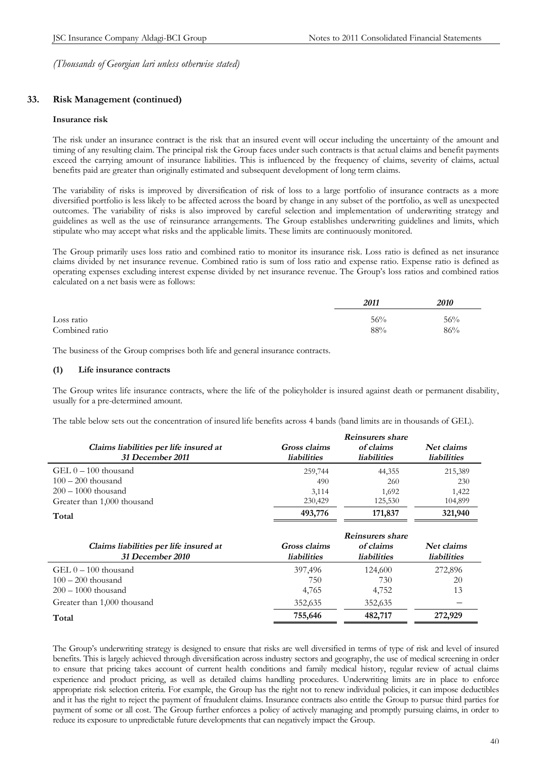*(Thousands of Georgian lari unless otherwise stated)*

## 33. Risk Management (continued)

### Insurance risk

The risk under an insurance contract is the risk that an insured event will occur including the uncertainty of the amount and timing of any resulting claim. The principal risk the Group faces under such contracts is that actual claims and benefit payments exceed the carrying amount of insurance liabilities. This is influenced by the frequency of claims, severity of claims, actual benefits paid are greater than originally estimated and subsequent development of long term claims.

The variability of risks is improved by diversification of risk of loss to a large portfolio of insurance contracts as a more diversified portfolio is less likely to be affected across the board by change in any subset of the portfolio, as well as unexpected outcomes. The variability of risks is also improved by careful selection and implementation of underwriting strategy and guidelines as well as the use of reinsurance arrangements. The Group establishes underwriting guidelines and limits, which stipulate who may accept what risks and the applicable limits. These limits are continuously monitored.

The Group primarily uses loss ratio and combined ratio to monitor its insurance risk. Loss ratio is defined as net insurance claims divided by net insurance revenue. Combined ratio is sum of loss ratio and expense ratio. Expense ratio is defined as operating expenses excluding interest expense divided by net insurance revenue. The Group's loss ratios and combined ratios calculated on a net basis were as follows:

| | *2011* | *2010* |
|---|---|---|
| Loss ratio | 56% | 56% |
| Combined ratio | 88% | 86% |

The business of the Group comprises both life and general insurance contracts.

#### (1) Life insurance contracts

The Group writes life insurance contracts, where the life of the policyholder is insured against death or permanent disability, usually for a pre-determined amount.

The table below sets out the concentration of insured life benefits across 4 bands (band limits are in thousands of GEL).

| *Claims liabilities per life insured at 31 December 2011* | *Gross claims liabilities* | *Reinsurers share of claims liabilities* | *Net claims liabilities* |
|---|---|---|---|
| GEL 0 – 100 thousand | 259,744 | 44,355 | 215,389 |
| 100 – 200 thousand | 490 | 260 | 230 |
| 200 – 1000 thousand | 3,114 | 1,692 | 1,422 |
| Greater than 1,000 thousand | 230,429 | 125,530 | 104,899 |
| **Total** | **493,776** | **171,837** | **321,940** |

| *Claims liabilities per life insured at 31 December 2010* | *Gross claims liabilities* | *Reinsurers share of claims liabilities* | *Net claims liabilities* |
|---|---|---|---|
| GEL 0 – 100 thousand | 397,496 | 124,600 | 272,896 |
| 100 – 200 thousand | 750 | 730 | 20 |
| 200 – 1000 thousand | 4,765 | 4,752 | 13 |
| Greater than 1,000 thousand | 352,635 | 352,635 | – |
| **Total** | **755,646** | **482,717** | **272,929** |

The Group's underwriting strategy is designed to ensure that risks are well diversified in terms of type of risk and level of insured benefits. This is largely achieved through diversification across industry sectors and geography, the use of medical screening in order to ensure that pricing takes account of current health conditions and family medical history, regular review of actual claims experience and product pricing, as well as detailed claims handling procedures. Underwriting limits are in place to enforce appropriate risk selection criteria. For example, the Group has the right not to renew individual policies, it can impose deductibles and it has the right to reject the payment of fraudulent claims. Insurance contracts also entitle the Group to pursue third parties for payment of some or all cost. The Group further enforces a policy of actively managing and promptly pursuing claims, in order to reduce its exposure to unpredictable future developments that can negatively impact the Group.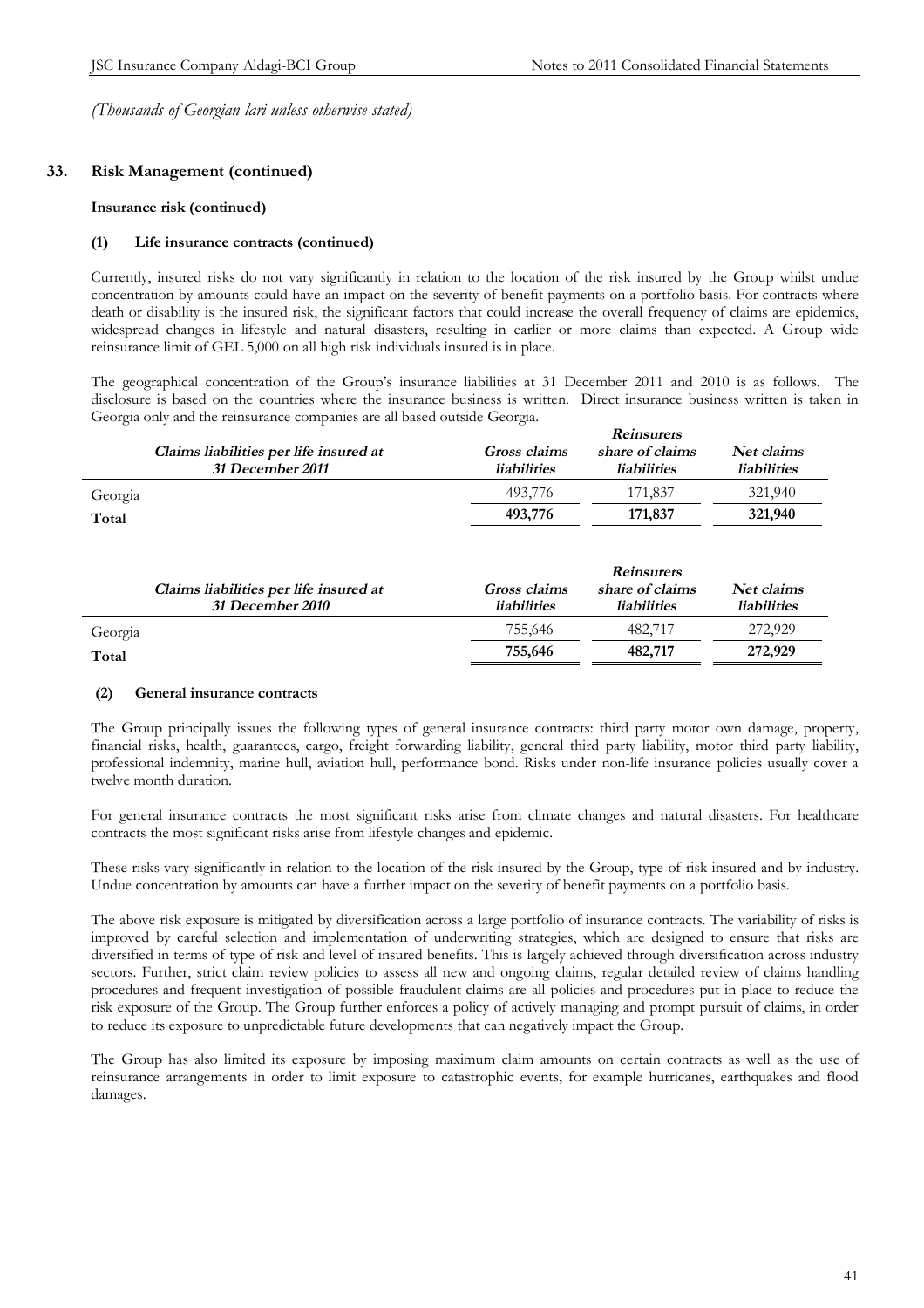*(Thousands of Georgian lari unless otherwise stated)*

## 33. Risk Management (continued)

### Insurance risk (continued)

#### (1) Life insurance contracts (continued)

Currently, insured risks do not vary significantly in relation to the location of the risk insured by the Group whilst undue concentration by amounts could have an impact on the severity of benefit payments on a portfolio basis. For contracts where death or disability is the insured risk, the significant factors that could increase the overall frequency of claims are epidemics, widespread changes in lifestyle and natural disasters, resulting in earlier or more claims than expected. A Group wide reinsurance limit of GEL 5,000 on all high risk individuals insured is in place.

The geographical concentration of the Group's insurance liabilities at 31 December 2011 and 2010 is as follows. The disclosure is based on the countries where the insurance business is written. Direct insurance business written is taken in Georgia only and the reinsurance companies are all based outside Georgia.

| *Claims liabilities per life insured at 31 December 2011* | *Gross claims liabilities* | *Reinsurers share of claims liabilities* | *Net claims liabilities* |
|---|---|---|---|
| Georgia | 493,776 | 171,837 | 321,940 |
| **Total** | **493,776** | **171,837** | **321,940** |

| *Claims liabilities per life insured at 31 December 2010* | *Gross claims liabilities* | *Reinsurers share of claims liabilities* | *Net claims liabilities* |
|---|---|---|---|
| Georgia | 755,646 | 482,717 | 272,929 |
| **Total** | **755,646** | **482,717** | **272,929** |

#### (2) General insurance contracts

The Group principally issues the following types of general insurance contracts: third party motor own damage, property, financial risks, health, guarantees, cargo, freight forwarding liability, general third party liability, motor third party liability, professional indemnity, marine hull, aviation hull, performance bond. Risks under non-life insurance policies usually cover a twelve month duration.

For general insurance contracts the most significant risks arise from climate changes and natural disasters. For healthcare contracts the most significant risks arise from lifestyle changes and epidemic.

These risks vary significantly in relation to the location of the risk insured by the Group, type of risk insured and by industry. Undue concentration by amounts can have a further impact on the severity of benefit payments on a portfolio basis.

The above risk exposure is mitigated by diversification across a large portfolio of insurance contracts. The variability of risks is improved by careful selection and implementation of underwriting strategies, which are designed to ensure that risks are diversified in terms of type of risk and level of insured benefits. This is largely achieved through diversification across industry sectors. Further, strict claim review policies to assess all new and ongoing claims, regular detailed review of claims handling procedures and frequent investigation of possible fraudulent claims are all policies and procedures put in place to reduce the risk exposure of the Group. The Group further enforces a policy of actively managing and prompt pursuit of claims, in order to reduce its exposure to unpredictable future developments that can negatively impact the Group.

The Group has also limited its exposure by imposing maximum claim amounts on certain contracts as well as the use of reinsurance arrangements in order to limit exposure to catastrophic events, for example hurricanes, earthquakes and flood damages.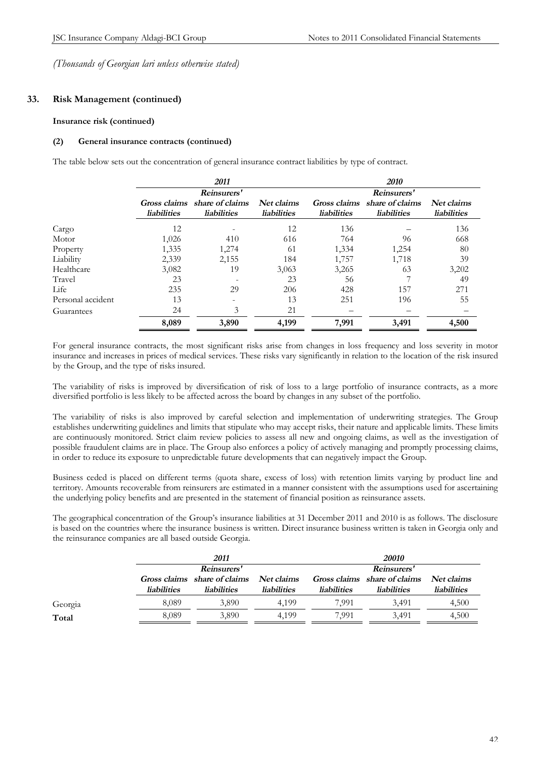*(Thousands of Georgian lari unless otherwise stated)*

## 33. Risk Management (continued)

**Insurance risk (continued)**

**(2) General insurance contracts (continued)**

The table below sets out the concentration of general insurance contract liabilities by type of contract.

| | *2011* | | | *2010* | | |
|---|---|---|---|---|---|---|
| | *Gross claims liabilities* | *Reinsurers' share of claims liabilities* | *Net claims liabilities* | *Gross claims liabilities* | *Reinsurers' share of claims liabilities* | *Net claims liabilities* |
| Cargo | 12 | - | 12 | 136 | – | 136 |
| Motor | 1,026 | 410 | 616 | 764 | 96 | 668 |
| Property | 1,335 | 1,274 | 61 | 1,334 | 1,254 | 80 |
| Liability | 2,339 | 2,155 | 184 | 1,757 | 1,718 | 39 |
| Healthcare | 3,082 | 19 | 3,063 | 3,265 | 63 | 3,202 |
| Travel | 23 | - | 23 | 56 | 7 | 49 |
| Life | 235 | 29 | 206 | 428 | 157 | 271 |
| Personal accident | 13 | - | 13 | 251 | 196 | 55 |
| Guarantees | 24 | 3 | 21 | – | – | – |
| | **8,089** | **3,890** | **4,199** | **7,991** | **3,491** | **4,500** |

For general insurance contracts, the most significant risks arise from changes in loss frequency and loss severity in motor insurance and increases in prices of medical services. These risks vary significantly in relation to the location of the risk insured by the Group, and the type of risks insured.

The variability of risks is improved by diversification of risk of loss to a large portfolio of insurance contracts, as a more diversified portfolio is less likely to be affected across the board by changes in any subset of the portfolio.

The variability of risks is also improved by careful selection and implementation of underwriting strategies. The Group establishes underwriting guidelines and limits that stipulate who may accept risks, their nature and applicable limits. These limits are continuously monitored. Strict claim review policies to assess all new and ongoing claims, as well as the investigation of possible fraudulent claims are in place. The Group also enforces a policy of actively managing and promptly processing claims, in order to reduce its exposure to unpredictable future developments that can negatively impact the Group.

Business ceded is placed on different terms (quota share, excess of loss) with retention limits varying by product line and territory. Amounts recoverable from reinsurers are estimated in a manner consistent with the assumptions used for ascertaining the underlying policy benefits and are presented in the statement of financial position as reinsurance assets.

The geographical concentration of the Group's insurance liabilities at 31 December 2011 and 2010 is as follows. The disclosure is based on the countries where the insurance business is written. Direct insurance business written is taken in Georgia only and the reinsurance companies are all based outside Georgia.

| | *2011* | | | *20010* | | |
|---|---|---|---|---|---|---|
| | *Gross claims liabilities* | *Reinsurers' share of claims liabilities* | *Net claims liabilities* | *Gross claims liabilities* | *Reinsurers' share of claims liabilities* | *Net claims liabilities* |
| Georgia | 8,089 | 3,890 | 4,199 | 7,991 | 3,491 | 4,500 |
| **Total** | 8,089 | 3,890 | 4,199 | 7,991 | 3,491 | 4,500 |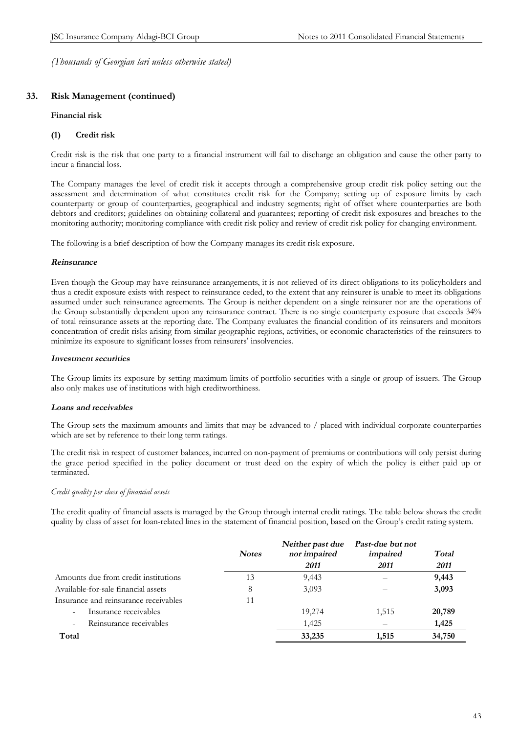*(Thousands of Georgian lari unless otherwise stated)*

## 33. Risk Management (continued)

### Financial risk

#### (1) Credit risk

Credit risk is the risk that one party to a financial instrument will fail to discharge an obligation and cause the other party to incur a financial loss.

The Company manages the level of credit risk it accepts through a comprehensive group credit risk policy setting out the assessment and determination of what constitutes credit risk for the Company; setting up of exposure limits by each counterparty or group of counterparties, geographical and industry segments; right of offset where counterparties are both debtors and creditors; guidelines on obtaining collateral and guarantees; reporting of credit risk exposures and breaches to the monitoring authority; monitoring compliance with credit risk policy and review of credit risk policy for changing environment.

The following is a brief description of how the Company manages its credit risk exposure.

***Reinsurance***

Even though the Group may have reinsurance arrangements, it is not relieved of its direct obligations to its policyholders and thus a credit exposure exists with respect to reinsurance ceded, to the extent that any reinsurer is unable to meet its obligations assumed under such reinsurance agreements. The Group is neither dependent on a single reinsurer nor are the operations of the Group substantially dependent upon any reinsurance contract. There is no single counterparty exposure that exceeds 34% of total reinsurance assets at the reporting date. The Company evaluates the financial condition of its reinsurers and monitors concentration of credit risks arising from similar geographic regions, activities, or economic characteristics of the reinsurers to minimize its exposure to significant losses from reinsurers' insolvencies.

***Investment securities***

The Group limits its exposure by setting maximum limits of portfolio securities with a single or group of issuers. The Group also only makes use of institutions with high creditworthiness.

***Loans and receivables***

The Group sets the maximum amounts and limits that may be advanced to / placed with individual corporate counterparties which are set by reference to their long term ratings.

The credit risk in respect of customer balances, incurred on non-payment of premiums or contributions will only persist during the grace period specified in the policy document or trust deed on the expiry of which the policy is either paid up or terminated.

*Credit quality per class of financial assets*

The credit quality of financial assets is managed by the Group through internal credit ratings. The table below shows the credit quality by class of asset for loan-related lines in the statement of financial position, based on the Group's credit rating system.

| | *Notes* | *Neither past due nor impaired 2011* | *Past-due but not impaired 2011* | *Total 2011* |
|---|---|---|---|---|
| Amounts due from credit institutions | 13 | 9,443 | – | **9,443** |
| Available-for-sale financial assets | 8 | 3,093 | – | **3,093** |
| Insurance and reinsurance receivables | 11 | | | |
| - Insurance receivables | | 19,274 | 1,515 | **20,789** |
| - Reinsurance receivables | | 1,425 | – | **1,425** |
| **Total** | | **33,235** | **1,515** | **34,750** |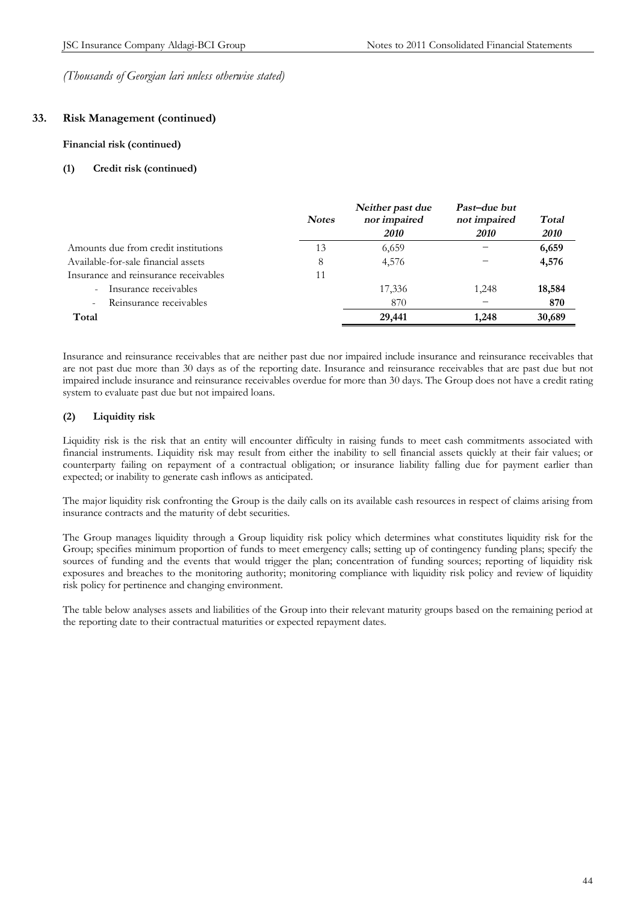*(Thousands of Georgian lari unless otherwise stated)*

## 33. Risk Management (continued)

### Financial risk (continued)

#### (1) Credit risk (continued)

| | Notes | *Neither past due nor impaired 2010* | *Past–due but not impaired 2010* | *Total 2010* |
|---|---|---|---|---|
| Amounts due from credit institutions | 13 | 6,659 | – | **6,659** |
| Available-for-sale financial assets | 8 | 4,576 | – | **4,576** |
| Insurance and reinsurance receivables | 11 | | | |
| - Insurance receivables | | 17,336 | 1,248 | **18,584** |
| - Reinsurance receivables | | 870 | – | **870** |
| **Total** | | **29,441** | **1,248** | **30,689** |

Insurance and reinsurance receivables that are neither past due nor impaired include insurance and reinsurance receivables that are not past due more than 30 days as of the reporting date. Insurance and reinsurance receivables that are past due but not impaired include insurance and reinsurance receivables overdue for more than 30 days. The Group does not have a credit rating system to evaluate past due but not impaired loans.

#### (2) Liquidity risk

Liquidity risk is the risk that an entity will encounter difficulty in raising funds to meet cash commitments associated with financial instruments. Liquidity risk may result from either the inability to sell financial assets quickly at their fair values; or counterparty failing on repayment of a contractual obligation; or insurance liability falling due for payment earlier than expected; or inability to generate cash inflows as anticipated.

The major liquidity risk confronting the Group is the daily calls on its available cash resources in respect of claims arising from insurance contracts and the maturity of debt securities.

The Group manages liquidity through a Group liquidity risk policy which determines what constitutes liquidity risk for the Group; specifies minimum proportion of funds to meet emergency calls; setting up of contingency funding plans; specify the sources of funding and the events that would trigger the plan; concentration of funding sources; reporting of liquidity risk exposures and breaches to the monitoring authority; monitoring compliance with liquidity risk policy and review of liquidity risk policy for pertinence and changing environment.

The table below analyses assets and liabilities of the Group into their relevant maturity groups based on the remaining period at the reporting date to their contractual maturities or expected repayment dates.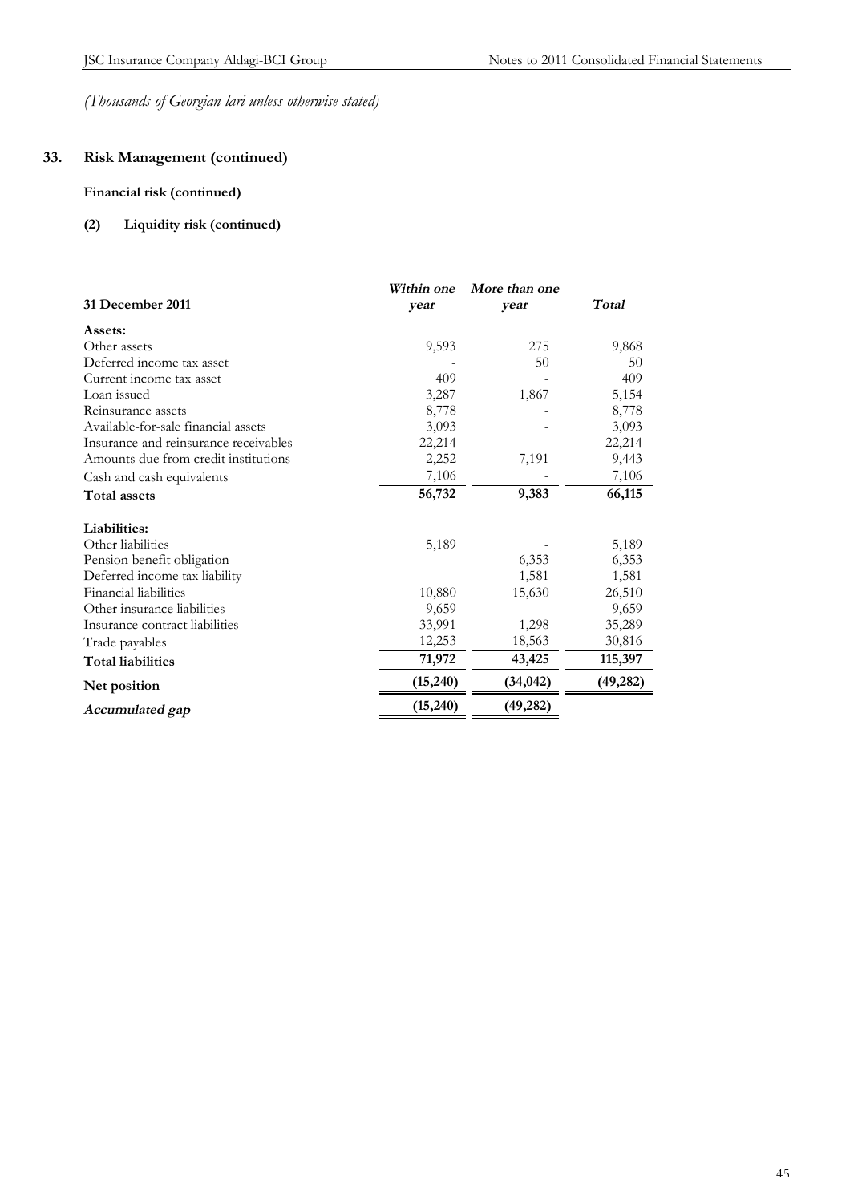*(Thousands of Georgian lari unless otherwise stated)*

## 33. Risk Management (continued)

### Financial risk (continued)

#### (2) Liquidity risk (continued)

| 31 December 2011 | *Within one year* | *More than one year* | *Total* |
|---|---|---|---|
| **Assets:** | | | |
| Other assets | 9,593 | 275 | 9,868 |
| Deferred income tax asset | - | 50 | 50 |
| Current income tax asset | 409 | - | 409 |
| Loan issued | 3,287 | 1,867 | 5,154 |
| Reinsurance assets | 8,778 | - | 8,778 |
| Available-for-sale financial assets | 3,093 | - | 3,093 |
| Insurance and reinsurance receivables | 22,214 | - | 22,214 |
| Amounts due from credit institutions | 2,252 | 7,191 | 9,443 |
| Cash and cash equivalents | 7,106 | - | 7,106 |
| **Total assets** | **56,732** | **9,383** | **66,115** |
| **Liabilities:** | | | |
| Other liabilities | 5,189 | - | 5,189 |
| Pension benefit obligation | - | 6,353 | 6,353 |
| Deferred income tax liability | - | 1,581 | 1,581 |
| Financial liabilities | 10,880 | 15,630 | 26,510 |
| Other insurance liabilities | 9,659 | - | 9,659 |
| Insurance contract liabilities | 33,991 | 1,298 | 35,289 |
| Trade payables | 12,253 | 18,563 | 30,816 |
| **Total liabilities** | **71,972** | **43,425** | **115,397** |
| **Net position** | **(15,240)** | **(34,042)** | **(49,282)** |
| ***Accumulated gap*** | **(15,240)** | **(49,282)** | |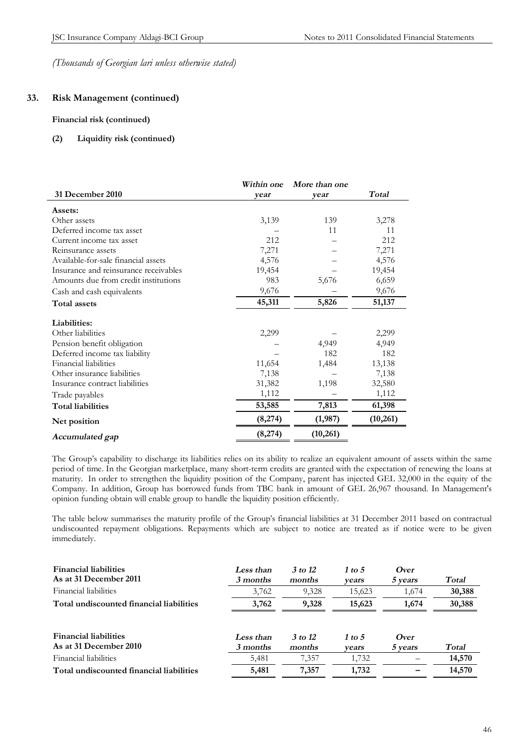*(Thousands of Georgian lari unless otherwise stated)*

## 33. Risk Management (continued)

**Financial risk (continued)**

**(2) Liquidity risk (continued)**

| 31 December 2010 | *Within one year* | *More than one year* | *Total* |
|---|---|---|---|
| **Assets:** | | | |
| Other assets | 3,139 | 139 | 3,278 |
| Deferred income tax asset | – | 11 | 11 |
| Current income tax asset | 212 | – | 212 |
| Reinsurance assets | 7,271 | – | 7,271 |
| Available-for-sale financial assets | 4,576 | – | 4,576 |
| Insurance and reinsurance receivables | 19,454 | – | 19,454 |
| Amounts due from credit institutions | 983 | 5,676 | 6,659 |
| Cash and cash equivalents | 9,676 | – | 9,676 |
| **Total assets** | **45,311** | **5,826** | **51,137** |
| **Liabilities:** | | | |
| Other liabilities | 2,299 | – | 2,299 |
| Pension benefit obligation | – | 4,949 | 4,949 |
| Deferred income tax liability | – | 182 | 182 |
| Financial liabilities | 11,654 | 1,484 | 13,138 |
| Other insurance liabilities | 7,138 | – | 7,138 |
| Insurance contract liabilities | 31,382 | 1,198 | 32,580 |
| Trade payables | 1,112 | – | 1,112 |
| **Total liabilities** | **53,585** | **7,813** | **61,398** |
| **Net position** | **(8,274)** | **(1,987)** | **(10,261)** |
| ***Accumulated gap*** | **(8,274)** | **(10,261)** | |

The Group's capability to discharge its liabilities relies on its ability to realize an equivalent amount of assets within the same period of time. In the Georgian marketplace, many short-term credits are granted with the expectation of renewing the loans at maturity. In order to strengthen the liquidity position of the Company, parent has injected GEL 32,000 in the equity of the Company. In addition, Group has borrowed funds from TBC bank in amount of GEL 26,967 thousand. In Management's opinion funding obtain will enable group to handle the liquidity position efficiently.

The table below summarises the maturity profile of the Group's financial liabilities at 31 December 2011 based on contractual undiscounted repayment obligations. Repayments which are subject to notice are treated as if notice were to be given immediately.

| Financial liabilities<br>As at 31 December 2011 | *Less than 3 months* | *3 to 12 months* | *1 to 5 years* | *Over 5 years* | *Total* |
|---|---|---|---|---|---|
| Financial liabilities | 3,762 | 9,328 | 15,623 | 1,674 | **30,388** |
| **Total undiscounted financial liabilities** | **3,762** | **9,328** | **15,623** | **1,674** | **30,388** |

| Financial liabilities<br>As at 31 December 2010 | *Less than 3 months* | *3 to 12 months* | *1 to 5 years* | *Over 5 years* | *Total* |
|---|---|---|---|---|---|
| Financial liabilities | 5,481 | 7,357 | 1,732 | – | **14,570** |
| **Total undiscounted financial liabilities** | **5,481** | **7,357** | **1,732** | **–** | **14,570** |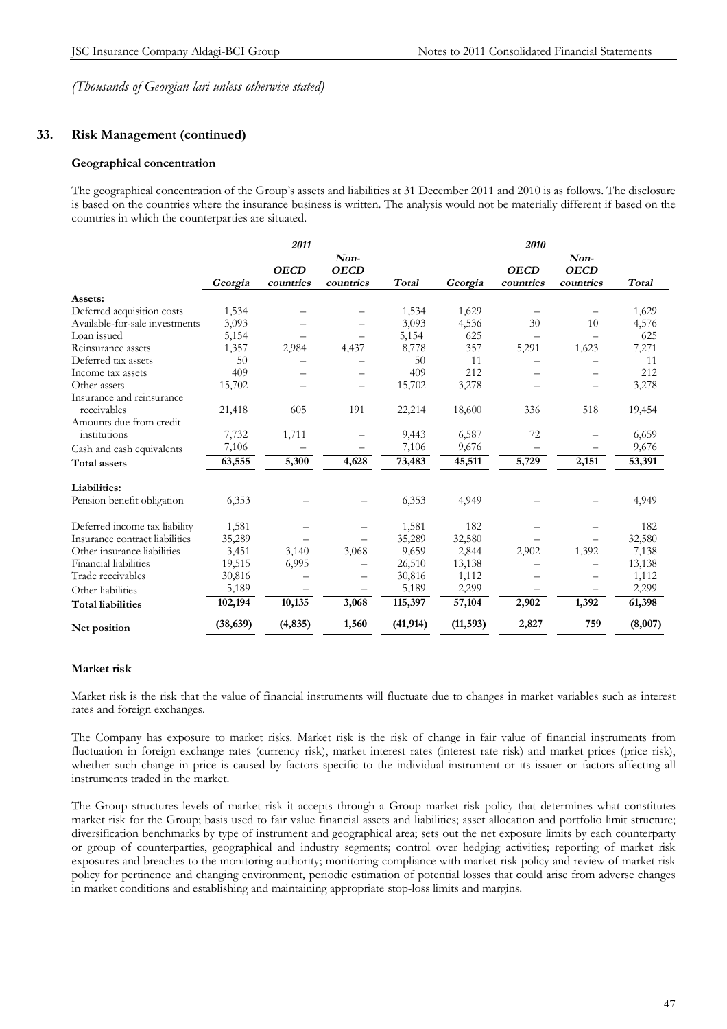*(Thousands of Georgian lari unless otherwise stated)*

## 33. Risk Management (continued)

### Geographical concentration

The geographical concentration of the Group's assets and liabilities at 31 December 2011 and 2010 is as follows. The disclosure is based on the countries where the insurance business is written. The analysis would not be materially different if based on the countries in which the counterparties are situated.

| | 2011 | | | | 2010 | | | |
|---|---|---|---|---|---|---|---|---|
| | *Georgia* | *OECD countries* | *Non-OECD countries* | *Total* | *Georgia* | *OECD countries* | *Non-OECD countries* | *Total* |
| **Assets:** | | | | | | | | |
| Deferred acquisition costs | 1,534 | – | – | 1,534 | 1,629 | – | – | 1,629 |
| Available-for-sale investments | 3,093 | – | – | 3,093 | 4,536 | 30 | 10 | 4,576 |
| Loan issued | 5,154 | – | – | 5,154 | 625 | – | – | 625 |
| Reinsurance assets | 1,357 | 2,984 | 4,437 | 8,778 | 357 | 5,291 | 1,623 | 7,271 |
| Deferred tax assets | 50 | – | – | 50 | 11 | – | – | 11 |
| Income tax assets | 409 | – | – | 409 | 212 | – | – | 212 |
| Other assets | 15,702 | – | – | 15,702 | 3,278 | – | – | 3,278 |
| Insurance and reinsurance receivables | 21,418 | 605 | 191 | 22,214 | 18,600 | 336 | 518 | 19,454 |
| Amounts due from credit institutions | 7,732 | 1,711 | – | 9,443 | 6,587 | 72 | – | 6,659 |
| Cash and cash equivalents | 7,106 | – | – | 7,106 | 9,676 | – | – | 9,676 |
| **Total assets** | **63,555** | **5,300** | **4,628** | **73,483** | **45,511** | **5,729** | **2,151** | **53,391** |
| **Liabilities:** | | | | | | | | |
| Pension benefit obligation | 6,353 | – | – | 6,353 | 4,949 | – | – | 4,949 |
| Deferred income tax liability | 1,581 | – | – | 1,581 | 182 | – | – | 182 |
| Insurance contract liabilities | 35,289 | – | – | 35,289 | 32,580 | – | – | 32,580 |
| Other insurance liabilities | 3,451 | 3,140 | 3,068 | 9,659 | 2,844 | 2,902 | 1,392 | 7,138 |
| Financial liabilities | 19,515 | 6,995 | – | 26,510 | 13,138 | – | – | 13,138 |
| Trade receivables | 30,816 | – | – | 30,816 | 1,112 | – | – | 1,112 |
| Other liabilities | 5,189 | – | – | 5,189 | 2,299 | – | – | 2,299 |
| **Total liabilities** | **102,194** | **10,135** | **3,068** | **115,397** | **57,104** | **2,902** | **1,392** | **61,398** |
| **Net position** | **(38,639)** | **(4,835)** | **1,560** | **(41,914)** | **(11,593)** | **2,827** | **759** | **(8,007)** |

### Market risk

Market risk is the risk that the value of financial instruments will fluctuate due to changes in market variables such as interest rates and foreign exchanges.

The Company has exposure to market risks. Market risk is the risk of change in fair value of financial instruments from fluctuation in foreign exchange rates (currency risk), market interest rates (interest rate risk) and market prices (price risk), whether such change in price is caused by factors specific to the individual instrument or its issuer or factors affecting all instruments traded in the market.

The Group structures levels of market risk it accepts through a Group market risk policy that determines what constitutes market risk for the Group; basis used to fair value financial assets and liabilities; asset allocation and portfolio limit structure; diversification benchmarks by type of instrument and geographical area; sets out the net exposure limits by each counterparty or group of counterparties, geographical and industry segments; control over hedging activities; reporting of market risk exposures and breaches to the monitoring authority; monitoring compliance with market risk policy and review of market risk policy for pertinence and changing environment, periodic estimation of potential losses that could arise from adverse changes in market conditions and establishing and maintaining appropriate stop-loss limits and margins.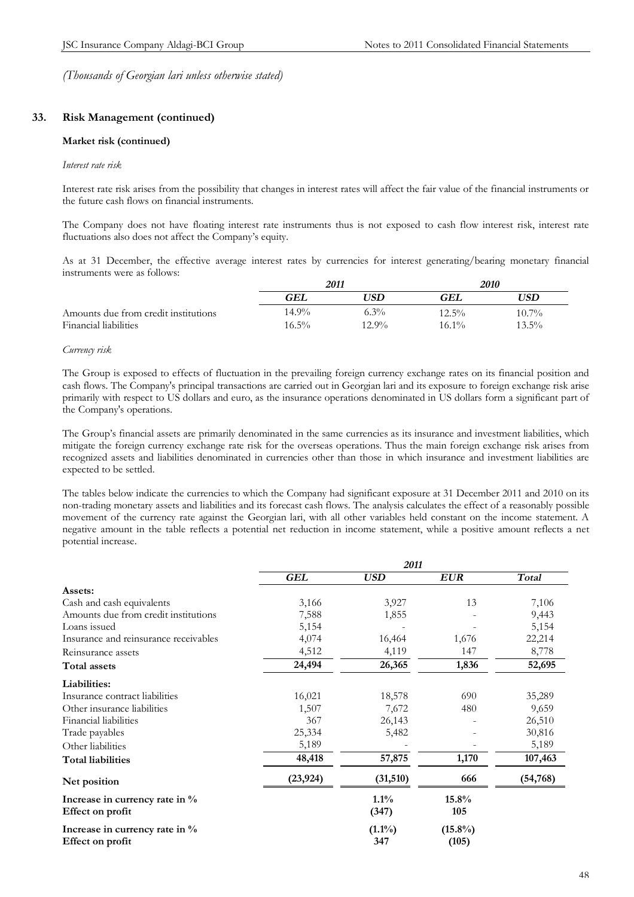*(Thousands of Georgian lari unless otherwise stated)*

## 33. Risk Management (continued)

### Market risk (continued)

*Interest rate risk*

Interest rate risk arises from the possibility that changes in interest rates will affect the fair value of the financial instruments or the future cash flows on financial instruments.

The Company does not have floating interest rate instruments thus is not exposed to cash flow interest risk, interest rate fluctuations also does not affect the Company's equity.

As at 31 December, the effective average interest rates by currencies for interest generating/bearing monetary financial instruments were as follows:

| | *2011* | | *2010* | |
|---|---|---|---|---|
| | ***GEL*** | ***USD*** | ***GEL*** | ***USD*** |
| Amounts due from credit institutions | 14.9% | 6.3% | 12.5% | 10.7% |
| Financial liabilities | 16.5% | 12.9% | 16.1% | 13.5% |

*Currency risk*

The Group is exposed to effects of fluctuation in the prevailing foreign currency exchange rates on its financial position and cash flows. The Company's principal transactions are carried out in Georgian lari and its exposure to foreign exchange risk arise primarily with respect to US dollars and euro, as the insurance operations denominated in US dollars form a significant part of the Company's operations.

The Group's financial assets are primarily denominated in the same currencies as its insurance and investment liabilities, which mitigate the foreign currency exchange rate risk for the overseas operations. Thus the main foreign exchange risk arises from recognized assets and liabilities denominated in currencies other than those in which insurance and investment liabilities are expected to be settled.

The tables below indicate the currencies to which the Company had significant exposure at 31 December 2011 and 2010 on its non-trading monetary assets and liabilities and its forecast cash flows. The analysis calculates the effect of a reasonably possible movement of the currency rate against the Georgian lari, with all other variables held constant on the income statement. A negative amount in the table reflects a potential net reduction in income statement, while a positive amount reflects a net potential increase.

| | *2011* | | | |
|---|---|---|---|---|
| | ***GEL*** | ***USD*** | ***EUR*** | ***Total*** |
| **Assets:** | | | | |
| Cash and cash equivalents | 3,166 | 3,927 | 13 | 7,106 |
| Amounts due from credit institutions | 7,588 | 1,855 | - | 9,443 |
| Loans issued | 5,154 | - | - | 5,154 |
| Insurance and reinsurance receivables | 4,074 | 16,464 | 1,676 | 22,214 |
| Reinsurance assets | 4,512 | 4,119 | 147 | 8,778 |
| **Total assets** | **24,494** | **26,365** | **1,836** | **52,695** |
| **Liabilities:** | | | | |
| Insurance contract liabilities | 16,021 | 18,578 | 690 | 35,289 |
| Other insurance liabilities | 1,507 | 7,672 | 480 | 9,659 |
| Financial liabilities | 367 | 26,143 | - | 26,510 |
| Trade payables | 25,334 | 5,482 | - | 30,816 |
| Other liabilities | 5,189 | - | - | 5,189 |
| **Total liabilities** | **48,418** | **57,875** | **1,170** | **107,463** |
| **Net position** | **(23,924)** | **(31,510)** | **666** | **(54,768)** |
| **Increase in currency rate in %** | | **1.1%** | **15.8%** | |
| **Effect on profit** | | **(347)** | **105** | |
| **Increase in currency rate in %** | | **(1.1%)** | **(15.8%)** | |
| **Effect on profit** | | **347** | **(105)** | |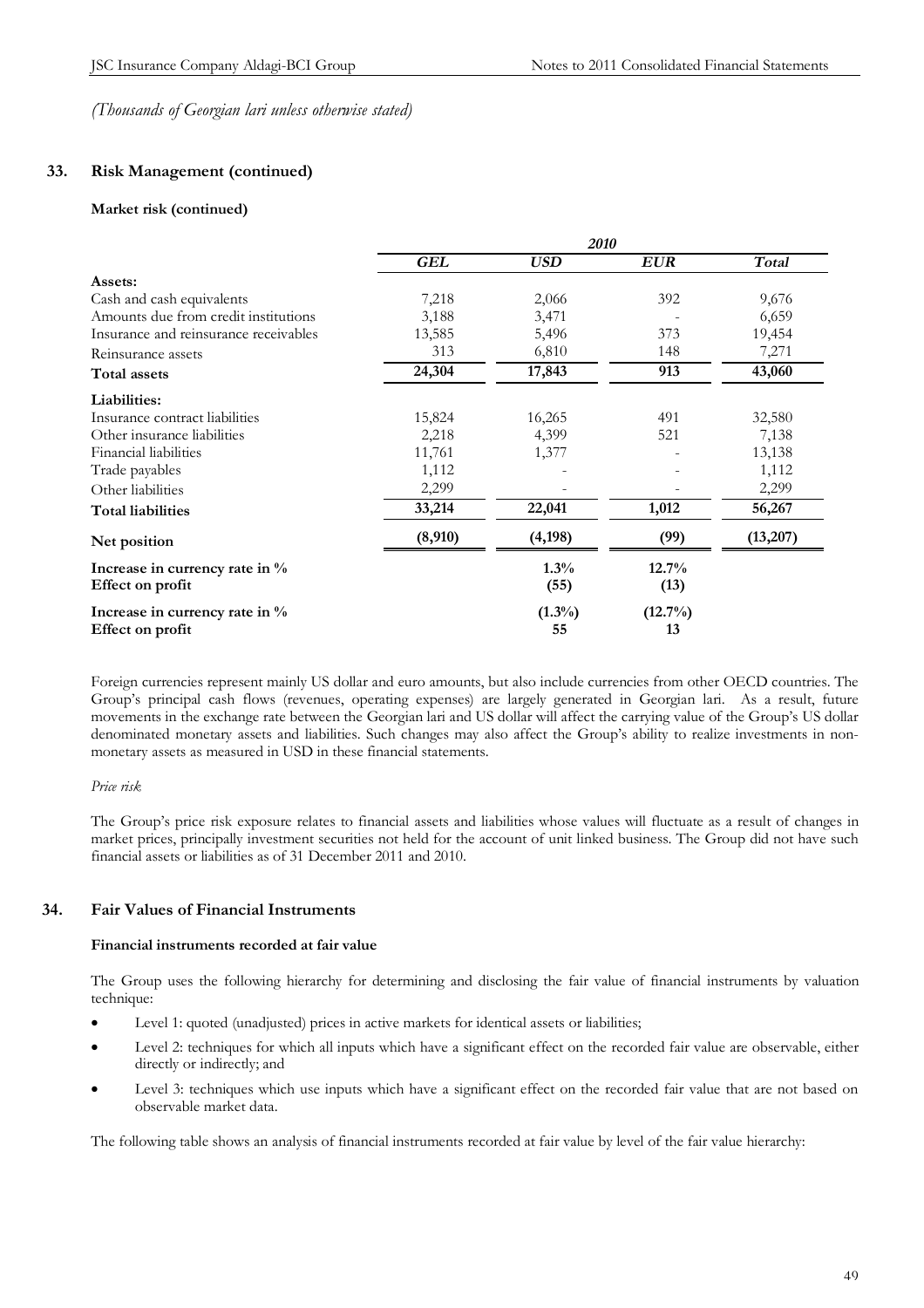*(Thousands of Georgian lari unless otherwise stated)*

## 33. Risk Management (continued)

**Market risk (continued)**

| | *2010* | | | |
|---|---|---|---|---|
| | ***GEL*** | ***USD*** | ***EUR*** | ***Total*** |
| **Assets:** | | | | |
| Cash and cash equivalents | 7,218 | 2,066 | 392 | 9,676 |
| Amounts due from credit institutions | 3,188 | 3,471 | - | 6,659 |
| Insurance and reinsurance receivables | 13,585 | 5,496 | 373 | 19,454 |
| Reinsurance assets | 313 | 6,810 | 148 | 7,271 |
| **Total assets** | **24,304** | **17,843** | **913** | **43,060** |
| **Liabilities:** | | | | |
| Insurance contract liabilities | 15,824 | 16,265 | 491 | 32,580 |
| Other insurance liabilities | 2,218 | 4,399 | 521 | 7,138 |
| Financial liabilities | 11,761 | 1,377 | - | 13,138 |
| Trade payables | 1,112 | - | - | 1,112 |
| Other liabilities | 2,299 | - | - | 2,299 |
| **Total liabilities** | **33,214** | **22,041** | **1,012** | **56,267** |
| **Net position** | **(8,910)** | **(4,198)** | **(99)** | **(13,207)** |
| **Increase in currency rate in %** | | **1.3%** | **12.7%** | |
| **Effect on profit** | | **(55)** | **(13)** | |
| **Increase in currency rate in %** | | **(1.3%)** | **(12.7%)** | |
| **Effect on profit** | | **55** | **13** | |

Foreign currencies represent mainly US dollar and euro amounts, but also include currencies from other OECD countries. The Group's principal cash flows (revenues, operating expenses) are largely generated in Georgian lari. As a result, future movements in the exchange rate between the Georgian lari and US dollar will affect the carrying value of the Group's US dollar denominated monetary assets and liabilities. Such changes may also affect the Group's ability to realize investments in non-monetary assets as measured in USD in these financial statements.

*Price risk*

The Group's price risk exposure relates to financial assets and liabilities whose values will fluctuate as a result of changes in market prices, principally investment securities not held for the account of unit linked business. The Group did not have such financial assets or liabilities as of 31 December 2011 and 2010.

## 34. Fair Values of Financial Instruments

**Financial instruments recorded at fair value**

The Group uses the following hierarchy for determining and disclosing the fair value of financial instruments by valuation technique:

- Level 1: quoted (unadjusted) prices in active markets for identical assets or liabilities;
- Level 2: techniques for which all inputs which have a significant effect on the recorded fair value are observable, either directly or indirectly; and
- Level 3: techniques which use inputs which have a significant effect on the recorded fair value that are not based on observable market data.

The following table shows an analysis of financial instruments recorded at fair value by level of the fair value hierarchy: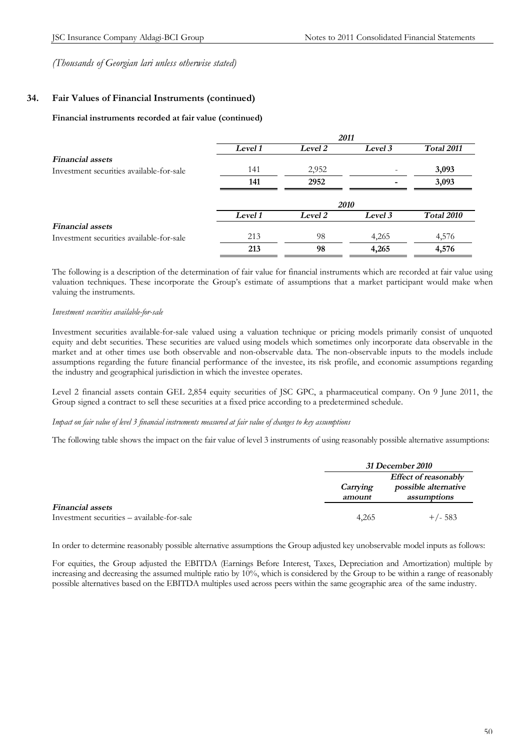*(Thousands of Georgian lari unless otherwise stated)*

## 34. Fair Values of Financial Instruments (continued)

**Financial instruments recorded at fair value (continued)**

| | *2011* | | | |
|---|---|---|---|---|
| | *Level 1* | *Level 2* | *Level 3* | *Total 2011* |
| ***Financial assets*** | | | | |
| Investment securities available-for-sale | 141 | 2,952 | - | **3,093** |
| | **141** | **2952** | **-** | **3,093** |

| | *2010* | | | |
|---|---|---|---|---|
| | *Level 1* | *Level 2* | *Level 3* | *Total 2010* |
| ***Financial assets*** | | | | |
| Investment securities available-for-sale | 213 | 98 | 4,265 | 4,576 |
| | **213** | **98** | **4,265** | **4,576** |

The following is a description of the determination of fair value for financial instruments which are recorded at fair value using valuation techniques. These incorporate the Group's estimate of assumptions that a market participant would make when valuing the instruments.

*Investment securities available-for-sale*

Investment securities available-for-sale valued using a valuation technique or pricing models primarily consist of unquoted equity and debt securities. These securities are valued using models which sometimes only incorporate data observable in the market and at other times use both observable and non-observable data. The non-observable inputs to the models include assumptions regarding the future financial performance of the investee, its risk profile, and economic assumptions regarding the industry and geographical jurisdiction in which the investee operates.

Level 2 financial assets contain GEL 2,854 equity securities of JSC GPC, a pharmaceutical company. On 9 June 2011, the Group signed a contract to sell these securities at a fixed price according to a predetermined schedule.

*Impact on fair value of level 3 financial instruments measured at fair value of changes to key assumptions*

The following table shows the impact on the fair value of level 3 instruments of using reasonably possible alternative assumptions:

| | *31 December 2010* | |
|---|---|---|
| | *Carrying amount* | *Effect of reasonably possible alternative assumptions* |
| ***Financial assets*** | | |
| Investment securities – available-for-sale | 4,265 | +/- 583 |

In order to determine reasonably possible alternative assumptions the Group adjusted key unobservable model inputs as follows:

For equities, the Group adjusted the EBITDA (Earnings Before Interest, Taxes, Depreciation and Amortization) multiple by increasing and decreasing the assumed multiple ratio by 10%, which is considered by the Group to be within a range of reasonably possible alternatives based on the EBITDA multiples used across peers within the same geographic area of the same industry.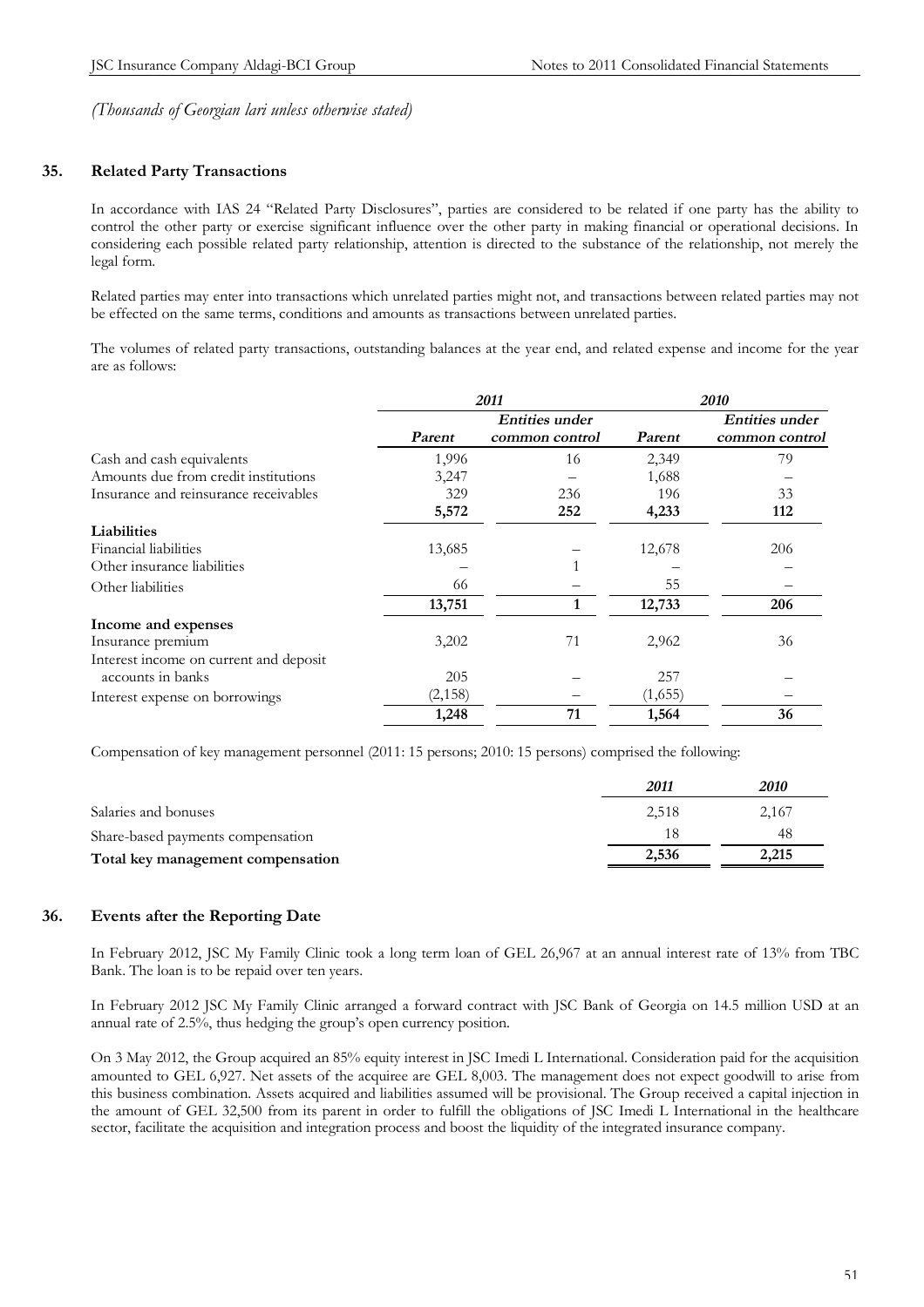*(Thousands of Georgian lari unless otherwise stated)*

## 35. Related Party Transactions

In accordance with IAS 24 "Related Party Disclosures", parties are considered to be related if one party has the ability to control the other party or exercise significant influence over the other party in making financial or operational decisions. In considering each possible related party relationship, attention is directed to the substance of the relationship, not merely the legal form.

Related parties may enter into transactions which unrelated parties might not, and transactions between related parties may not be effected on the same terms, conditions and amounts as transactions between unrelated parties.

The volumes of related party transactions, outstanding balances at the year end, and related expense and income for the year are as follows:

| | *2011* | | *2010* | |
|---|---|---|---|---|
| | ***Parent*** | ***Entities under common control*** | ***Parent*** | ***Entities under common control*** |
| Cash and cash equivalents | 1,996 | 16 | 2,349 | 79 |
| Amounts due from credit institutions | 3,247 | – | 1,688 | – |
| Insurance and reinsurance receivables | 329 | 236 | 196 | 33 |
| | **5,572** | **252** | **4,233** | **112** |
| **Liabilities** | | | | |
| Financial liabilities | 13,685 | – | 12,678 | 206 |
| Other insurance liabilities | – | 1 | – | – |
| Other liabilities | 66 | – | 55 | – |
| | **13,751** | **1** | **12,733** | **206** |
| **Income and expenses** | | | | |
| Insurance premium | 3,202 | 71 | 2,962 | 36 |
| Interest income on current and deposit accounts in banks | 205 | – | 257 | – |
| Interest expense on borrowings | (2,158) | – | (1,655) | – |
| | **1,248** | **71** | **1,564** | **36** |

Compensation of key management personnel (2011: 15 persons; 2010: 15 persons) comprised the following:

| | *2011* | *2010* |
|---|---|---|
| Salaries and bonuses | 2,518 | 2,167 |
| Share-based payments compensation | 18 | 48 |
| **Total key management compensation** | **2,536** | **2,215** |

## 36. Events after the Reporting Date

In February 2012, JSC My Family Clinic took a long term loan of GEL 26,967 at an annual interest rate of 13% from TBC Bank. The loan is to be repaid over ten years.

In February 2012 JSC My Family Clinic arranged a forward contract with JSC Bank of Georgia on 14.5 million USD at an annual rate of 2.5%, thus hedging the group's open currency position.

On 3 May 2012, the Group acquired an 85% equity interest in JSC Imedi L International. Consideration paid for the acquisition amounted to GEL 6,927. Net assets of the acquiree are GEL 8,003. The management does not expect goodwill to arise from this business combination. Assets acquired and liabilities assumed will be provisional. The Group received a capital injection in the amount of GEL 32,500 from its parent in order to fulfill the obligations of JSC Imedi L International in the healthcare sector, facilitate the acquisition and integration process and boost the liquidity of the integrated insurance company.